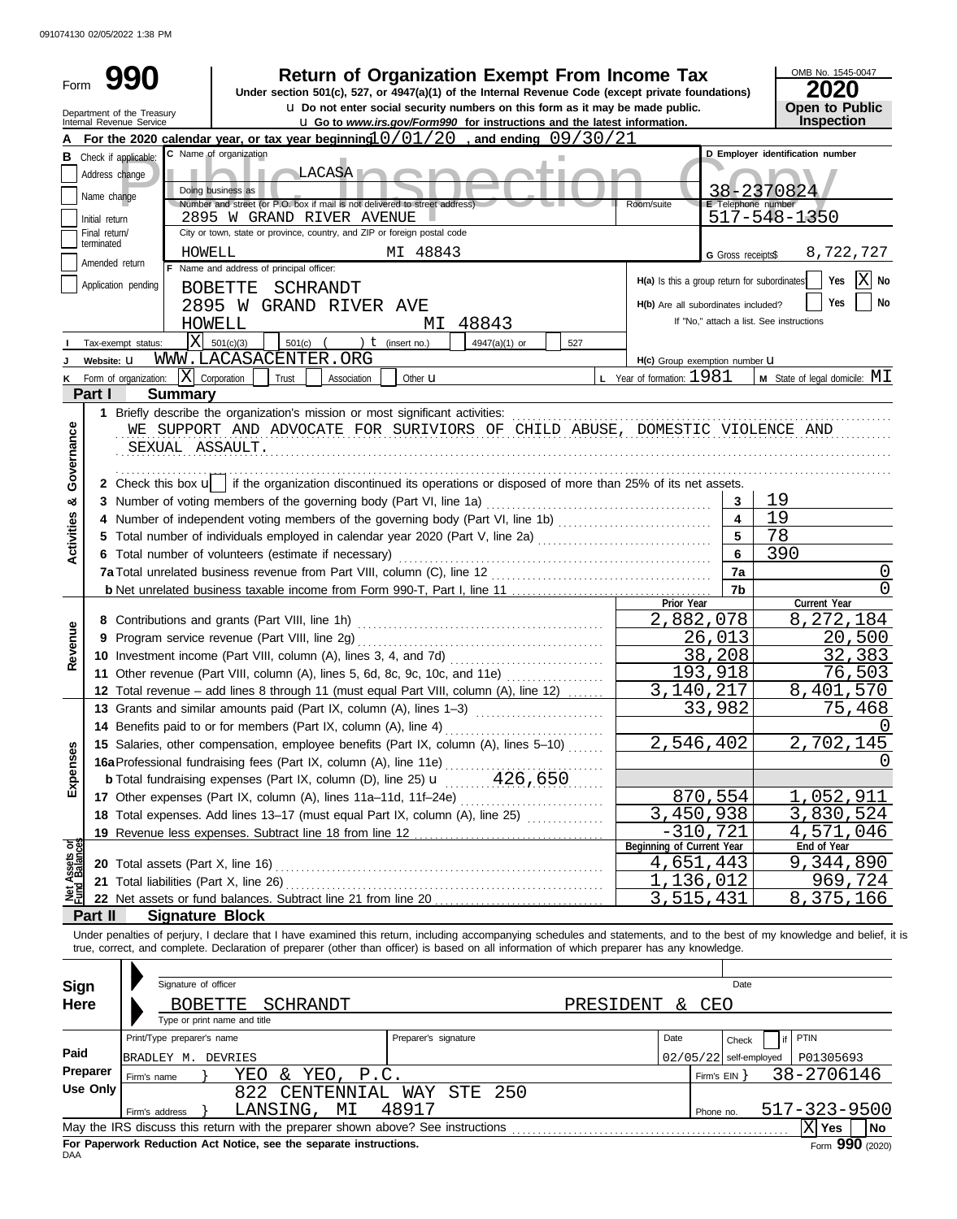# Form 990

**Return of Organization Exempt From Income Tax**

Under section 501(c), 527, or 4947(a)(1) of the Internal Revenue Code (except private foundations)

u Do not enter social security numbers on this form as it may be made public.

u Go to *www.irs.gov/Form990* for instructions and the latest information.

OMB No. 1545-0047

**2020**

**Open to Public Inspection**

Department of the Treasury
Internal Revenue Service

**A** For the 2020 calendar year, or tax year beginning 10/01/20 , and ending 09/30/21

**B** Check if applicable:
- Address change
- Name change
- Initial return
- Final return/terminated
- Amended return
- Application pending

**C** Name of organization: LACASA

Doing business as

Number and street (or P.O. box if mail is not delivered to street address): 2895 W GRAND RIVER AVENUE — Room/suite

City or town, state or province, country, and ZIP or foreign postal code: HOWELL MI 48843

**D** Employer identification number: 38-2370824

**E** Telephone number: 517-548-1350

**G** Gross receipts$ 8,722,727

**F** Name and address of principal officer:
BOBETTE SCHRANDT
2895 W GRAND RIVER AVE
HOWELL MI 48843

**H(a)** Is this a group return for subordinates? Yes [ ] No [X]

**H(b)** Are all subordinates included? Yes [ ] No [ ]
If "No," attach a list. See instructions

**I** Tax-exempt status: [X] 501(c)(3) [ ] 501(c) ( ) t (insert no.) [ ] 4947(a)(1) or [ ] 527

**J** Website: u WWW.LACASACENTER.ORG

**H(c)** Group exemption number u

**K** Form of organization: [X] Corporation [ ] Trust [ ] Association [ ] Other u

**L** Year of formation: 1981

**M** State of legal domicile: MI

## Part I Summary

**Activities & Governance**

1 Briefly describe the organization's mission or most significant activities:
WE SUPPORT AND ADVOCATE FOR SURIVIORS OF CHILD ABUSE, DOMESTIC VIOLENCE AND SEXUAL ASSAULT.

2 Check this box u [ ] if the organization discontinued its operations or disposed of more than 25% of its net assets.

| | | Line | Value |
|---|---|---|---|
| 3 | Number of voting members of the governing body (Part VI, line 1a) | 3 | 19 |
| 4 | Number of independent voting members of the governing body (Part VI, line 1b) | 4 | 19 |
| 5 | Total number of individuals employed in calendar year 2020 (Part V, line 2a) | 5 | 78 |
| 6 | Total number of volunteers (estimate if necessary) | 6 | 390 |
| 7a | Total unrelated business revenue from Part VIII, column (C), line 12 | 7a | 0 |
| b | Net unrelated business taxable income from Form 990-T, Part I, line 11 | 7b | 0 |

| | | | Prior Year | Current Year |
|---|---|---|---|---|
| **Revenue** | 8 | Contributions and grants (Part VIII, line 1h) | 2,882,078 | 8,272,184 |
| | 9 | Program service revenue (Part VIII, line 2g) | 26,013 | 20,500 |
| | 10 | Investment income (Part VIII, column (A), lines 3, 4, and 7d) | 38,208 | 32,383 |
| | 11 | Other revenue (Part VIII, column (A), lines 5, 6d, 8c, 9c, 10c, and 11e) | 193,918 | 76,503 |
| | 12 | Total revenue – add lines 8 through 11 (must equal Part VIII, column (A), line 12) | 3,140,217 | 8,401,570 |
| **Expenses** | 13 | Grants and similar amounts paid (Part IX, column (A), lines 1–3) | 33,982 | 75,468 |
| | 14 | Benefits paid to or for members (Part IX, column (A), line 4) | | 0 |
| | 15 | Salaries, other compensation, employee benefits (Part IX, column (A), lines 5–10) | 2,546,402 | 2,702,145 |
| | 16a | Professional fundraising fees (Part IX, column (A), line 11e) | | 0 |
| | b | Total fundraising expenses (Part IX, column (D), line 25) u 426,650 | | |
| | 17 | Other expenses (Part IX, column (A), lines 11a–11d, 11f–24e) | 870,554 | 1,052,911 |
| | 18 | Total expenses. Add lines 13–17 (must equal Part IX, column (A), line 25) | 3,450,938 | 3,830,524 |
| | 19 | Revenue less expenses. Subtract line 18 from line 12 | -310,721 | 4,571,046 |
| | | | **Beginning of Current Year** | **End of Year** |
| **Net Assets or Fund Balances** | 20 | Total assets (Part X, line 16) | 4,651,443 | 9,344,890 |
| | 21 | Total liabilities (Part X, line 26) | 1,136,012 | 969,724 |
| | 22 | Net assets or fund balances. Subtract line 21 from line 20 | 3,515,431 | 8,375,166 |

## Part II Signature Block

Under penalties of perjury, I declare that I have examined this return, including accompanying schedules and statements, and to the best of my knowledge and belief, it is true, correct, and complete. Declaration of preparer (other than officer) is based on all information of which preparer has any knowledge.

**Sign Here**

Signature of officer — Date

BOBETTE SCHRANDT — PRESIDENT & CEO
Type or print name and title

**Paid Preparer Use Only**

| Print/Type preparer's name | Preparer's signature | Date | Check [ ] if self-employed | PTIN |
|---|---|---|---|---|
| BRADLEY M. DEVRIES | | 02/05/22 | | P01305693 |

Firm's name } YEO & YEO, P.C. — Firm's EIN } 38-2706146

Firm's address } 822 CENTENNIAL WAY STE 250, LANSING, MI 48917 — Phone no. 517-323-9500

May the IRS discuss this return with the preparer shown above? See instructions [X] Yes [ ] No

**For Paperwork Reduction Act Notice, see the separate instructions.**

Form **990** (2020)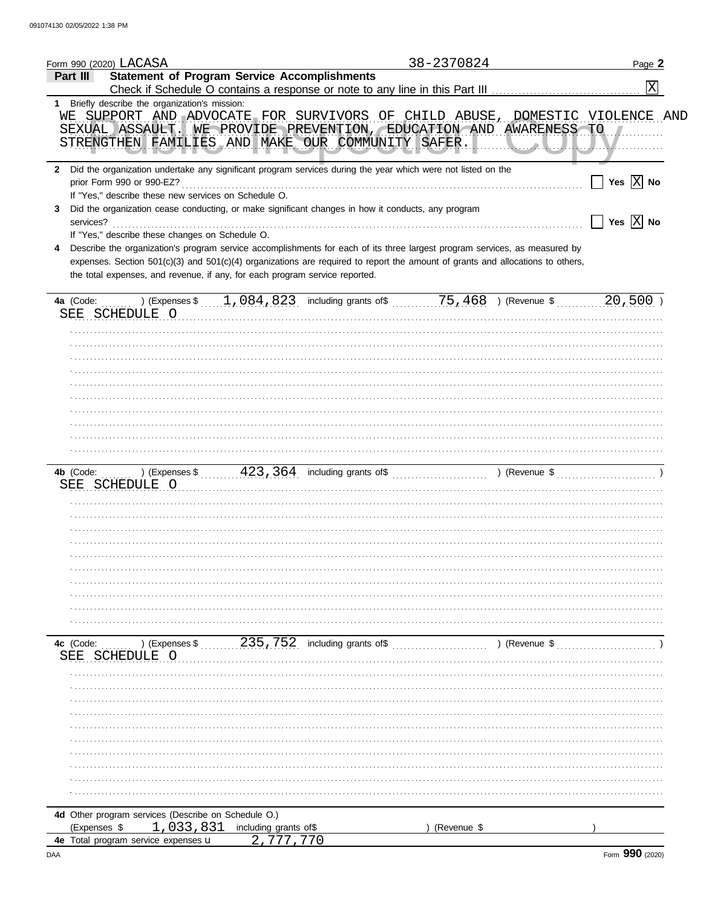Form 990 (2020) LACASA 38-2370824

## Part III Statement of Program Service Accomplishments

Check if Schedule O contains a response or note to any line in this Part III [X]

**1** Briefly describe the organization's mission:

WE SUPPORT AND ADVOCATE FOR SURVIVORS OF CHILD ABUSE, DOMESTIC VIOLENCE AND SEXUAL ASSAULT. WE PROVIDE PREVENTION, EDUCATION AND AWARENESS TO STRENGTHEN FAMILIES AND MAKE OUR COMMUNITY SAFER.

**2** Did the organization undertake any significant program services during the year which were not listed on the prior Form 990 or 990-EZ? [ ] Yes [X] No

If "Yes," describe these new services on Schedule O.

**3** Did the organization cease conducting, or make significant changes in how it conducts, any program services? [ ] Yes [X] No

If "Yes," describe these changes on Schedule O.

**4** Describe the organization's program service accomplishments for each of its three largest program services, as measured by expenses. Section 501(c)(3) and 501(c)(4) organizations are required to report the amount of grants and allocations to others, the total expenses, and revenue, if any, for each program service reported.

**4a** (Code: ) (Expenses $ 1,084,823 including grants of$ 75,468 ) (Revenue $ 20,500 )

SEE SCHEDULE O

**4b** (Code: ) (Expenses $ 423,364 including grants of$ ) (Revenue $ )

SEE SCHEDULE O

**4c** (Code: ) (Expenses $ 235,752 including grants of$ ) (Revenue $ )

SEE SCHEDULE O

**4d** Other program services (Describe on Schedule O.)

(Expenses $ 1,033,831 including grants of$ ) (Revenue $ )

**4e** Total program service expenses 2,777,770

Form **990** (2020)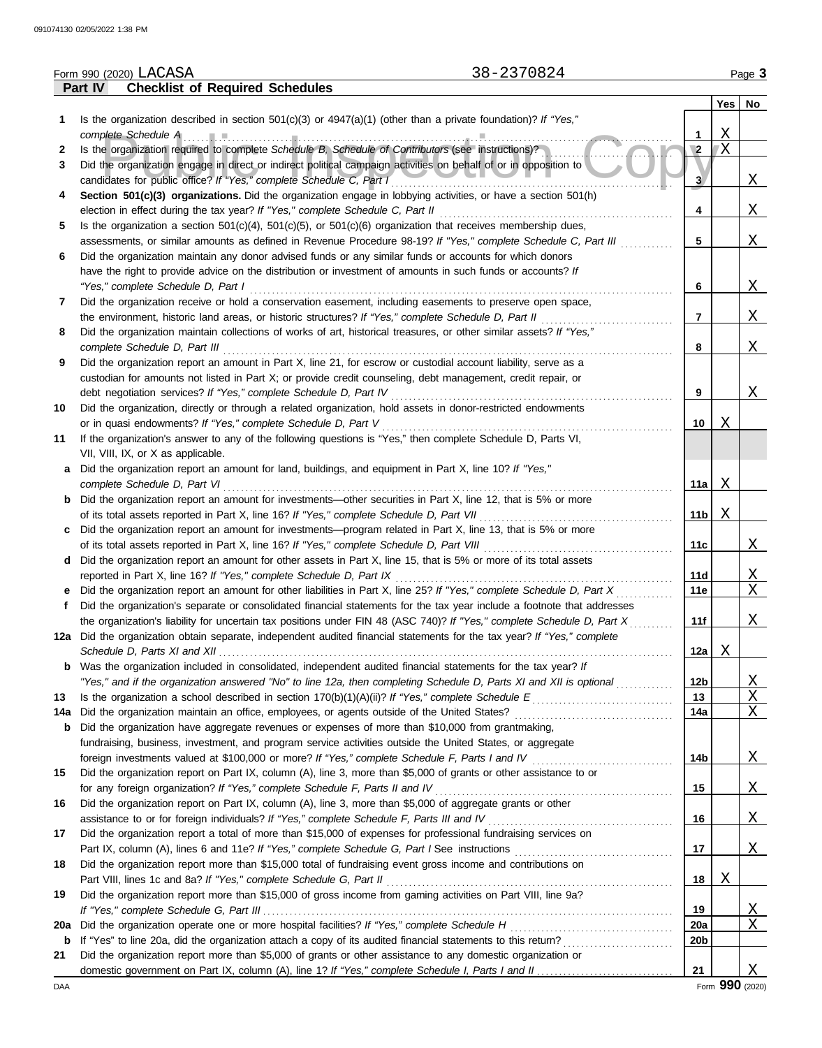Form 990 (2020) LACASA 38-2370824 Page 3

**Part IV Checklist of Required Schedules**

| | | | Yes | No |
|---|---|---|---|---|
| 1 | Is the organization described in section 501(c)(3) or 4947(a)(1) (other than a private foundation)? *If "Yes," complete Schedule A* | 1 | X | |
| 2 | Is the organization required to complete *Schedule B, Schedule of Contributors* (see instructions)? | 2 | X | |
| 3 | Did the organization engage in direct or indirect political campaign activities on behalf of or in opposition to candidates for public office? *If "Yes," complete Schedule C, Part I* | 3 | | X |
| 4 | **Section 501(c)(3) organizations.** Did the organization engage in lobbying activities, or have a section 501(h) election in effect during the tax year? *If "Yes," complete Schedule C, Part II* | 4 | | X |
| 5 | Is the organization a section 501(c)(4), 501(c)(5), or 501(c)(6) organization that receives membership dues, assessments, or similar amounts as defined in Revenue Procedure 98-19? *If "Yes," complete Schedule C, Part III* | 5 | | X |
| 6 | Did the organization maintain any donor advised funds or any similar funds or accounts for which donors have the right to provide advice on the distribution or investment of amounts in such funds or accounts? *If "Yes," complete Schedule D, Part I* | 6 | | X |
| 7 | Did the organization receive or hold a conservation easement, including easements to preserve open space, the environment, historic land areas, or historic structures? *If "Yes," complete Schedule D, Part II* | 7 | | X |
| 8 | Did the organization maintain collections of works of art, historical treasures, or other similar assets? *If "Yes," complete Schedule D, Part III* | 8 | | X |
| 9 | Did the organization report an amount in Part X, line 21, for escrow or custodial account liability, serve as a custodian for amounts not listed in Part X; or provide credit counseling, debt management, credit repair, or debt negotiation services? *If "Yes," complete Schedule D, Part IV* | 9 | | X |
| 10 | Did the organization, directly or through a related organization, hold assets in donor-restricted endowments or in quasi endowments? *If "Yes," complete Schedule D, Part V* | 10 | X | |
| 11 | If the organization's answer to any of the following questions is "Yes," then complete Schedule D, Parts VI, VII, VIII, IX, or X as applicable. | | | |
| a | Did the organization report an amount for land, buildings, and equipment in Part X, line 10? *If "Yes," complete Schedule D, Part VI* | 11a | X | |
| b | Did the organization report an amount for investments—other securities in Part X, line 12, that is 5% or more of its total assets reported in Part X, line 16? *If "Yes," complete Schedule D, Part VII* | 11b | X | |
| c | Did the organization report an amount for investments—program related in Part X, line 13, that is 5% or more of its total assets reported in Part X, line 16? *If "Yes," complete Schedule D, Part VIII* | 11c | | X |
| d | Did the organization report an amount for other assets in Part X, line 15, that is 5% or more of its total assets reported in Part X, line 16? *If "Yes," complete Schedule D, Part IX* | 11d | | X |
| e | Did the organization report an amount for other liabilities in Part X, line 25? *If "Yes," complete Schedule D, Part X* | 11e | | X |
| f | Did the organization's separate or consolidated financial statements for the tax year include a footnote that addresses the organization's liability for uncertain tax positions under FIN 48 (ASC 740)? *If "Yes," complete Schedule D, Part X* | 11f | | X |
| 12a | Did the organization obtain separate, independent audited financial statements for the tax year? *If "Yes," complete Schedule D, Parts XI and XII* | 12a | X | |
| b | Was the organization included in consolidated, independent audited financial statements for the tax year? *If "Yes," and if the organization answered "No" to line 12a, then completing Schedule D, Parts XI and XII is optional* | 12b | | X |
| 13 | Is the organization a school described in section 170(b)(1)(A)(ii)? *If "Yes," complete Schedule E* | 13 | | X |
| 14a | Did the organization maintain an office, employees, or agents outside of the United States? | 14a | | X |
| b | Did the organization have aggregate revenues or expenses of more than $10,000 from grantmaking, fundraising, business, investment, and program service activities outside the United States, or aggregate foreign investments valued at $100,000 or more? *If "Yes," complete Schedule F, Parts I and IV* | 14b | | X |
| 15 | Did the organization report on Part IX, column (A), line 3, more than $5,000 of grants or other assistance to or for any foreign organization? *If "Yes," complete Schedule F, Parts II and IV* | 15 | | X |
| 16 | Did the organization report on Part IX, column (A), line 3, more than $5,000 of aggregate grants or other assistance to or for foreign individuals? *If "Yes," complete Schedule F, Parts III and IV* | 16 | | X |
| 17 | Did the organization report a total of more than $15,000 of expenses for professional fundraising services on Part IX, column (A), lines 6 and 11e? *If "Yes," complete Schedule G, Part I* See instructions | 17 | | X |
| 18 | Did the organization report more than $15,000 total of fundraising event gross income and contributions on Part VIII, lines 1c and 8a? *If "Yes," complete Schedule G, Part II* | 18 | X | |
| 19 | Did the organization report more than $15,000 of gross income from gaming activities on Part VIII, line 9a? *If "Yes," complete Schedule G, Part III* | 19 | | X |
| 20a | Did the organization operate one or more hospital facilities? *If "Yes," complete Schedule H* | 20a | | X |
| b | If "Yes" to line 20a, did the organization attach a copy of its audited financial statements to this return? | 20b | | |
| 21 | Did the organization report more than $5,000 of grants or other assistance to any domestic organization or domestic government on Part IX, column (A), line 1? *If "Yes," complete Schedule I, Parts I and II* | 21 | | X |

DAA Form **990** (2020)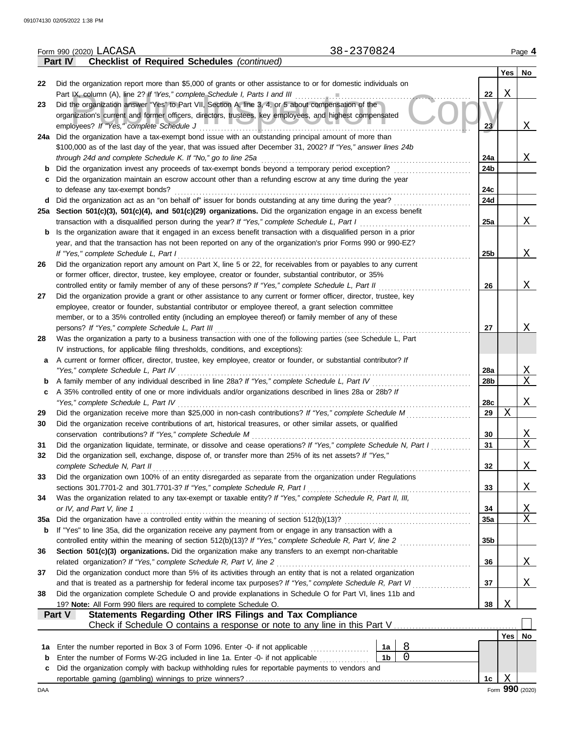Form 990 (2020) LACASA 38-2370824 Page 4

## Part IV Checklist of Required Schedules *(continued)*

| | | | Yes | No |
|---|---|---|---|---|
| 22 | Did the organization report more than $5,000 of grants or other assistance to or for domestic individuals on Part IX, column (A), line 2? *If "Yes," complete Schedule I, Parts I and III* | 22 | X | |
| 23 | Did the organization answer "Yes" to Part VII, Section A, line 3, 4, or 5 about compensation of the organization's current and former officers, directors, trustees, key employees, and highest compensated employees? *If "Yes," complete Schedule J* | 23 | | X |
| 24a | Did the organization have a tax-exempt bond issue with an outstanding principal amount of more than $100,000 as of the last day of the year, that was issued after December 31, 2002? *If "Yes," answer lines 24b through 24d and complete Schedule K. If "No," go to line 25a* | 24a | | X |
| b | Did the organization invest any proceeds of tax-exempt bonds beyond a temporary period exception? | 24b | | |
| c | Did the organization maintain an escrow account other than a refunding escrow at any time during the year to defease any tax-exempt bonds? | 24c | | |
| d | Did the organization act as an "on behalf of" issuer for bonds outstanding at any time during the year? | 24d | | |
| 25a | **Section 501(c)(3), 501(c)(4), and 501(c)(29) organizations.** Did the organization engage in an excess benefit transaction with a disqualified person during the year? *If "Yes," complete Schedule L, Part I* | 25a | | X |
| b | Is the organization aware that it engaged in an excess benefit transaction with a disqualified person in a prior year, and that the transaction has not been reported on any of the organization's prior Forms 990 or 990-EZ? *If "Yes," complete Schedule L, Part I* | 25b | | X |
| 26 | Did the organization report any amount on Part X, line 5 or 22, for receivables from or payables to any current or former officer, director, trustee, key employee, creator or founder, substantial contributor, or 35% controlled entity or family member of any of these persons? *If "Yes," complete Schedule L, Part II* | 26 | | X |
| 27 | Did the organization provide a grant or other assistance to any current or former officer, director, trustee, key employee, creator or founder, substantial contributor or employee thereof, a grant selection committee member, or to a 35% controlled entity (including an employee thereof) or family member of any of these persons? *If "Yes," complete Schedule L, Part III* | 27 | | X |
| 28 | Was the organization a party to a business transaction with one of the following parties (see Schedule L, Part IV instructions, for applicable filing thresholds, conditions, and exceptions): | | | |
| a | A current or former officer, director, trustee, key employee, creator or founder, or substantial contributor? *If "Yes," complete Schedule L, Part IV* | 28a | | X |
| b | A family member of any individual described in line 28a? *If "Yes," complete Schedule L, Part IV* | 28b | | X |
| c | A 35% controlled entity of one or more individuals and/or organizations described in lines 28a or 28b? *If "Yes," complete Schedule L, Part IV* | 28c | | X |
| 29 | Did the organization receive more than $25,000 in non-cash contributions? *If "Yes," complete Schedule M* | 29 | X | |
| 30 | Did the organization receive contributions of art, historical treasures, or other similar assets, or qualified conservation contributions? *If "Yes," complete Schedule M* | 30 | | X |
| 31 | Did the organization liquidate, terminate, or dissolve and cease operations? *If "Yes," complete Schedule N, Part I* | 31 | | X |
| 32 | Did the organization sell, exchange, dispose of, or transfer more than 25% of its net assets? *If "Yes," complete Schedule N, Part II* | 32 | | X |
| 33 | Did the organization own 100% of an entity disregarded as separate from the organization under Regulations sections 301.7701-2 and 301.7701-3? *If "Yes," complete Schedule R, Part I* | 33 | | X |
| 34 | Was the organization related to any tax-exempt or taxable entity? *If "Yes," complete Schedule R, Part II, III, or IV, and Part V, line 1* | 34 | | X |
| 35a | Did the organization have a controlled entity within the meaning of section 512(b)(13)? | 35a | | X |
| b | If "Yes" to line 35a, did the organization receive any payment from or engage in any transaction with a controlled entity within the meaning of section 512(b)(13)? *If "Yes," complete Schedule R, Part V, line 2* | 35b | | |
| 36 | **Section 501(c)(3) organizations.** Did the organization make any transfers to an exempt non-charitable related organization? *If "Yes," complete Schedule R, Part V, line 2* | 36 | | X |
| 37 | Did the organization conduct more than 5% of its activities through an entity that is not a related organization and that is treated as a partnership for federal income tax purposes? *If "Yes," complete Schedule R, Part VI* | 37 | | X |
| 38 | Did the organization complete Schedule O and provide explanations in Schedule O for Part VI, lines 11b and 19? **Note:** All Form 990 filers are required to complete Schedule O. | 38 | X | |

## Part V Statements Regarding Other IRS Filings and Tax Compliance

Check if Schedule O contains a response or note to any line in this Part V ☐

| | | | | | Yes | No |
|---|---|---|---|---|---|---|
| 1a | Enter the number reported in Box 3 of Form 1096. Enter -0- if not applicable | 1a | 8 | | | |
| b | Enter the number of Forms W-2G included in line 1a. Enter -0- if not applicable | 1b | 0 | | | |
| c | Did the organization comply with backup withholding rules for reportable payments to vendors and reportable gaming (gambling) winnings to prize winners? | | | 1c | X | |

Form **990** (2020)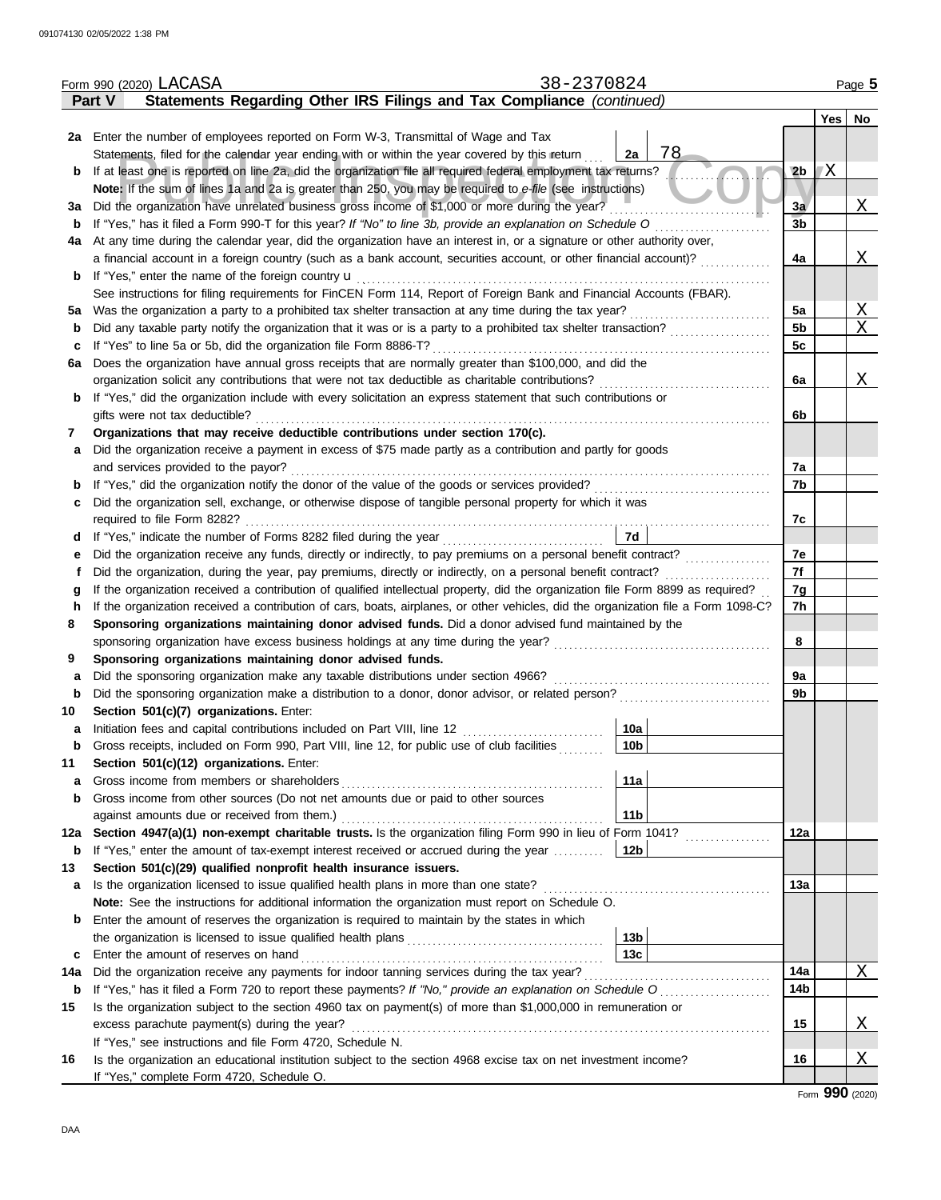Form 990 (2020) LACASA 38-2370824

**Part V Statements Regarding Other IRS Filings and Tax Compliance** *(continued)*

| | | | | Yes | No |
|---|---|---|---|---|---|
| **2a** | Enter the number of employees reported on Form W-3, Transmittal of Wage and Tax Statements, filed for the calendar year ending with or within the year covered by this return | **2a** 78 | | | |
| **b** | If at least one is reported on line 2a, did the organization file all required federal employment tax returns? | | **2b** | X | |
| | **Note:** If the sum of lines 1a and 2a is greater than 250, you may be required to *e-file* (see instructions) | | | | |
| **3a** | Did the organization have unrelated business gross income of $1,000 or more during the year? | | **3a** | | X |
| **b** | If "Yes," has it filed a Form 990-T for this year? *If "No" to line 3b, provide an explanation on Schedule O* | | **3b** | | |
| **4a** | At any time during the calendar year, did the organization have an interest in, or a signature or other authority over, a financial account in a foreign country (such as a bank account, securities account, or other financial account)? | | **4a** | | X |
| **b** | If "Yes," enter the name of the foreign country u | | | | |
| | See instructions for filing requirements for FinCEN Form 114, Report of Foreign Bank and Financial Accounts (FBAR). | | | | |
| **5a** | Was the organization a party to a prohibited tax shelter transaction at any time during the tax year? | | **5a** | | X |
| **b** | Did any taxable party notify the organization that it was or is a party to a prohibited tax shelter transaction? | | **5b** | | X |
| **c** | If "Yes" to line 5a or 5b, did the organization file Form 8886-T? | | **5c** | | |
| **6a** | Does the organization have annual gross receipts that are normally greater than $100,000, and did the organization solicit any contributions that were not tax deductible as charitable contributions? | | **6a** | | X |
| **b** | If "Yes," did the organization include with every solicitation an express statement that such contributions or gifts were not tax deductible? | | **6b** | | |
| **7** | **Organizations that may receive deductible contributions under section 170(c).** | | | | |
| **a** | Did the organization receive a payment in excess of $75 made partly as a contribution and partly for goods and services provided to the payor? | | **7a** | | |
| **b** | If "Yes," did the organization notify the donor of the value of the goods or services provided? | | **7b** | | |
| **c** | Did the organization sell, exchange, or otherwise dispose of tangible personal property for which it was required to file Form 8282? | | **7c** | | |
| **d** | If "Yes," indicate the number of Forms 8282 filed during the year | **7d** | | | |
| **e** | Did the organization receive any funds, directly or indirectly, to pay premiums on a personal benefit contract? | | **7e** | | |
| **f** | Did the organization, during the year, pay premiums, directly or indirectly, on a personal benefit contract? | | **7f** | | |
| **g** | If the organization received a contribution of qualified intellectual property, did the organization file Form 8899 as required? | | **7g** | | |
| **h** | If the organization received a contribution of cars, boats, airplanes, or other vehicles, did the organization file a Form 1098-C? | | **7h** | | |
| **8** | **Sponsoring organizations maintaining donor advised funds.** Did a donor advised fund maintained by the sponsoring organization have excess business holdings at any time during the year? | | **8** | | |
| **9** | **Sponsoring organizations maintaining donor advised funds.** | | | | |
| **a** | Did the sponsoring organization make any taxable distributions under section 4966? | | **9a** | | |
| **b** | Did the sponsoring organization make a distribution to a donor, donor advisor, or related person? | | **9b** | | |
| **10** | **Section 501(c)(7) organizations.** Enter: | | | | |
| **a** | Initiation fees and capital contributions included on Part VIII, line 12 | **10a** | | | |
| **b** | Gross receipts, included on Form 990, Part VIII, line 12, for public use of club facilities | **10b** | | | |
| **11** | **Section 501(c)(12) organizations.** Enter: | | | | |
| **a** | Gross income from members or shareholders | **11a** | | | |
| **b** | Gross income from other sources (Do not net amounts due or paid to other sources against amounts due or received from them.) | **11b** | | | |
| **12a** | **Section 4947(a)(1) non-exempt charitable trusts.** Is the organization filing Form 990 in lieu of Form 1041? | | **12a** | | |
| **b** | If "Yes," enter the amount of tax-exempt interest received or accrued during the year | **12b** | | | |
| **13** | **Section 501(c)(29) qualified nonprofit health insurance issuers.** | | | | |
| **a** | Is the organization licensed to issue qualified health plans in more than one state? | | **13a** | | |
| | **Note:** See the instructions for additional information the organization must report on Schedule O. | | | | |
| **b** | Enter the amount of reserves the organization is required to maintain by the states in which the organization is licensed to issue qualified health plans | **13b** | | | |
| **c** | Enter the amount of reserves on hand | **13c** | | | |
| **14a** | Did the organization receive any payments for indoor tanning services during the tax year? | | **14a** | | X |
| **b** | If "Yes," has it filed a Form 720 to report these payments? *If "No," provide an explanation on Schedule O* | | **14b** | | |
| **15** | Is the organization subject to the section 4960 tax on payment(s) of more than $1,000,000 in remuneration or excess parachute payment(s) during the year? | | **15** | | X |
| | If "Yes," see instructions and file Form 4720, Schedule N. | | | | |
| **16** | Is the organization an educational institution subject to the section 4968 excise tax on net investment income? | | **16** | | X |
| | If "Yes," complete Form 4720, Schedule O. | | | | |

Form **990** (2020)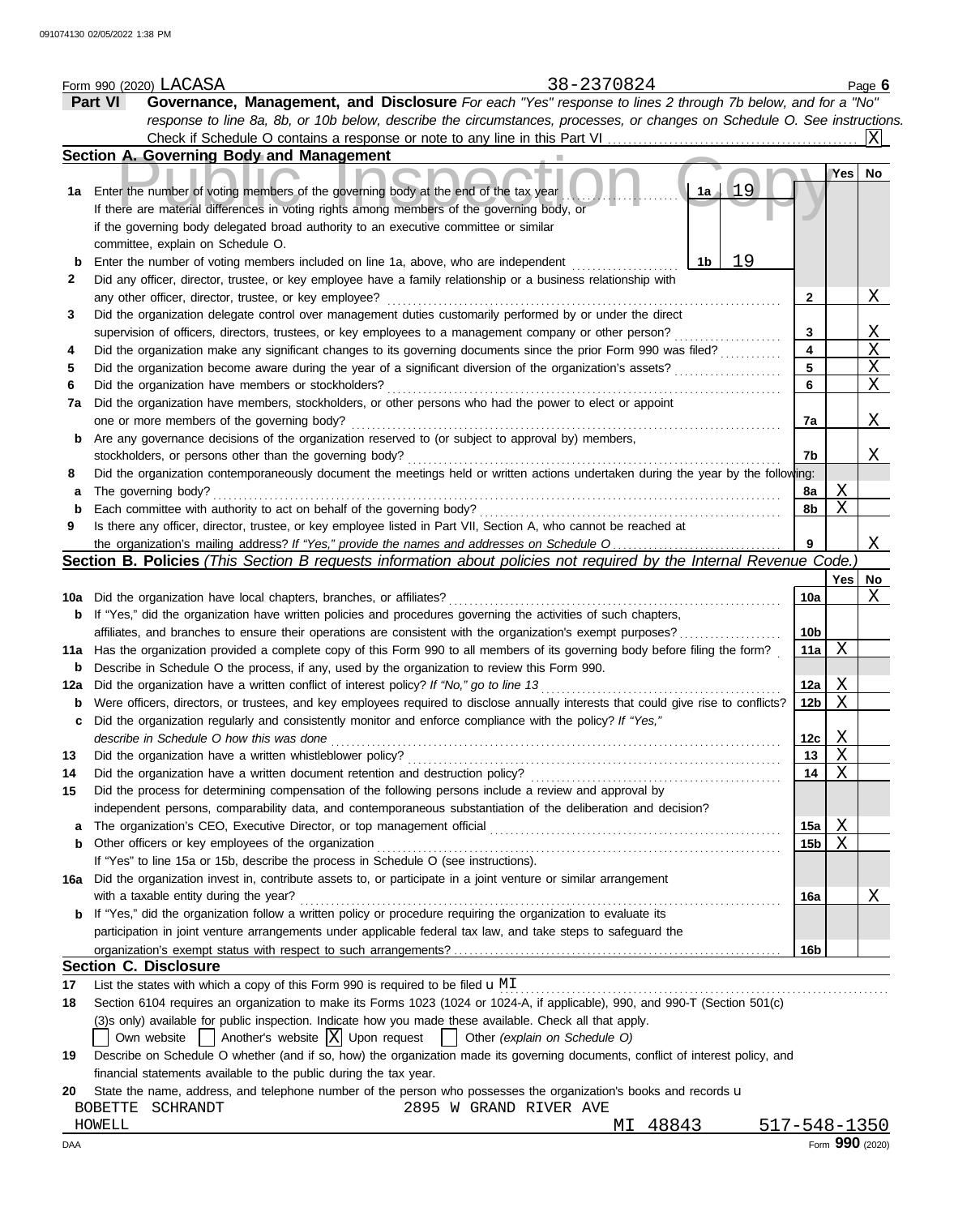Form 990 (2020) LACASA 38-2370824

**Part VI Governance, Management, and Disclosure** *For each "Yes" response to lines 2 through 7b below, and for a "No" response to line 8a, 8b, or 10b below, describe the circumstances, processes, or changes on Schedule O. See instructions.*

Check if Schedule O contains a response or note to any line in this Part VI [X]

### Section A. Governing Body and Management

| | | | Yes | No |
|---|---|---|---|---|
| 1a | Enter the number of voting members of the governing body at the end of the tax year — 1a: 19. If there are material differences in voting rights among members of the governing body, or if the governing body delegated broad authority to an executive committee or similar committee, explain on Schedule O. | | | |
| b | Enter the number of voting members included on line 1a, above, who are independent — 1b: 19 | | | |
| 2 | Did any officer, director, trustee, or key employee have a family relationship or a business relationship with any other officer, director, trustee, or key employee? | 2 | | X |
| 3 | Did the organization delegate control over management duties customarily performed by or under the direct supervision of officers, directors, trustees, or key employees to a management company or other person? | 3 | | X |
| 4 | Did the organization make any significant changes to its governing documents since the prior Form 990 was filed? | 4 | | X |
| 5 | Did the organization become aware during the year of a significant diversion of the organization's assets? | 5 | | X |
| 6 | Did the organization have members or stockholders? | 6 | | X |
| 7a | Did the organization have members, stockholders, or other persons who had the power to elect or appoint one or more members of the governing body? | 7a | | X |
| b | Are any governance decisions of the organization reserved to (or subject to approval by) members, stockholders, or persons other than the governing body? | 7b | | X |
| 8 | Did the organization contemporaneously document the meetings held or written actions undertaken during the year by the following: | | | |
| a | The governing body? | 8a | X | |
| b | Each committee with authority to act on behalf of the governing body? | 8b | X | |
| 9 | Is there any officer, director, trustee, or key employee listed in Part VII, Section A, who cannot be reached at the organization's mailing address? *If "Yes," provide the names and addresses on Schedule O* | 9 | | X |

### Section B. Policies *(This Section B requests information about policies not required by the Internal Revenue Code.)*

| | | | Yes | No |
|---|---|---|---|---|
| 10a | Did the organization have local chapters, branches, or affiliates? | 10a | | X |
| b | If "Yes," did the organization have written policies and procedures governing the activities of such chapters, affiliates, and branches to ensure their operations are consistent with the organization's exempt purposes? | 10b | | |
| 11a | Has the organization provided a complete copy of this Form 990 to all members of its governing body before filing the form? | 11a | X | |
| b | Describe in Schedule O the process, if any, used by the organization to review this Form 990. | | | |
| 12a | Did the organization have a written conflict of interest policy? *If "No," go to line 13* | 12a | X | |
| b | Were officers, directors, or trustees, and key employees required to disclose annually interests that could give rise to conflicts? | 12b | X | |
| c | Did the organization regularly and consistently monitor and enforce compliance with the policy? *If "Yes," describe in Schedule O how this was done* | 12c | X | |
| 13 | Did the organization have a written whistleblower policy? | 13 | X | |
| 14 | Did the organization have a written document retention and destruction policy? | 14 | X | |
| 15 | Did the process for determining compensation of the following persons include a review and approval by independent persons, comparability data, and contemporaneous substantiation of the deliberation and decision? | | | |
| a | The organization's CEO, Executive Director, or top management official | 15a | X | |
| b | Other officers or key employees of the organization | 15b | X | |
| | If "Yes" to line 15a or 15b, describe the process in Schedule O (see instructions). | | | |
| 16a | Did the organization invest in, contribute assets to, or participate in a joint venture or similar arrangement with a taxable entity during the year? | 16a | | X |
| b | If "Yes," did the organization follow a written policy or procedure requiring the organization to evaluate its participation in joint venture arrangements under applicable federal tax law, and take steps to safeguard the organization's exempt status with respect to such arrangements? | 16b | | |

### Section C. Disclosure

17 List the states with which a copy of this Form 990 is required to be filed: MI

18 Section 6104 requires an organization to make its Forms 1023 (1024 or 1024-A, if applicable), 990, and 990-T (Section 501(c)(3)s only) available for public inspection. Indicate how you made these available. Check all that apply.

[ ] Own website [ ] Another's website [X] Upon request [ ] Other *(explain on Schedule O)*

19 Describe on Schedule O whether (and if so, how) the organization made its governing documents, conflict of interest policy, and financial statements available to the public during the tax year.

20 State the name, address, and telephone number of the person who possesses the organization's books and records:

BOBETTE SCHRANDT 2895 W GRAND RIVER AVE
HOWELL MI 48843 517-548-1350

Form **990** (2020)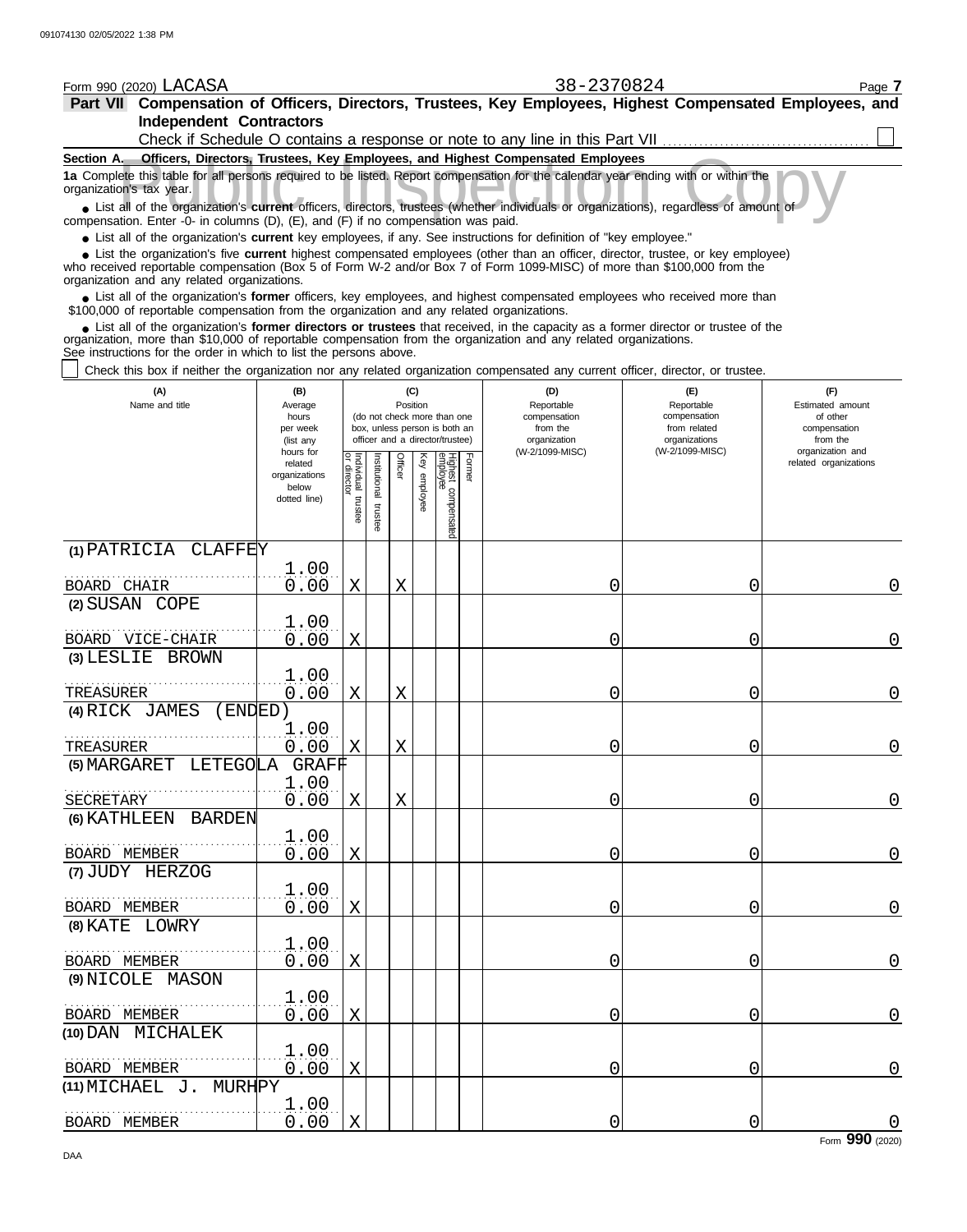Form 990 (2020) LACASA 38-2370824 Page **7**

**Part VII Compensation of Officers, Directors, Trustees, Key Employees, Highest Compensated Employees, and Independent Contractors**

Check if Schedule O contains a response or note to any line in this Part VII ☐

**Section A. Officers, Directors, Trustees, Key Employees, and Highest Compensated Employees**

**1a** Complete this table for all persons required to be listed. Report compensation for the calendar year ending with or within the organization's tax year.

- List all of the organization's **current** officers, directors, trustees (whether individuals or organizations), regardless of amount of compensation. Enter -0- in columns (D), (E), and (F) if no compensation was paid.
- List all of the organization's **current** key employees, if any. See instructions for definition of "key employee."
- List the organization's five **current** highest compensated employees (other than an officer, director, trustee, or key employee) who received reportable compensation (Box 5 of Form W-2 and/or Box 7 of Form 1099-MISC) of more than $100,000 from the organization and any related organizations.
- List all of the organization's **former** officers, key employees, and highest compensated employees who received more than $100,000 of reportable compensation from the organization and any related organizations.
- List all of the organization's **former directors or trustees** that received, in the capacity as a former director or trustee of the organization, more than $10,000 of reportable compensation from the organization and any related organizations.

See instructions for the order in which to list the persons above.

☐ Check this box if neither the organization nor any related organization compensated any current officer, director, or trustee.

| (A) Name and title | (B) Average hours per week (list any hours for related organizations below dotted line) | (C) Position: Individual trustee or director | Institutional trustee | Officer | Key employee | Highest compensated employee | Former | (D) Reportable compensation from the organization (W-2/1099-MISC) | (E) Reportable compensation from related organizations (W-2/1099-MISC) | (F) Estimated amount of other compensation from the organization and related organizations |
|---|---|---|---|---|---|---|---|---|---|---|
| (1) PATRICIA CLAFFEY<br>BOARD CHAIR | 1.00<br>0.00 | X | | X | | | | 0 | 0 | 0 |
| (2) SUSAN COPE<br>BOARD VICE-CHAIR | 1.00<br>0.00 | X | | | | | | 0 | 0 | 0 |
| (3) LESLIE BROWN<br>TREASURER | 1.00<br>0.00 | X | | X | | | | 0 | 0 | 0 |
| (4) RICK JAMES (ENDED)<br>TREASURER | 1.00<br>0.00 | X | | X | | | | 0 | 0 | 0 |
| (5) MARGARET LETEGOLA GRAFF<br>SECRETARY | 1.00<br>0.00 | X | | X | | | | 0 | 0 | 0 |
| (6) KATHLEEN BARDEN<br>BOARD MEMBER | 1.00<br>0.00 | X | | | | | | 0 | 0 | 0 |
| (7) JUDY HERZOG<br>BOARD MEMBER | 1.00<br>0.00 | X | | | | | | 0 | 0 | 0 |
| (8) KATE LOWRY<br>BOARD MEMBER | 1.00<br>0.00 | X | | | | | | 0 | 0 | 0 |
| (9) NICOLE MASON<br>BOARD MEMBER | 1.00<br>0.00 | X | | | | | | 0 | 0 | 0 |
| (10) DAN MICHALEK<br>BOARD MEMBER | 1.00<br>0.00 | X | | | | | | 0 | 0 | 0 |
| (11) MICHAEL J. MURHPY<br>BOARD MEMBER | 1.00<br>0.00 | X | | | | | | 0 | 0 | 0 |

Form **990** (2020)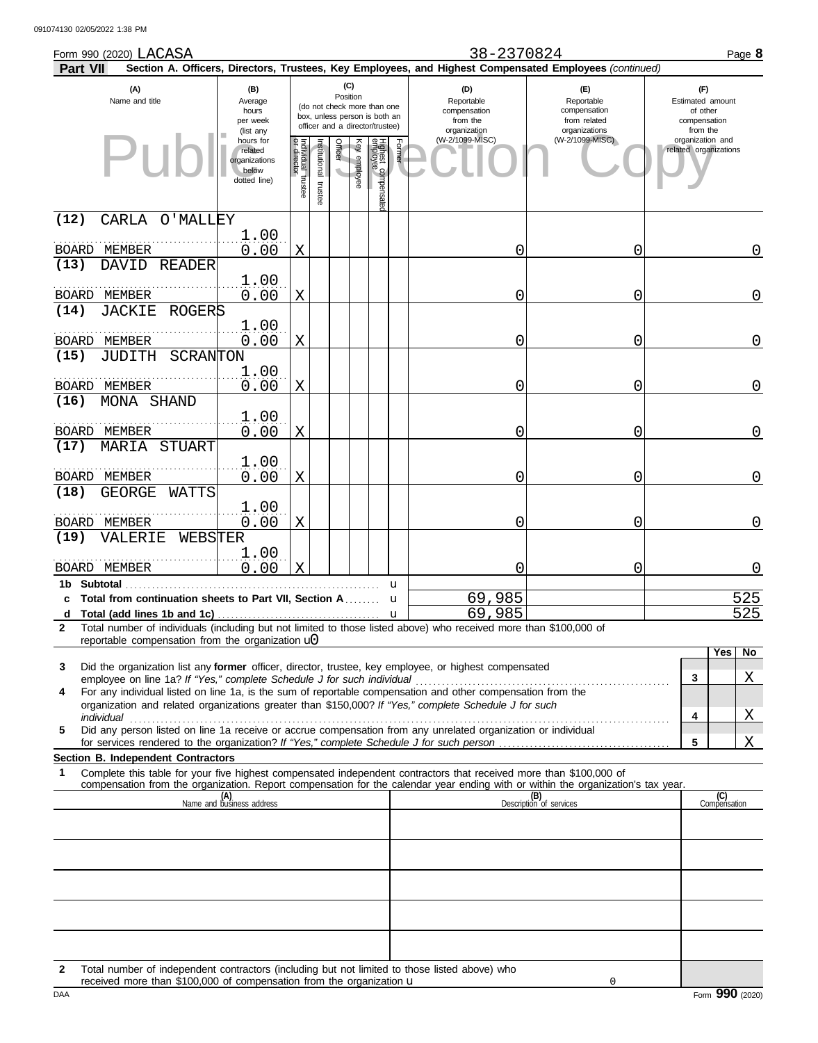Form 990 (2020) LACASA 38-2370824 Page **8**

**Part VII** **Section A. Officers, Directors, Trustees, Key Employees, and Highest Compensated Employees** *(continued)*

| (A) Name and title | (B) Average hours per week (list any hours for related organizations below dotted line) | (C) Position: Individual trustee or director | Institutional trustee | Officer | Key employee | Highest compensated employee | Former | (D) Reportable compensation from the organization (W-2/1099-MISC) | (E) Reportable compensation from related organizations (W-2/1099-MISC) | (F) Estimated amount of other compensation from the organization and related organizations |
|---|---|---|---|---|---|---|---|---|---|---|
| (12) CARLA O'MALLEY<br>BOARD MEMBER | 1.00<br>0.00 | X | | | | | | 0 | 0 | 0 |
| (13) DAVID READER<br>BOARD MEMBER | 1.00<br>0.00 | X | | | | | | 0 | 0 | 0 |
| (14) JACKIE ROGERS<br>BOARD MEMBER | 1.00<br>0.00 | X | | | | | | 0 | 0 | 0 |
| (15) JUDITH SCRANTON<br>BOARD MEMBER | 1.00<br>0.00 | X | | | | | | 0 | 0 | 0 |
| (16) MONA SHAND<br>BOARD MEMBER | 1.00<br>0.00 | X | | | | | | 0 | 0 | 0 |
| (17) MARIA STUART<br>BOARD MEMBER | 1.00<br>0.00 | X | | | | | | 0 | 0 | 0 |
| (18) GEORGE WATTS<br>BOARD MEMBER | 1.00<br>0.00 | X | | | | | | 0 | 0 | 0 |
| (19) VALERIE WEBSTER<br>BOARD MEMBER | 1.00<br>0.00 | X | | | | | | 0 | 0 | 0 |
| **1b Subtotal** | | | | | | | | | | |
| **c Total from continuation sheets to Part VII, Section A** | | | | | | | | 69,985 | | 525 |
| **d Total (add lines 1b and 1c)** | | | | | | | | 69,985 | | 525 |

**2** Total number of individuals (including but not limited to those listed above) who received more than $100,000 of reportable compensation from the organization 0

| | | Yes | No |
|---|---|---|---|
| **3** Did the organization list any **former** officer, director, trustee, key employee, or highest compensated employee on line 1a? *If "Yes," complete Schedule J for such individual* | 3 | | X |
| **4** For any individual listed on line 1a, is the sum of reportable compensation and other compensation from the organization and related organizations greater than $150,000? *If "Yes," complete Schedule J for such individual* | 4 | | X |
| **5** Did any person listed on line 1a receive or accrue compensation from any unrelated organization or individual for services rendered to the organization? *If "Yes," complete Schedule J for such person* | 5 | | X |

**Section B. Independent Contractors**

**1** Complete this table for your five highest compensated independent contractors that received more than $100,000 of compensation from the organization. Report compensation for the calendar year ending with or within the organization's tax year.

| (A) Name and business address | (B) Description of services | (C) Compensation |
|---|---|---|
| | | |
| | | |
| | | |
| | | |
| | | |

**2** Total number of independent contractors (including but not limited to those listed above) who received more than $100,000 of compensation from the organization 0

Form **990** (2020)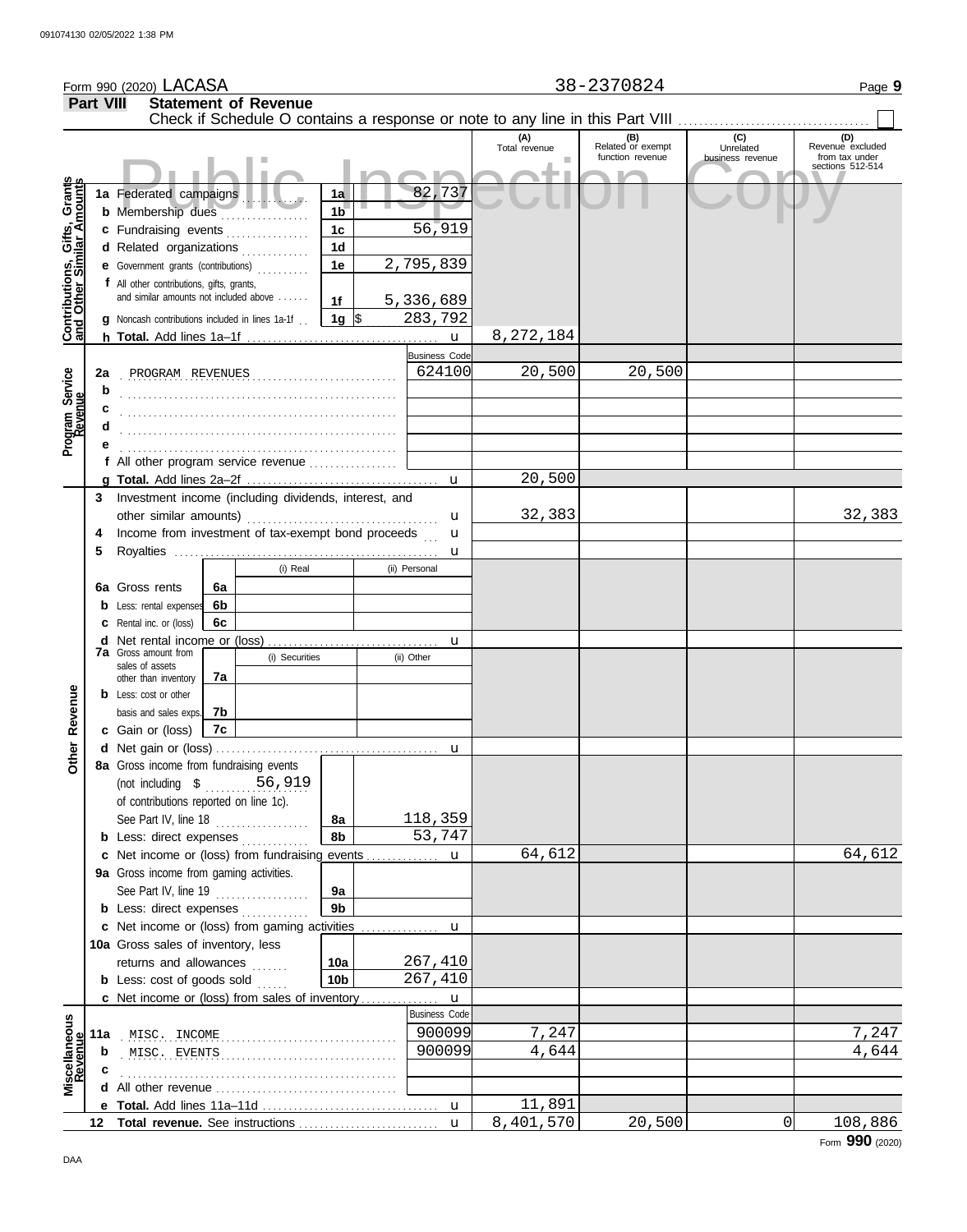Form 990 (2020) LACASA 38-2370824

## Part VIII Statement of Revenue

Check if Schedule O contains a response or note to any line in this Part VIII . . . . . . . . . . ☐

| | | | | (A) Total revenue | (B) Related or exempt function revenue | (C) Unrelated business revenue | (D) Revenue excluded from tax under sections 512-514 |
|---|---|---|---|---|---|---|---|
| **Contributions, Gifts, Grants and Other Similar Amounts** | 1a Federated campaigns | 1a | 82,737 | | | | |
| | b Membership dues | 1b | | | | | |
| | c Fundraising events | 1c | 56,919 | | | | |
| | d Related organizations | 1d | | | | | |
| | e Government grants (contributions) | 1e | 2,795,839 | | | | |
| | f All other contributions, gifts, grants, and similar amounts not included above | 1f | 5,336,689 | | | | |
| | g Noncash contributions included in lines 1a-1f | 1g | $ 283,792 | | | | |
| | h **Total.** Add lines 1a–1f | | u | 8,272,184 | | | |
| **Program Service Revenue** | | | Business Code | | | | |
| | 2a PROGRAM REVENUES | | 624100 | 20,500 | 20,500 | | |
| | b | | | | | | |
| | c | | | | | | |
| | d | | | | | | |
| | e | | | | | | |
| | f All other program service revenue | | | | | | |
| | g **Total.** Add lines 2a–2f | | u | 20,500 | | | |
| **Other Revenue** | 3 Investment income (including dividends, interest, and other similar amounts) | | u | 32,383 | | | 32,383 |
| | 4 Income from investment of tax-exempt bond proceeds | | u | | | | |
| | 5 Royalties | | u | | | | |
| | | (i) Real | (ii) Personal | | | | |
| | 6a Gross rents 6a | | | | | | |
| | b Less: rental expenses 6b | | | | | | |
| | c Rental inc. or (loss) 6c | | | | | | |
| | d Net rental income or (loss) | | u | | | | |
| | 7a Gross amount from sales of assets other than inventory 7a | (i) Securities | (ii) Other | | | | |
| | b Less: cost or other basis and sales exps. 7b | | | | | | |
| | c Gain or (loss) 7c | | | | | | |
| | d Net gain or (loss) | | u | | | | |
| | 8a Gross income from fundraising events (not including $ 56,919 of contributions reported on line 1c). See Part IV, line 18 | 8a | 118,359 | | | | |
| | b Less: direct expenses | 8b | 53,747 | | | | |
| | c Net income or (loss) from fundraising events | | u | 64,612 | | | 64,612 |
| | 9a Gross income from gaming activities. See Part IV, line 19 | 9a | | | | | |
| | b Less: direct expenses | 9b | | | | | |
| | c Net income or (loss) from gaming activities | | u | | | | |
| | 10a Gross sales of inventory, less returns and allowances | 10a | 267,410 | | | | |
| | b Less: cost of goods sold | 10b | 267,410 | | | | |
| | c Net income or (loss) from sales of inventory | | u | | | | |
| **Miscellaneous Revenue** | | | Business Code | | | | |
| | 11a MISC. INCOME | | 900099 | 7,247 | | | 7,247 |
| | b MISC. EVENTS | | 900099 | 4,644 | | | 4,644 |
| | c | | | | | | |
| | d All other revenue | | | | | | |
| | e **Total.** Add lines 11a–11d | | u | 11,891 | | | |
| | 12 **Total revenue.** See instructions | | u | 8,401,570 | 20,500 | 0 | 108,886 |

Form **990** (2020)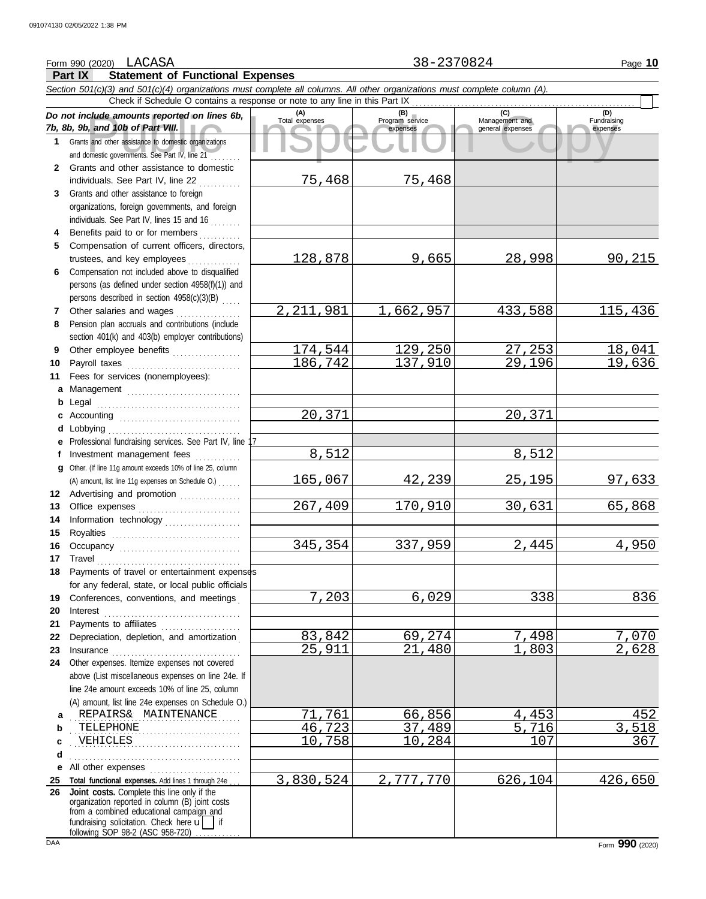Form 990 (2020) LACASA 38-2370824

## Part IX Statement of Functional Expenses

*Section 501(c)(3) and 501(c)(4) organizations must complete all columns. All other organizations must complete column (A).*

Check if Schedule O contains a response or note to any line in this Part IX

| *Do not include amounts reported on lines 6b, 7b, 8b, 9b, and 10b of Part VIII.* | (A) Total expenses | (B) Program service expenses | (C) Management and general expenses | (D) Fundraising expenses |
|---|---|---|---|---|
| **1** Grants and other assistance to domestic organizations and domestic governments. See Part IV, line 21 | | | | |
| **2** Grants and other assistance to domestic individuals. See Part IV, line 22 | 75,468 | 75,468 | | |
| **3** Grants and other assistance to foreign organizations, foreign governments, and foreign individuals. See Part IV, lines 15 and 16 | | | | |
| **4** Benefits paid to or for members | | | | |
| **5** Compensation of current officers, directors, trustees, and key employees | 128,878 | 9,665 | 28,998 | 90,215 |
| **6** Compensation not included above to disqualified persons (as defined under section 4958(f)(1)) and persons described in section 4958(c)(3)(B) | | | | |
| **7** Other salaries and wages | 2,211,981 | 1,662,957 | 433,588 | 115,436 |
| **8** Pension plan accruals and contributions (include section 401(k) and 403(b) employer contributions) | | | | |
| **9** Other employee benefits | 174,544 | 129,250 | 27,253 | 18,041 |
| **10** Payroll taxes | 186,742 | 137,910 | 29,196 | 19,636 |
| **11** Fees for services (nonemployees): | | | | |
| **a** Management | | | | |
| **b** Legal | | | | |
| **c** Accounting | 20,371 | | 20,371 | |
| **d** Lobbying | | | | |
| **e** Professional fundraising services. See Part IV, line 17 | | | | |
| **f** Investment management fees | 8,512 | | 8,512 | |
| **g** Other. (If line 11g amount exceeds 10% of line 25, column (A) amount, list line 11g expenses on Schedule O.) | 165,067 | 42,239 | 25,195 | 97,633 |
| **12** Advertising and promotion | | | | |
| **13** Office expenses | 267,409 | 170,910 | 30,631 | 65,868 |
| **14** Information technology | | | | |
| **15** Royalties | | | | |
| **16** Occupancy | 345,354 | 337,959 | 2,445 | 4,950 |
| **17** Travel | | | | |
| **18** Payments of travel or entertainment expenses for any federal, state, or local public officials | | | | |
| **19** Conferences, conventions, and meetings | 7,203 | 6,029 | 338 | 836 |
| **20** Interest | | | | |
| **21** Payments to affiliates | | | | |
| **22** Depreciation, depletion, and amortization | 83,842 | 69,274 | 7,498 | 7,070 |
| **23** Insurance | 25,911 | 21,480 | 1,803 | 2,628 |
| **24** Other expenses. Itemize expenses not covered above (List miscellaneous expenses on line 24e. If line 24e amount exceeds 10% of line 25, column (A) amount, list line 24e expenses on Schedule O.) | | | | |
| **a** REPAIRS& MAINTENANCE | 71,761 | 66,856 | 4,453 | 452 |
| **b** TELEPHONE | 46,723 | 37,489 | 5,716 | 3,518 |
| **c** VEHICLES | 10,758 | 10,284 | 107 | 367 |
| **d** | | | | |
| **e** All other expenses | | | | |
| **25 Total functional expenses.** Add lines 1 through 24e | 3,830,524 | 2,777,770 | 626,104 | 426,650 |
| **26 Joint costs.** Complete this line only if the organization reported in column (B) joint costs from a combined educational campaign and fundraising solicitation. Check here ☐ if following SOP 98-2 (ASC 958-720) | | | | |

Form **990** (2020)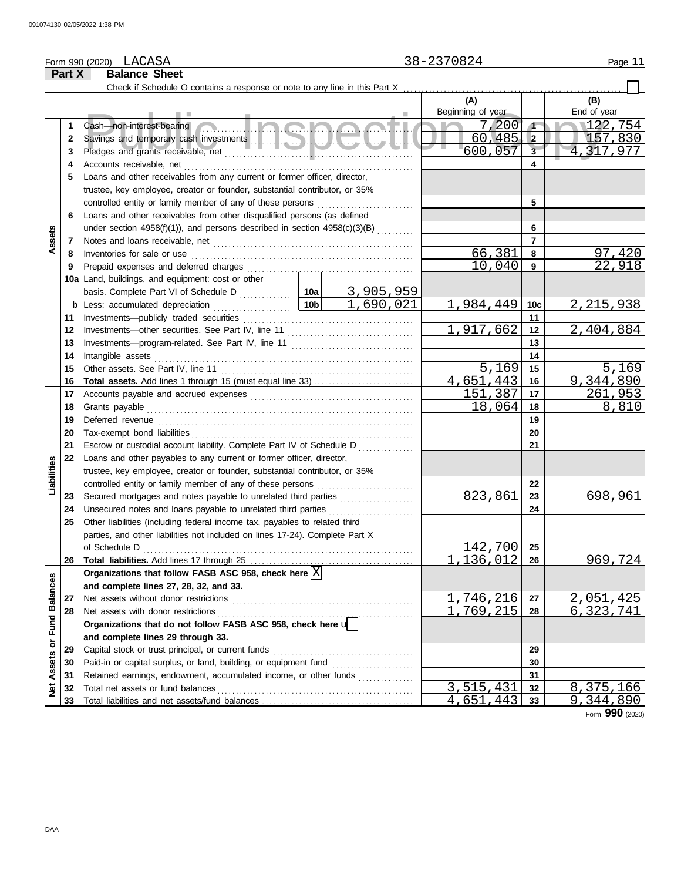Form 990 (2020) LACASA 38-2370824

## Part X Balance Sheet

Check if Schedule O contains a response or note to any line in this Part X ☐

| | | | | (A) Beginning of year | | (B) End of year |
|---|---|---|---|---|---|---|
| Assets | 1 | Cash—non-interest-bearing | | 7,200 | 1 | 122,754 |
| | 2 | Savings and temporary cash investments | | 60,485 | 2 | 157,830 |
| | 3 | Pledges and grants receivable, net | | 600,057 | 3 | 4,317,977 |
| | 4 | Accounts receivable, net | | | 4 | |
| | 5 | Loans and other receivables from any current or former officer, director, trustee, key employee, creator or founder, substantial contributor, or 35% controlled entity or family member of any of these persons | | | 5 | |
| | 6 | Loans and other receivables from other disqualified persons (as defined under section 4958(f)(1)), and persons described in section 4958(c)(3)(B) | | | 6 | |
| | 7 | Notes and loans receivable, net | | | 7 | |
| | 8 | Inventories for sale or use | | 66,381 | 8 | 97,420 |
| | 9 | Prepaid expenses and deferred charges | | 10,040 | 9 | 22,918 |
| | 10a | Land, buildings, and equipment: cost or other basis. Complete Part VI of Schedule D | 10a 3,905,959 | | | |
| | b | Less: accumulated depreciation | 10b 1,690,021 | 1,984,449 | 10c | 2,215,938 |
| | 11 | Investments—publicly traded securities | | | 11 | |
| | 12 | Investments—other securities. See Part IV, line 11 | | 1,917,662 | 12 | 2,404,884 |
| | 13 | Investments—program-related. See Part IV, line 11 | | | 13 | |
| | 14 | Intangible assets | | | 14 | |
| | 15 | Other assets. See Part IV, line 11 | | 5,169 | 15 | 5,169 |
| | 16 | **Total assets.** Add lines 1 through 15 (must equal line 33) | | 4,651,443 | 16 | 9,344,890 |
| Liabilities | 17 | Accounts payable and accrued expenses | | 151,387 | 17 | 261,953 |
| | 18 | Grants payable | | 18,064 | 18 | 8,810 |
| | 19 | Deferred revenue | | | 19 | |
| | 20 | Tax-exempt bond liabilities | | | 20 | |
| | 21 | Escrow or custodial account liability. Complete Part IV of Schedule D | | | 21 | |
| | 22 | Loans and other payables to any current or former officer, director, trustee, key employee, creator or founder, substantial contributor, or 35% controlled entity or family member of any of these persons | | | 22 | |
| | 23 | Secured mortgages and notes payable to unrelated third parties | | 823,861 | 23 | 698,961 |
| | 24 | Unsecured notes and loans payable to unrelated third parties | | | 24 | |
| | 25 | Other liabilities (including federal income tax, payables to related third parties, and other liabilities not included on lines 17-24). Complete Part X of Schedule D | | 142,700 | 25 | |
| | 26 | **Total liabilities.** Add lines 17 through 25 | | 1,136,012 | 26 | 969,724 |
| Net Assets or Fund Balances | | **Organizations that follow FASB ASC 958, check here** ☒ **and complete lines 27, 28, 32, and 33.** | | | | |
| | 27 | Net assets without donor restrictions | | 1,746,216 | 27 | 2,051,425 |
| | 28 | Net assets with donor restrictions | | 1,769,215 | 28 | 6,323,741 |
| | | **Organizations that do not follow FASB ASC 958, check here** ☐ **and complete lines 29 through 33.** | | | | |
| | 29 | Capital stock or trust principal, or current funds | | | 29 | |
| | 30 | Paid-in or capital surplus, or land, building, or equipment fund | | | 30 | |
| | 31 | Retained earnings, endowment, accumulated income, or other funds | | | 31 | |
| | 32 | Total net assets or fund balances | | 3,515,431 | 32 | 8,375,166 |
| | 33 | Total liabilities and net assets/fund balances | | 4,651,443 | 33 | 9,344,890 |

Form **990** (2020)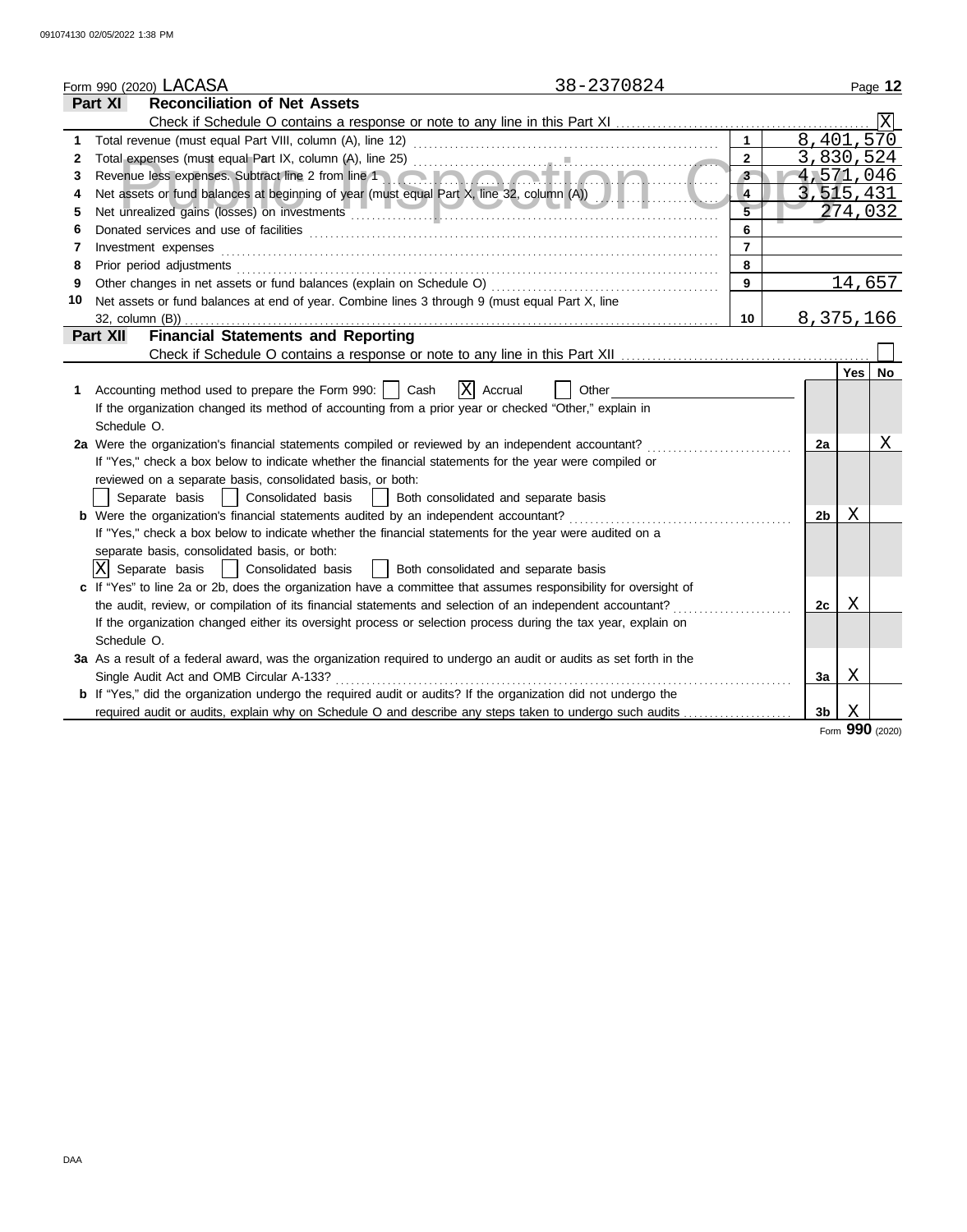Form 990 (2020) LACASA 38-2370824

## Part XI Reconciliation of Net Assets

Check if Schedule O contains a response or note to any line in this Part XI ..... [X]

| | | | |
|---|---|---|---|
| 1 | Total revenue (must equal Part VIII, column (A), line 12) | 1 | 8,401,570 |
| 2 | Total expenses (must equal Part IX, column (A), line 25) | 2 | 3,830,524 |
| 3 | Revenue less expenses. Subtract line 2 from line 1 | 3 | 4,571,046 |
| 4 | Net assets or fund balances at beginning of year (must equal Part X, line 32, column (A)) | 4 | 3,515,431 |
| 5 | Net unrealized gains (losses) on investments | 5 | 274,032 |
| 6 | Donated services and use of facilities | 6 | |
| 7 | Investment expenses | 7 | |
| 8 | Prior period adjustments | 8 | |
| 9 | Other changes in net assets or fund balances (explain on Schedule O) | 9 | 14,657 |
| 10 | Net assets or fund balances at end of year. Combine lines 3 through 9 (must equal Part X, line 32, column (B)) | 10 | 8,375,166 |

## Part XII Financial Statements and Reporting

Check if Schedule O contains a response or note to any line in this Part XII ..... [ ]

| | | | Yes | No |
|---|---|---|---|---|
| 1 | Accounting method used to prepare the Form 990: [ ] Cash [X] Accrual [ ] Other ______ If the organization changed its method of accounting from a prior year or checked "Other," explain in Schedule O. | | | |
| 2a | Were the organization's financial statements compiled or reviewed by an independent accountant? If "Yes," check a box below to indicate whether the financial statements for the year were compiled or reviewed on a separate basis, consolidated basis, or both: [ ] Separate basis [ ] Consolidated basis [ ] Both consolidated and separate basis | 2a | | X |
| b | Were the organization's financial statements audited by an independent accountant? If "Yes," check a box below to indicate whether the financial statements for the year were audited on a separate basis, consolidated basis, or both: [X] Separate basis [ ] Consolidated basis [ ] Both consolidated and separate basis | 2b | X | |
| c | If "Yes" to line 2a or 2b, does the organization have a committee that assumes responsibility for oversight of the audit, review, or compilation of its financial statements and selection of an independent accountant? If the organization changed either its oversight process or selection process during the tax year, explain on Schedule O. | 2c | X | |
| 3a | As a result of a federal award, was the organization required to undergo an audit or audits as set forth in the Single Audit Act and OMB Circular A-133? | 3a | X | |
| b | If "Yes," did the organization undergo the required audit or audits? If the organization did not undergo the required audit or audits, explain why on Schedule O and describe any steps taken to undergo such audits | 3b | X | |

Form **990** (2020)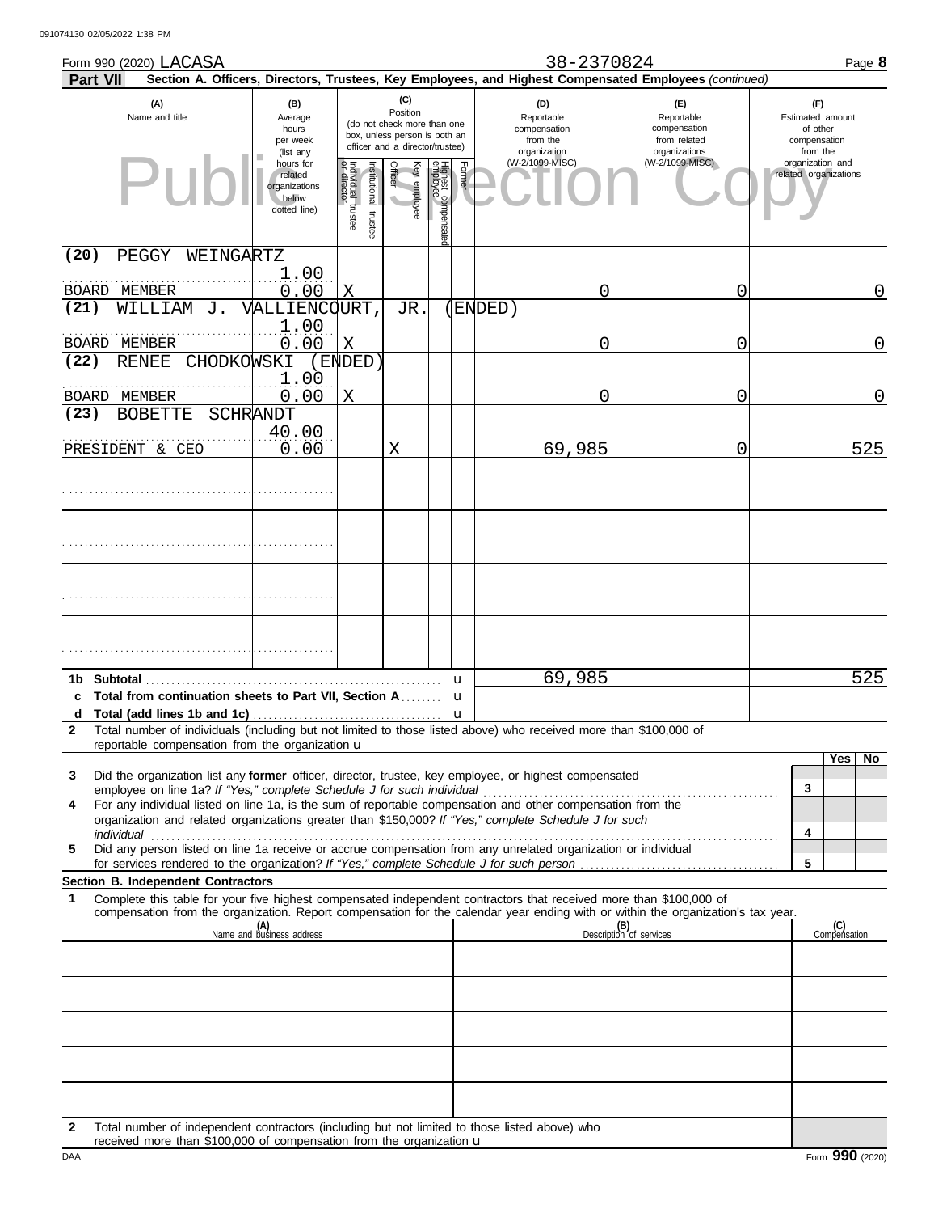Form 990 (2020) LACASA 38-2370824 Page **8**

**Part VII** **Section A. Officers, Directors, Trustees, Key Employees, and Highest Compensated Employees** *(continued)*

| (A) Name and title | (B) Average hours per week (list any hours for related organizations below dotted line) | (C) Position: Individual trustee or director | Institutional trustee | Officer | Key employee | Highest compensated employee | Former | (D) Reportable compensation from the organization (W-2/1099-MISC) | (E) Reportable compensation from related organizations (W-2/1099-MISC) | (F) Estimated amount of other compensation from the organization and related organizations |
|---|---|---|---|---|---|---|---|---|---|---|
| (20) PEGGY WEINGARTZ<br>BOARD MEMBER | 1.00<br>0.00 | X | | | | | | 0 | 0 | 0 |
| (21) WILLIAM J. VALLIENCOURT, JR. (ENDED)<br>BOARD MEMBER | 1.00<br>0.00 | X | | | | | | 0 | 0 | 0 |
| (22) RENEE CHODKOWSKI (ENDED)<br>BOARD MEMBER | 1.00<br>0.00 | X | | | | | | 0 | 0 | 0 |
| (23) BOBETTE SCHRANDT<br>PRESIDENT & CEO | 40.00<br>0.00 | | | X | | | | 69,985 | 0 | 525 |
| | | | | | | | | | | |
| | | | | | | | | | | |
| | | | | | | | | | | |
| | | | | | | | | | | |

| | | (D) | (E) | (F) |
|---|---|---|---|---|
| **1b** | **Subtotal** u | 69,985 | | 525 |
| **c** | **Total from continuation sheets to Part VII, Section A** u | | | |
| **d** | **Total (add lines 1b and 1c)** u | | | |

**2** Total number of individuals (including but not limited to those listed above) who received more than $100,000 of reportable compensation from the organization u

| | | | Yes | No |
|---|---|---|---|---|
| **3** | Did the organization list any **former** officer, director, trustee, key employee, or highest compensated employee on line 1a? *If "Yes," complete Schedule J for such individual* | **3** | | |
| **4** | For any individual listed on line 1a, is the sum of reportable compensation and other compensation from the organization and related organizations greater than $150,000? *If "Yes," complete Schedule J for such individual* | **4** | | |
| **5** | Did any person listed on line 1a receive or accrue compensation from any unrelated organization or individual for services rendered to the organization? *If "Yes," complete Schedule J for such person* | **5** | | |

**Section B. Independent Contractors**

**1** Complete this table for your five highest compensated independent contractors that received more than $100,000 of compensation from the organization. Report compensation for the calendar year ending with or within the organization's tax year.

| (A) Name and business address | (B) Description of services | (C) Compensation |
|---|---|---|
| | | |
| | | |
| | | |
| | | |
| | | |

**2** Total number of independent contractors (including but not limited to those listed above) who received more than $100,000 of compensation from the organization u

DAA Form **990** (2020)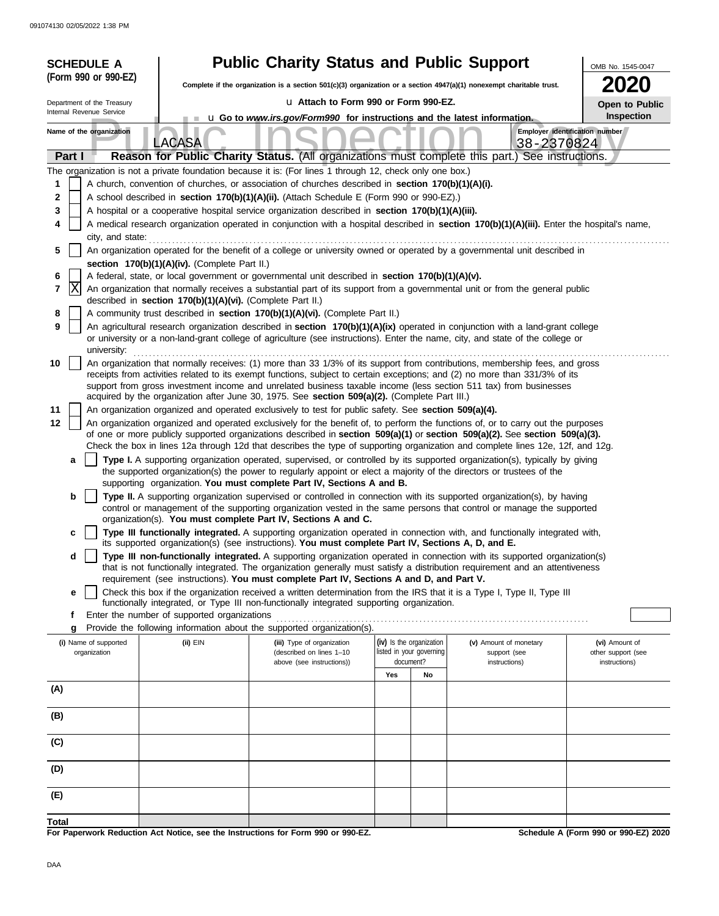**SCHEDULE A**
**(Form 990 or 990-EZ)**

Department of the Treasury
Internal Revenue Service

# Public Charity Status and Public Support

**Complete if the organization is a section 501(c)(3) organization or a section 4947(a)(1) nonexempt charitable trust.**

u Attach to Form 990 or Form 990-EZ.

u Go to *www.irs.gov/Form990* for instructions and the latest information.

OMB No. 1545-0047

**2020**

**Open to Public Inspection**

Name of the organization: LACASA

Employer identification number: 38-2370824

## Part I Reason for Public Charity Status. (All organizations must complete this part.) See instructions.

The organization is not a private foundation because it is: (For lines 1 through 12, check only one box.)

1. [ ] A church, convention of churches, or association of churches described in **section 170(b)(1)(A)(i).**
2. [ ] A school described in **section 170(b)(1)(A)(ii).** (Attach Schedule E (Form 990 or 990-EZ).)
3. [ ] A hospital or a cooperative hospital service organization described in **section 170(b)(1)(A)(iii).**
4. [ ] A medical research organization operated in conjunction with a hospital described in **section 170(b)(1)(A)(iii).** Enter the hospital's name, city, and state:
5. [ ] An organization operated for the benefit of a college or university owned or operated by a governmental unit described in **section 170(b)(1)(A)(iv).** (Complete Part II.)
6. [ ] A federal, state, or local government or governmental unit described in **section 170(b)(1)(A)(v).**
7. [X] An organization that normally receives a substantial part of its support from a governmental unit or from the general public described in **section 170(b)(1)(A)(vi).** (Complete Part II.)
8. [ ] A community trust described in **section 170(b)(1)(A)(vi).** (Complete Part II.)
9. [ ] An agricultural research organization described in **section 170(b)(1)(A)(ix)** operated in conjunction with a land-grant college or university or a non-land-grant college of agriculture (see instructions). Enter the name, city, and state of the college or university:
10. [ ] An organization that normally receives: (1) more than 33 1/3% of its support from contributions, membership fees, and gross receipts from activities related to its exempt functions, subject to certain exceptions; and (2) no more than 331/3% of its support from gross investment income and unrelated business taxable income (less section 511 tax) from businesses acquired by the organization after June 30, 1975. See **section 509(a)(2).** (Complete Part III.)
11. [ ] An organization organized and operated exclusively to test for public safety. See **section 509(a)(4).**
12. [ ] An organization organized and operated exclusively for the benefit of, to perform the functions of, or to carry out the purposes of one or more publicly supported organizations described in **section 509(a)(1)** or **section 509(a)(2).** See **section 509(a)(3).** Check the box in lines 12a through 12d that describes the type of supporting organization and complete lines 12e, 12f, and 12g.
   - **a** [ ] **Type I.** A supporting organization operated, supervised, or controlled by its supported organization(s), typically by giving the supported organization(s) the power to regularly appoint or elect a majority of the directors or trustees of the supporting organization. **You must complete Part IV, Sections A and B.**
   - **b** [ ] **Type II.** A supporting organization supervised or controlled in connection with its supported organization(s), by having control or management of the supporting organization vested in the same persons that control or manage the supported organization(s). **You must complete Part IV, Sections A and C.**
   - **c** [ ] **Type III functionally integrated.** A supporting organization operated in connection with, and functionally integrated with, its supported organization(s) (see instructions). **You must complete Part IV, Sections A, D, and E.**
   - **d** [ ] **Type III non-functionally integrated.** A supporting organization operated in connection with its supported organization(s) that is not functionally integrated. The organization generally must satisfy a distribution requirement and an attentiveness requirement (see instructions). **You must complete Part IV, Sections A and D, and Part V.**
   - **e** [ ] Check this box if the organization received a written determination from the IRS that it is a Type I, Type II, Type III functionally integrated, or Type III non-functionally integrated supporting organization.
   - **f** Enter the number of supported organizations
   - **g** Provide the following information about the supported organization(s).

| (i) Name of supported organization | (ii) EIN | (iii) Type of organization (described on lines 1–10 above (see instructions)) | (iv) Is the organization listed in your governing document? Yes | No | (v) Amount of monetary support (see instructions) | (vi) Amount of other support (see instructions) |
|---|---|---|---|---|---|---|
| (A) | | | | | | |
| (B) | | | | | | |
| (C) | | | | | | |
| (D) | | | | | | |
| (E) | | | | | | |
| **Total** | | | | | | |

**For Paperwork Reduction Act Notice, see the Instructions for Form 990 or 990-EZ.**

**Schedule A (Form 990 or 990-EZ) 2020**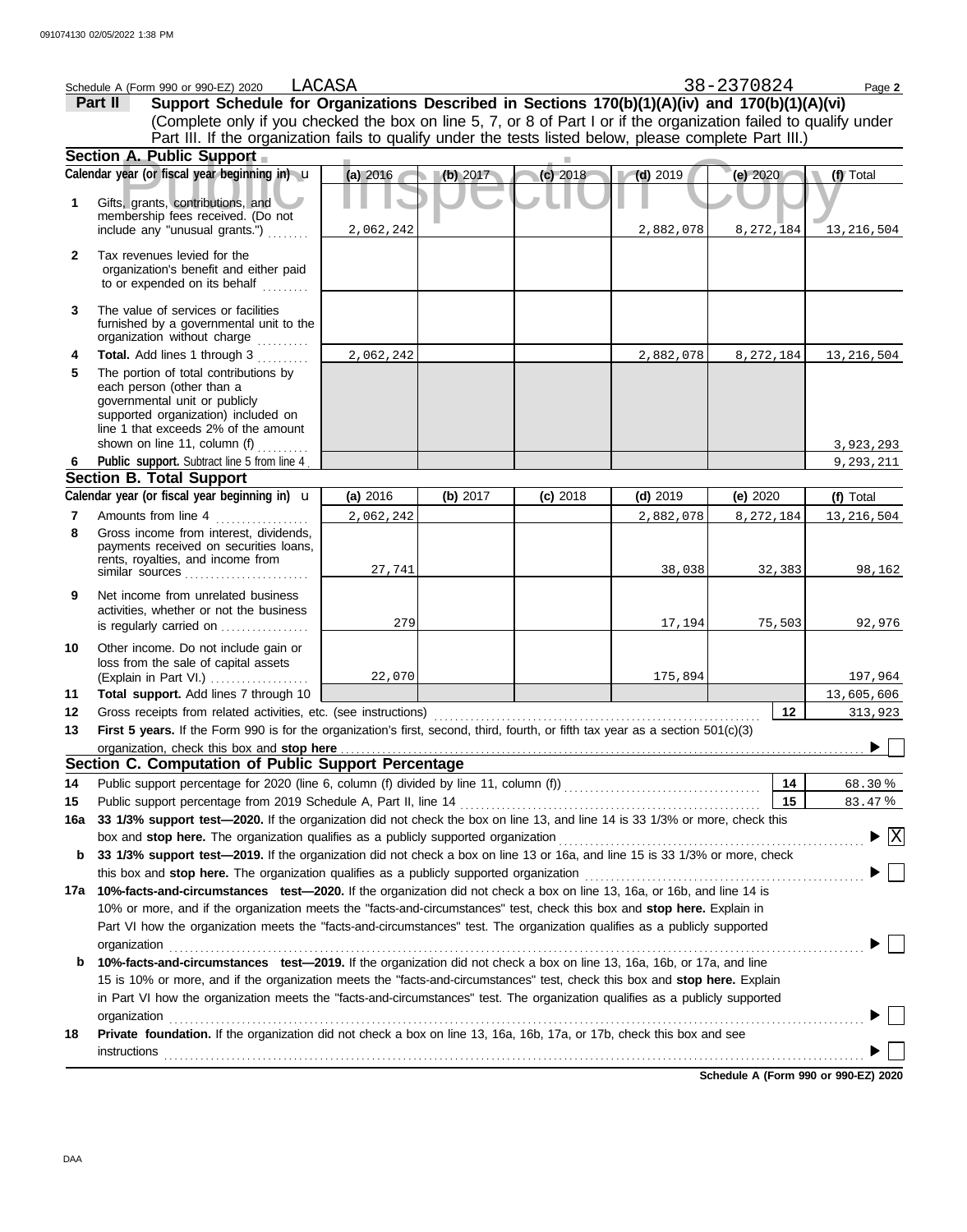Schedule A (Form 990 or 990-EZ) 2020 LACASA 38-2370824 Page **2**

## Part II Support Schedule for Organizations Described in Sections 170(b)(1)(A)(iv) and 170(b)(1)(A)(vi)

(Complete only if you checked the box on line 5, 7, or 8 of Part I or if the organization failed to qualify under Part III. If the organization fails to qualify under the tests listed below, please complete Part III.)

### Section A. Public Support

| Calendar year (or fiscal year beginning in) | (a) 2016 | (b) 2017 | (c) 2018 | (d) 2019 | (e) 2020 | (f) Total |
|---|---|---|---|---|---|---|
| **1** Gifts, grants, contributions, and membership fees received. (Do not include any "unusual grants.") | 2,062,242 | | | 2,882,078 | 8,272,184 | 13,216,504 |
| **2** Tax revenues levied for the organization's benefit and either paid to or expended on its behalf | | | | | | |
| **3** The value of services or facilities furnished by a governmental unit to the organization without charge | | | | | | |
| **4 Total.** Add lines 1 through 3 | 2,062,242 | | | 2,882,078 | 8,272,184 | 13,216,504 |
| **5** The portion of total contributions by each person (other than a governmental unit or publicly supported organization) included on line 1 that exceeds 2% of the amount shown on line 11, column (f) | | | | | | 3,923,293 |
| **6 Public support.** Subtract line 5 from line 4 | | | | | | 9,293,211 |

### Section B. Total Support

| Calendar year (or fiscal year beginning in) | (a) 2016 | (b) 2017 | (c) 2018 | (d) 2019 | (e) 2020 | (f) Total |
|---|---|---|---|---|---|---|
| **7** Amounts from line 4 | 2,062,242 | | | 2,882,078 | 8,272,184 | 13,216,504 |
| **8** Gross income from interest, dividends, payments received on securities loans, rents, royalties, and income from similar sources | 27,741 | | | 38,038 | 32,383 | 98,162 |
| **9** Net income from unrelated business activities, whether or not the business is regularly carried on | 279 | | | 17,194 | 75,503 | 92,976 |
| **10** Other income. Do not include gain or loss from the sale of capital assets (Explain in Part VI.) | 22,070 | | | 175,894 | | 197,964 |
| **11 Total support.** Add lines 7 through 10 | | | | | | 13,605,606 |

**12** Gross receipts from related activities, etc. (see instructions) — **12** 313,923

**13 First 5 years.** If the Form 990 is for the organization's first, second, third, fourth, or fifth tax year as a section 501(c)(3) organization, check this box and **stop here** ☐

### Section C. Computation of Public Support Percentage

**14** Public support percentage for 2020 (line 6, column (f) divided by line 11, column (f)) — **14** 68.30 %

**15** Public support percentage from 2019 Schedule A, Part II, line 14 — **15** 83.47 %

**16a 33 1/3% support test—2020.** If the organization did not check the box on line 13, and line 14 is 33 1/3% or more, check this box and **stop here.** The organization qualifies as a publicly supported organization ☒

**b 33 1/3% support test—2019.** If the organization did not check a box on line 13 or 16a, and line 15 is 33 1/3% or more, check this box and **stop here.** The organization qualifies as a publicly supported organization ☐

**17a 10%-facts-and-circumstances test—2020.** If the organization did not check a box on line 13, 16a, or 16b, and line 14 is 10% or more, and if the organization meets the "facts-and-circumstances" test, check this box and **stop here.** Explain in Part VI how the organization meets the "facts-and-circumstances" test. The organization qualifies as a publicly supported organization ☐

**b 10%-facts-and-circumstances test—2019.** If the organization did not check a box on line 13, 16a, 16b, or 17a, and line 15 is 10% or more, and if the organization meets the "facts-and-circumstances" test, check this box and **stop here.** Explain in Part VI how the organization meets the "facts-and-circumstances" test. The organization qualifies as a publicly supported organization ☐

**18 Private foundation.** If the organization did not check a box on line 13, 16a, 16b, 17a, or 17b, check this box and see instructions ☐

**Schedule A (Form 990 or 990-EZ) 2020**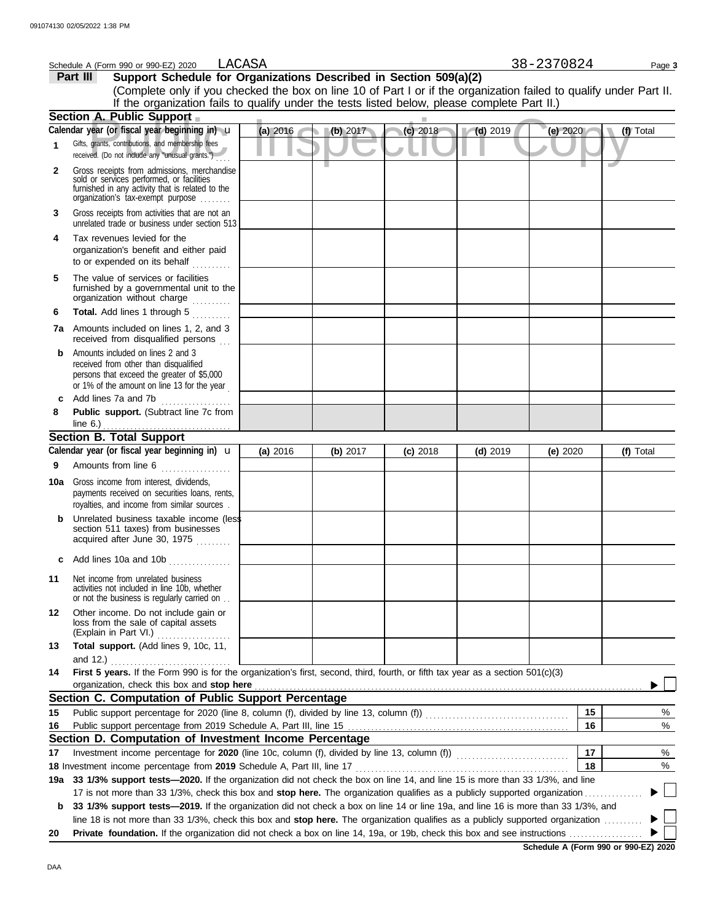Schedule A (Form 990 or 990-EZ) 2020 LACASA 38-2370824

**Part III Support Schedule for Organizations Described in Section 509(a)(2)**

(Complete only if you checked the box on line 10 of Part I or if the organization failed to qualify under Part II. If the organization fails to qualify under the tests listed below, please complete Part II.)

**Section A. Public Support**

| Calendar year (or fiscal year beginning in) ▶ | (a) 2016 | (b) 2017 | (c) 2018 | (d) 2019 | (e) 2020 | (f) Total |
|---|---|---|---|---|---|---|
| 1 Gifts, grants, contributions, and membership fees received. (Do not include any "unusual grants.") | | | | | | |
| 2 Gross receipts from admissions, merchandise sold or services performed, or facilities furnished in any activity that is related to the organization's tax-exempt purpose | | | | | | |
| 3 Gross receipts from activities that are not an unrelated trade or business under section 513 | | | | | | |
| 4 Tax revenues levied for the organization's benefit and either paid to or expended on its behalf | | | | | | |
| 5 The value of services or facilities furnished by a governmental unit to the organization without charge | | | | | | |
| 6 **Total.** Add lines 1 through 5 | | | | | | |
| 7a Amounts included on lines 1, 2, and 3 received from disqualified persons | | | | | | |
| b Amounts included on lines 2 and 3 received from other than disqualified persons that exceed the greater of $5,000 or 1% of the amount on line 13 for the year | | | | | | |
| c Add lines 7a and 7b | | | | | | |
| 8 **Public support.** (Subtract line 7c from line 6.) | | | | | | |

**Section B. Total Support**

| Calendar year (or fiscal year beginning in) ▶ | (a) 2016 | (b) 2017 | (c) 2018 | (d) 2019 | (e) 2020 | (f) Total |
|---|---|---|---|---|---|---|
| 9 Amounts from line 6 | | | | | | |
| 10a Gross income from interest, dividends, payments received on securities loans, rents, royalties, and income from similar sources | | | | | | |
| b Unrelated business taxable income (less section 511 taxes) from businesses acquired after June 30, 1975 | | | | | | |
| c Add lines 10a and 10b | | | | | | |
| 11 Net income from unrelated business activities not included in line 10b, whether or not the business is regularly carried on | | | | | | |
| 12 Other income. Do not include gain or loss from the sale of capital assets (Explain in Part VI.) | | | | | | |
| 13 **Total support.** (Add lines 9, 10c, 11, and 12.) | | | | | | |

14 **First 5 years.** If the Form 990 is for the organization's first, second, third, fourth, or fifth tax year as a section 501(c)(3) organization, check this box and **stop here** ▶ ☐

**Section C. Computation of Public Support Percentage**

| | | | |
|---|---|---|---|
| 15 | Public support percentage for 2020 (line 8, column (f), divided by line 13, column (f)) | 15 | % |
| 16 | Public support percentage from 2019 Schedule A, Part III, line 15 | 16 | % |

**Section D. Computation of Investment Income Percentage**

| | | | |
|---|---|---|---|
| 17 | Investment income percentage for **2020** (line 10c, column (f), divided by line 13, column (f)) | 17 | % |
| 18 | Investment income percentage from **2019** Schedule A, Part III, line 17 | 18 | % |

19a **33 1/3% support tests—2020.** If the organization did not check the box on line 14, and line 15 is more than 33 1/3%, and line 17 is not more than 33 1/3%, check this box and **stop here.** The organization qualifies as a publicly supported organization ▶ ☐

b **33 1/3% support tests—2019.** If the organization did not check a box on line 14 or line 19a, and line 16 is more than 33 1/3%, and line 18 is not more than 33 1/3%, check this box and **stop here.** The organization qualifies as a publicly supported organization ▶ ☐

20 **Private foundation.** If the organization did not check a box on line 14, 19a, or 19b, check this box and see instructions ▶ ☐

**Schedule A (Form 990 or 990-EZ) 2020**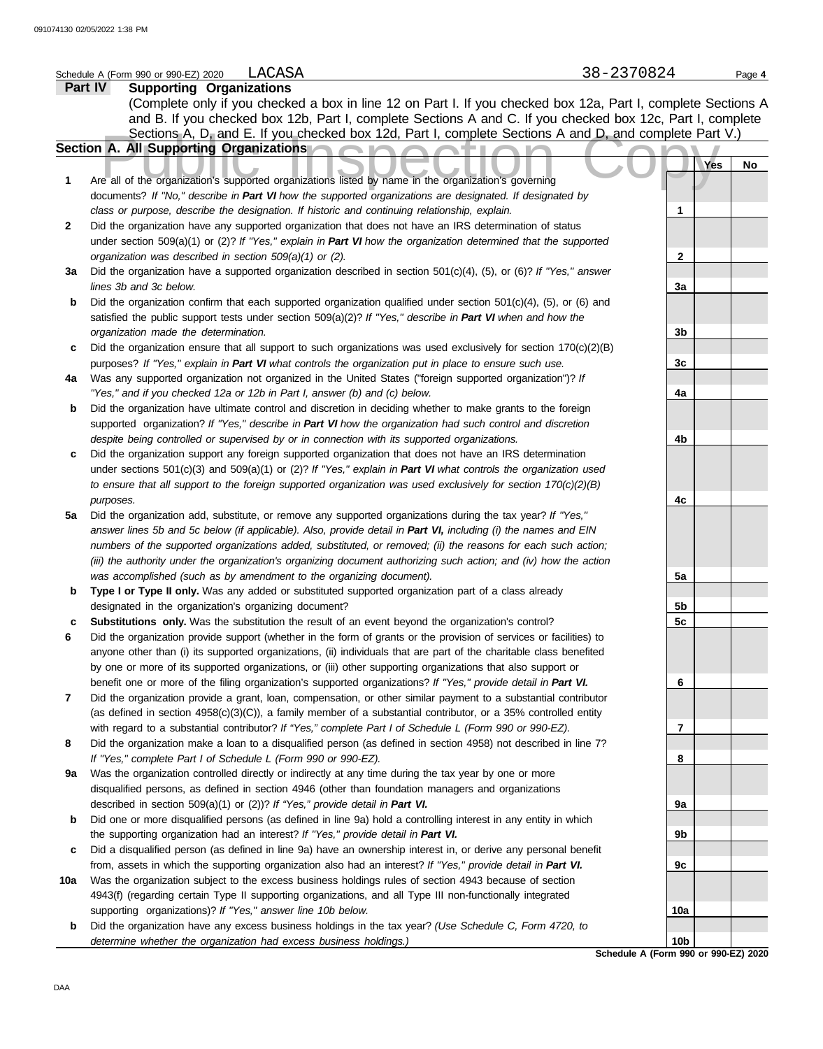Schedule A (Form 990 or 990-EZ) 2020 LACASA 38-2370824

## Part IV Supporting Organizations

(Complete only if you checked a box in line 12 on Part I. If you checked box 12a, Part I, complete Sections A and B. If you checked box 12b, Part I, complete Sections A and C. If you checked box 12c, Part I, complete Sections A, D, and E. If you checked box 12d, Part I, complete Sections A and D, and complete Part V.)

### Section A. All Supporting Organizations

| | | | Yes | No |
|---|---|---|---|---|
| **1** | Are all of the organization's supported organizations listed by name in the organization's governing documents? *If "No," describe in **Part VI** how the supported organizations are designated. If designated by class or purpose, describe the designation. If historic and continuing relationship, explain.* | 1 | | |
| **2** | Did the organization have any supported organization that does not have an IRS determination of status under section 509(a)(1) or (2)? *If "Yes," explain in **Part VI** how the organization determined that the supported organization was described in section 509(a)(1) or (2).* | 2 | | |
| **3a** | Did the organization have a supported organization described in section 501(c)(4), (5), or (6)? *If "Yes," answer lines 3b and 3c below.* | 3a | | |
| **b** | Did the organization confirm that each supported organization qualified under section 501(c)(4), (5), or (6) and satisfied the public support tests under section 509(a)(2)? *If "Yes," describe in **Part VI** when and how the organization made the determination.* | 3b | | |
| **c** | Did the organization ensure that all support to such organizations was used exclusively for section 170(c)(2)(B) purposes? *If "Yes," explain in **Part VI** what controls the organization put in place to ensure such use.* | 3c | | |
| **4a** | Was any supported organization not organized in the United States ("foreign supported organization")? *If "Yes," and if you checked 12a or 12b in Part I, answer (b) and (c) below.* | 4a | | |
| **b** | Did the organization have ultimate control and discretion in deciding whether to make grants to the foreign supported organization? *If "Yes," describe in **Part VI** how the organization had such control and discretion despite being controlled or supervised by or in connection with its supported organizations.* | 4b | | |
| **c** | Did the organization support any foreign supported organization that does not have an IRS determination under sections 501(c)(3) and 509(a)(1) or (2)? *If "Yes," explain in **Part VI** what controls the organization used to ensure that all support to the foreign supported organization was used exclusively for section 170(c)(2)(B) purposes.* | 4c | | |
| **5a** | Did the organization add, substitute, or remove any supported organizations during the tax year? *If "Yes," answer lines 5b and 5c below (if applicable). Also, provide detail in **Part VI,** including (i) the names and EIN numbers of the supported organizations added, substituted, or removed; (ii) the reasons for each such action; (iii) the authority under the organization's organizing document authorizing such action; and (iv) how the action was accomplished (such as by amendment to the organizing document).* | 5a | | |
| **b** | **Type I or Type II only.** Was any added or substituted supported organization part of a class already designated in the organization's organizing document? | 5b | | |
| **c** | **Substitutions only.** Was the substitution the result of an event beyond the organization's control? | 5c | | |
| **6** | Did the organization provide support (whether in the form of grants or the provision of services or facilities) to anyone other than (i) its supported organizations, (ii) individuals that are part of the charitable class benefited by one or more of its supported organizations, or (iii) other supporting organizations that also support or benefit one or more of the filing organization's supported organizations? *If "Yes," provide detail in **Part VI.*** | 6 | | |
| **7** | Did the organization provide a grant, loan, compensation, or other similar payment to a substantial contributor (as defined in section 4958(c)(3)(C)), a family member of a substantial contributor, or a 35% controlled entity with regard to a substantial contributor? *If "Yes," complete Part I of Schedule L (Form 990 or 990-EZ).* | 7 | | |
| **8** | Did the organization make a loan to a disqualified person (as defined in section 4958) not described in line 7? *If "Yes," complete Part I of Schedule L (Form 990 or 990-EZ).* | 8 | | |
| **9a** | Was the organization controlled directly or indirectly at any time during the tax year by one or more disqualified persons, as defined in section 4946 (other than foundation managers and organizations described in section 509(a)(1) or (2))? *If "Yes," provide detail in **Part VI.*** | 9a | | |
| **b** | Did one or more disqualified persons (as defined in line 9a) hold a controlling interest in any entity in which the supporting organization had an interest? *If "Yes," provide detail in **Part VI.*** | 9b | | |
| **c** | Did a disqualified person (as defined in line 9a) have an ownership interest in, or derive any personal benefit from, assets in which the supporting organization also had an interest? *If "Yes," provide detail in **Part VI.*** | 9c | | |
| **10a** | Was the organization subject to the excess business holdings rules of section 4943 because of section 4943(f) (regarding certain Type II supporting organizations, and all Type III non-functionally integrated supporting organizations)? *If "Yes," answer line 10b below.* | 10a | | |
| **b** | Did the organization have any excess business holdings in the tax year? *(Use Schedule C, Form 4720, to determine whether the organization had excess business holdings.)* | 10b | | |

Schedule A (Form 990 or 990-EZ) 2020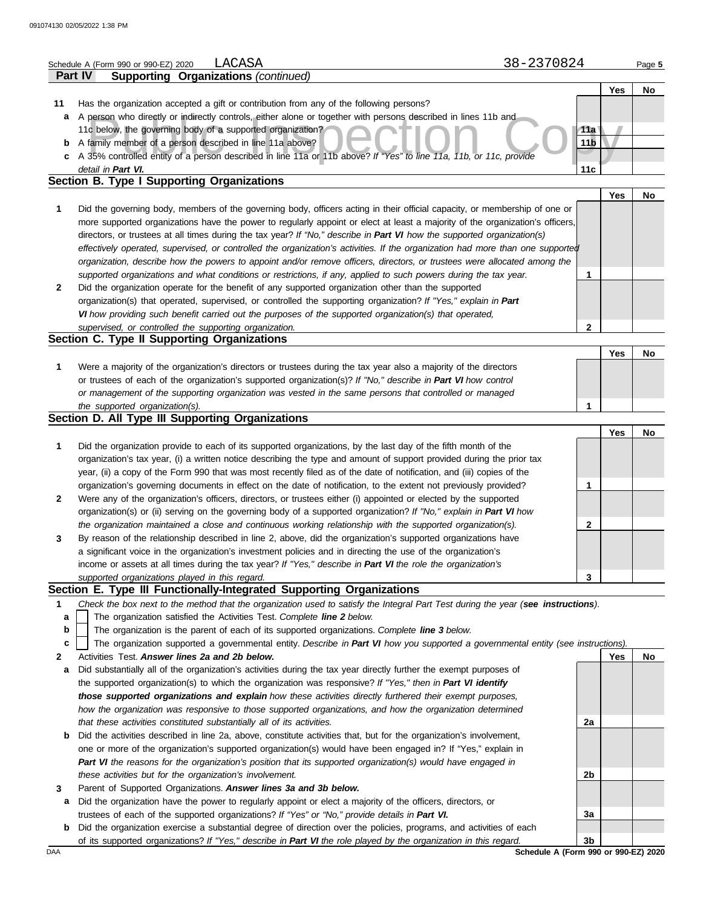Schedule A (Form 990 or 990-EZ) 2020 LACASA 38-2370824

## Part IV Supporting Organizations *(continued)*

| | | | Yes | No |
|---|---|---|---|---|
| 11 | Has the organization accepted a gift or contribution from any of the following persons? | | | |
| a | A person who directly or indirectly controls, either alone or together with persons described in lines 11b and 11c below, the governing body of a supported organization? | 11a | | |
| b | A family member of a person described in line 11a above? | 11b | | |
| c | A 35% controlled entity of a person described in line 11a or 11b above? *If "Yes" to line 11a, 11b, or 11c, provide detail in **Part VI**.* | 11c | | |

### Section B. Type I Supporting Organizations

| | | | Yes | No |
|---|---|---|---|---|
| 1 | Did the governing body, members of the governing body, officers acting in their official capacity, or membership of one or more supported organizations have the power to regularly appoint or elect at least a majority of the organization's officers, directors, or trustees at all times during the tax year? *If "No," describe in **Part VI** how the supported organization(s) effectively operated, supervised, or controlled the organization's activities. If the organization had more than one supported organization, describe how the powers to appoint and/or remove officers, directors, or trustees were allocated among the supported organizations and what conditions or restrictions, if any, applied to such powers during the tax year.* | 1 | | |
| 2 | Did the organization operate for the benefit of any supported organization other than the supported organization(s) that operated, supervised, or controlled the supporting organization? *If "Yes," explain in **Part VI** how providing such benefit carried out the purposes of the supported organization(s) that operated, supervised, or controlled the supporting organization.* | 2 | | |

### Section C. Type II Supporting Organizations

| | | | Yes | No |
|---|---|---|---|---|
| 1 | Were a majority of the organization's directors or trustees during the tax year also a majority of the directors or trustees of each of the organization's supported organization(s)? *If "No," describe in **Part VI** how control or management of the supporting organization was vested in the same persons that controlled or managed the supported organization(s).* | 1 | | |

### Section D. All Type III Supporting Organizations

| | | | Yes | No |
|---|---|---|---|---|
| 1 | Did the organization provide to each of its supported organizations, by the last day of the fifth month of the organization's tax year, (i) a written notice describing the type and amount of support provided during the prior tax year, (ii) a copy of the Form 990 that was most recently filed as of the date of notification, and (iii) copies of the organization's governing documents in effect on the date of notification, to the extent not previously provided? | 1 | | |
| 2 | Were any of the organization's officers, directors, or trustees either (i) appointed or elected by the supported organization(s) or (ii) serving on the governing body of a supported organization? *If "No," explain in **Part VI** how the organization maintained a close and continuous working relationship with the supported organization(s).* | 2 | | |
| 3 | By reason of the relationship described in line 2, above, did the organization's supported organizations have a significant voice in the organization's investment policies and in directing the use of the organization's income or assets at all times during the tax year? *If "Yes," describe in **Part VI** the role the organization's supported organizations played in this regard.* | 3 | | |

### Section E. Type III Functionally-Integrated Supporting Organizations

1 *Check the box next to the method that the organization used to satisfy the Integral Part Test during the year (**see instructions**).*

- a ☐ The organization satisfied the Activities Test. *Complete **line 2** below.*
- b ☐ The organization is the parent of each of its supported organizations. *Complete **line 3** below.*
- c ☐ The organization supported a governmental entity. *Describe in **Part VI** how you supported a governmental entity (see instructions).*

| | | | Yes | No |
|---|---|---|---|---|
| 2 | Activities Test. ***Answer lines 2a and 2b below.*** | | | |
| a | Did substantially all of the organization's activities during the tax year directly further the exempt purposes of the supported organization(s) to which the organization was responsive? *If "Yes," then in **Part VI identify those supported organizations and explain** how these activities directly furthered their exempt purposes, how the organization was responsive to those supported organizations, and how the organization determined that these activities constituted substantially all of its activities.* | 2a | | |
| b | Did the activities described in line 2a, above, constitute activities that, but for the organization's involvement, one or more of the organization's supported organization(s) would have been engaged in? If "Yes," explain in ***Part VI*** *the reasons for the organization's position that its supported organization(s) would have engaged in these activities but for the organization's involvement.* | 2b | | |
| 3 | Parent of Supported Organizations. ***Answer lines 3a and 3b below.*** | | | |
| a | Did the organization have the power to regularly appoint or elect a majority of the officers, directors, or trustees of each of the supported organizations? *If "Yes" or "No," provide details in **Part VI.*** | 3a | | |
| b | Did the organization exercise a substantial degree of direction over the policies, programs, and activities of each of its supported organizations? *If "Yes," describe in **Part VI** the role played by the organization in this regard.* | 3b | | |

Schedule A (Form 990 or 990-EZ) 2020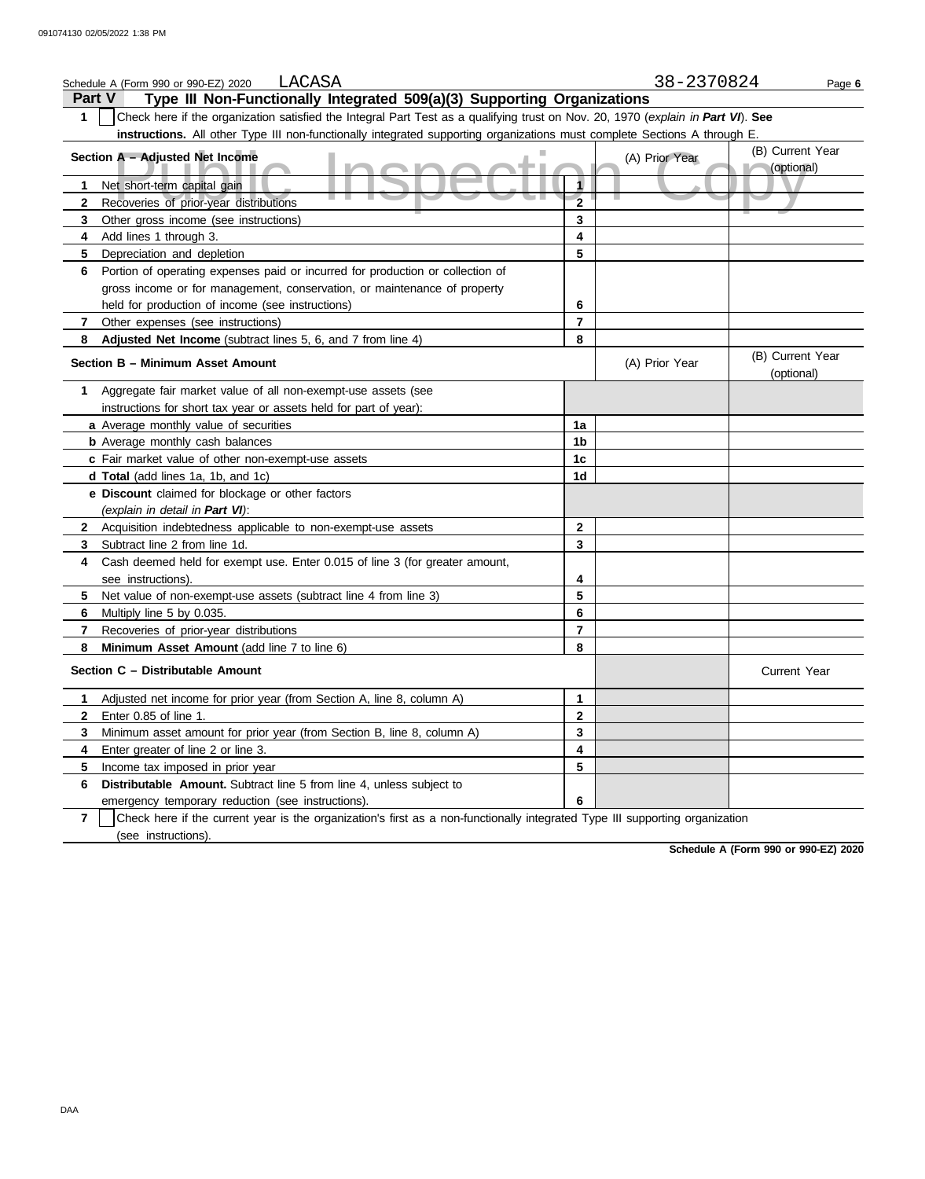Schedule A (Form 990 or 990-EZ) 2020 LACASA 38-2370824

## Part V Type III Non-Functionally Integrated 509(a)(3) Supporting Organizations

**1** ☐ Check here if the organization satisfied the Integral Part Test as a qualifying trust on Nov. 20, 1970 (*explain in **Part VI***). **See instructions.** All other Type III non-functionally integrated supporting organizations must complete Sections A through E.

| Section A – Adjusted Net Income | | (A) Prior Year | (B) Current Year (optional) |
|---|---|---|---|
| **1** Net short-term capital gain | 1 | | |
| **2** Recoveries of prior-year distributions | 2 | | |
| **3** Other gross income (see instructions) | 3 | | |
| **4** Add lines 1 through 3. | 4 | | |
| **5** Depreciation and depletion | 5 | | |
| **6** Portion of operating expenses paid or incurred for production or collection of gross income or for management, conservation, or maintenance of property held for production of income (see instructions) | 6 | | |
| **7** Other expenses (see instructions) | 7 | | |
| **8** **Adjusted Net Income** (subtract lines 5, 6, and 7 from line 4) | 8 | | |

| Section B – Minimum Asset Amount | | (A) Prior Year | (B) Current Year (optional) |
|---|---|---|---|
| **1** Aggregate fair market value of all non-exempt-use assets (see instructions for short tax year or assets held for part of year): | | | |
| **a** Average monthly value of securities | 1a | | |
| **b** Average monthly cash balances | 1b | | |
| **c** Fair market value of other non-exempt-use assets | 1c | | |
| **d Total** (add lines 1a, 1b, and 1c) | 1d | | |
| **e Discount** claimed for blockage or other factors (*explain in detail in **Part VI***): | | | |
| **2** Acquisition indebtedness applicable to non-exempt-use assets | 2 | | |
| **3** Subtract line 2 from line 1d. | 3 | | |
| **4** Cash deemed held for exempt use. Enter 0.015 of line 3 (for greater amount, see instructions). | 4 | | |
| **5** Net value of non-exempt-use assets (subtract line 4 from line 3) | 5 | | |
| **6** Multiply line 5 by 0.035. | 6 | | |
| **7** Recoveries of prior-year distributions | 7 | | |
| **8** **Minimum Asset Amount** (add line 7 to line 6) | 8 | | |

| Section C – Distributable Amount | | | Current Year |
|---|---|---|---|
| **1** Adjusted net income for prior year (from Section A, line 8, column A) | 1 | | |
| **2** Enter 0.85 of line 1. | 2 | | |
| **3** Minimum asset amount for prior year (from Section B, line 8, column A) | 3 | | |
| **4** Enter greater of line 2 or line 3. | 4 | | |
| **5** Income tax imposed in prior year | 5 | | |
| **6** **Distributable Amount.** Subtract line 5 from line 4, unless subject to emergency temporary reduction (see instructions). | 6 | | |

**7** ☐ Check here if the current year is the organization's first as a non-functionally integrated Type III supporting organization (see instructions).

**Schedule A (Form 990 or 990-EZ) 2020**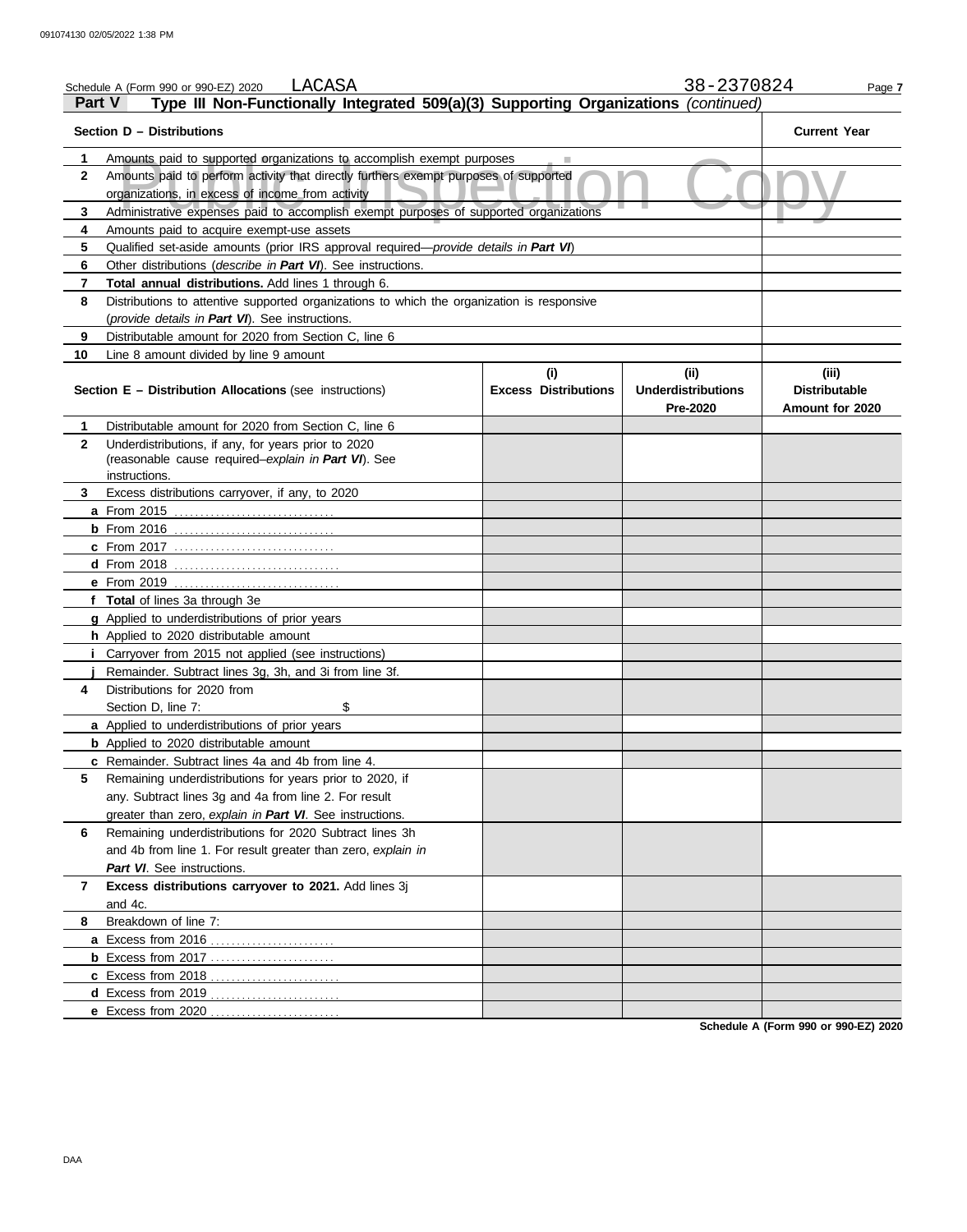Schedule A (Form 990 or 990-EZ) 2020 LACASA 38-2370824

## Part V Type III Non-Functionally Integrated 509(a)(3) Supporting Organizations *(continued)*

| | Section D – Distributions | Current Year |
|---|---|---|
| 1 | Amounts paid to supported organizations to accomplish exempt purposes | |
| 2 | Amounts paid to perform activity that directly furthers exempt purposes of supported organizations, in excess of income from activity | |
| 3 | Administrative expenses paid to accomplish exempt purposes of supported organizations | |
| 4 | Amounts paid to acquire exempt-use assets | |
| 5 | Qualified set-aside amounts (prior IRS approval required—*provide details in **Part VI***) | |
| 6 | Other distributions (*describe in **Part VI***). See instructions. | |
| 7 | **Total annual distributions.** Add lines 1 through 6. | |
| 8 | Distributions to attentive supported organizations to which the organization is responsive (*provide details in **Part VI***). See instructions. | |
| 9 | Distributable amount for 2020 from Section C, line 6 | |
| 10 | Line 8 amount divided by line 9 amount | |

| | Section E – Distribution Allocations (see instructions) | (i) Excess Distributions | (ii) Underdistributions Pre-2020 | (iii) Distributable Amount for 2020 |
|---|---|---|---|---|
| 1 | Distributable amount for 2020 from Section C, line 6 | | | |
| 2 | Underdistributions, if any, for years prior to 2020 (reasonable cause required–*explain in **Part VI***). See instructions. | | | |
| 3 | Excess distributions carryover, if any, to 2020 | | | |
| a | From 2015 | | | |
| b | From 2016 | | | |
| c | From 2017 | | | |
| d | From 2018 | | | |
| e | From 2019 | | | |
| f | **Total** of lines 3a through 3e | | | |
| g | Applied to underdistributions of prior years | | | |
| h | Applied to 2020 distributable amount | | | |
| i | Carryover from 2015 not applied (see instructions) | | | |
| j | Remainder. Subtract lines 3g, 3h, and 3i from line 3f. | | | |
| 4 | Distributions for 2020 from Section D, line 7: $ | | | |
| a | Applied to underdistributions of prior years | | | |
| b | Applied to 2020 distributable amount | | | |
| c | Remainder. Subtract lines 4a and 4b from line 4. | | | |
| 5 | Remaining underdistributions for years prior to 2020, if any. Subtract lines 3g and 4a from line 2. For result greater than zero, *explain in **Part VI***. See instructions. | | | |
| 6 | Remaining underdistributions for 2020 Subtract lines 3h and 4b from line 1. For result greater than zero, *explain in **Part VI***. See instructions. | | | |
| 7 | **Excess distributions carryover to 2021.** Add lines 3j and 4c. | | | |
| 8 | Breakdown of line 7: | | | |
| a | Excess from 2016 | | | |
| b | Excess from 2017 | | | |
| c | Excess from 2018 | | | |
| d | Excess from 2019 | | | |
| e | Excess from 2020 | | | |

Schedule A (Form 990 or 990-EZ) 2020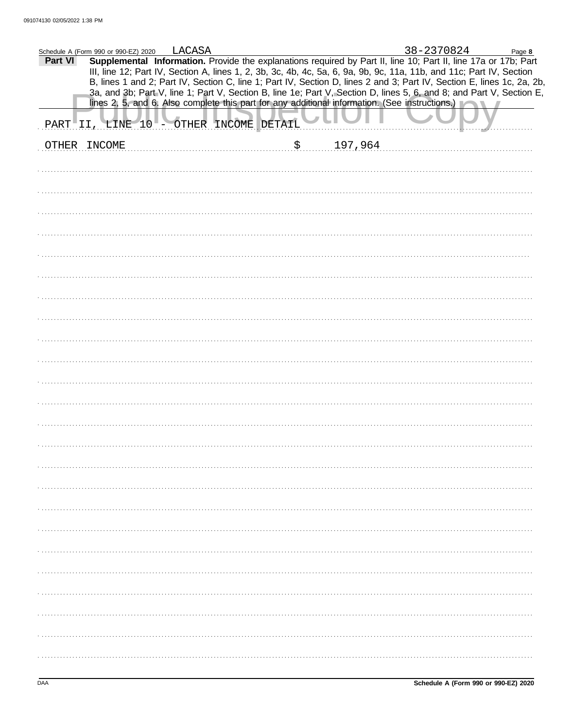Schedule A (Form 990 or 990-EZ) 2020 LACASA 38-2370824 Page **8**

**Part VI** **Supplemental Information.** Provide the explanations required by Part II, line 10; Part II, line 17a or 17b; Part III, line 12; Part IV, Section A, lines 1, 2, 3b, 3c, 4b, 4c, 5a, 6, 9a, 9b, 9c, 11a, 11b, and 11c; Part IV, Section B, lines 1 and 2; Part IV, Section C, line 1; Part IV, Section D, lines 2 and 3; Part IV, Section E, lines 1c, 2a, 2b, 3a, and 3b; Part V, line 1; Part V, Section B, line 1e; Part V, Section D, lines 5, 6, and 8; and Part V, Section E, lines 2, 5, and 6. Also complete this part for any additional information. (See instructions.)

PART II, LINE 10 - OTHER INCOME DETAIL

OTHER INCOME $ 197,964

Schedule A (Form 990 or 990-EZ) 2020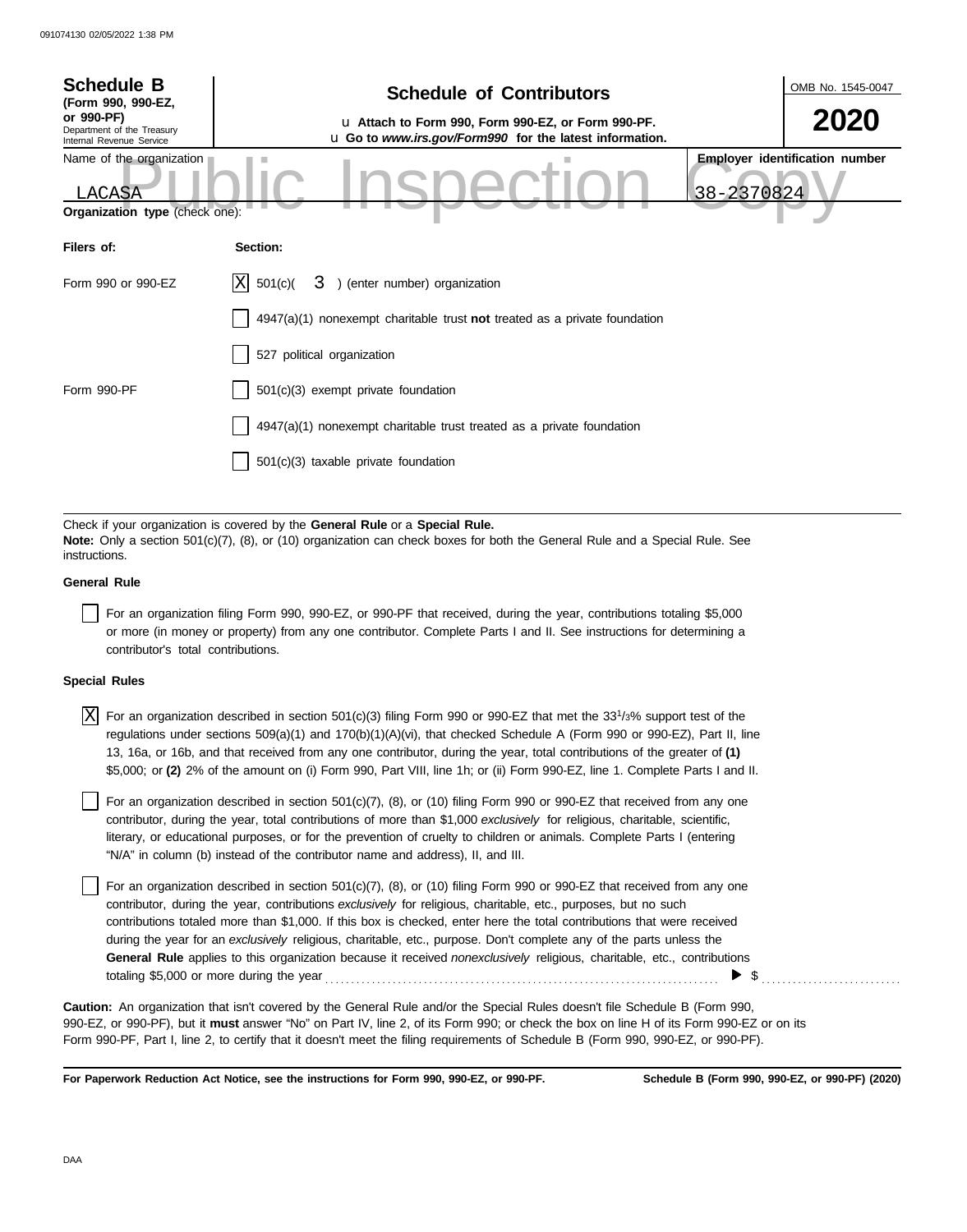**Schedule B**
**(Form 990, 990-EZ, or 990-PF)**
Department of the Treasury
Internal Revenue Service

# Schedule of Contributors

u **Attach to Form 990, Form 990-EZ, or Form 990-PF.**
u **Go to *www.irs.gov/Form990* for the latest information.**

OMB No. 1545-0047

**2020**

Name of the organization: LACASA

**Employer identification number**: 38-2370824

Public Inspection Copy

**Organization type** (check one):

| **Filers of:** | **Section:** |
|---|---|
| Form 990 or 990-EZ | [X] 501(c)( 3 ) (enter number) organization |
| | [ ] 4947(a)(1) nonexempt charitable trust **not** treated as a private foundation |
| | [ ] 527 political organization |
| Form 990-PF | [ ] 501(c)(3) exempt private foundation |
| | [ ] 4947(a)(1) nonexempt charitable trust treated as a private foundation |
| | [ ] 501(c)(3) taxable private foundation |

Check if your organization is covered by the **General Rule** or a **Special Rule.**
**Note:** Only a section 501(c)(7), (8), or (10) organization can check boxes for both the General Rule and a Special Rule. See instructions.

**General Rule**

[ ] For an organization filing Form 990, 990-EZ, or 990-PF that received, during the year, contributions totaling $5,000 or more (in money or property) from any one contributor. Complete Parts I and II. See instructions for determining a contributor's total contributions.

**Special Rules**

[X] For an organization described in section 501(c)(3) filing Form 990 or 990-EZ that met the 33 1/3% support test of the regulations under sections 509(a)(1) and 170(b)(1)(A)(vi), that checked Schedule A (Form 990 or 990-EZ), Part II, line 13, 16a, or 16b, and that received from any one contributor, during the year, total contributions of the greater of **(1)** $5,000; or **(2)** 2% of the amount on (i) Form 990, Part VIII, line 1h; or (ii) Form 990-EZ, line 1. Complete Parts I and II.

[ ] For an organization described in section 501(c)(7), (8), or (10) filing Form 990 or 990-EZ that received from any one contributor, during the year, total contributions of more than $1,000 *exclusively* for religious, charitable, scientific, literary, or educational purposes, or for the prevention of cruelty to children or animals. Complete Parts I (entering "N/A" in column (b) instead of the contributor name and address), II, and III.

[ ] For an organization described in section 501(c)(7), (8), or (10) filing Form 990 or 990-EZ that received from any one contributor, during the year, contributions *exclusively* for religious, charitable, etc., purposes, but no such contributions totaled more than $1,000. If this box is checked, enter here the total contributions that were received during the year for an *exclusively* religious, charitable, etc., purpose. Don't complete any of the parts unless the **General Rule** applies to this organization because it received *nonexclusively* religious, charitable, etc., contributions totaling $5,000 or more during the year ▶ $ ..........

**Caution:** An organization that isn't covered by the General Rule and/or the Special Rules doesn't file Schedule B (Form 990, 990-EZ, or 990-PF), but it **must** answer "No" on Part IV, line 2, of its Form 990; or check the box on line H of its Form 990-EZ or on its Form 990-PF, Part I, line 2, to certify that it doesn't meet the filing requirements of Schedule B (Form 990, 990-EZ, or 990-PF).

**For Paperwork Reduction Act Notice, see the instructions for Form 990, 990-EZ, or 990-PF.** **Schedule B (Form 990, 990-EZ, or 990-PF) (2020)**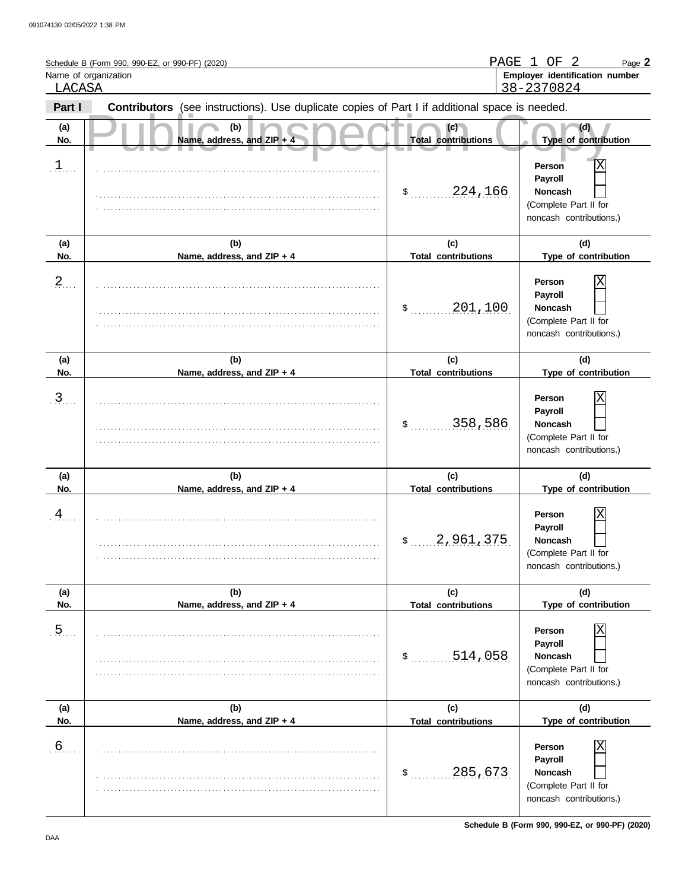Schedule B (Form 990, 990-EZ, or 990-PF) (2020)

PAGE 1 OF 2

Page **2**

Name of organization: LACASA

**Employer identification number**: 38-2370824

**Part I** **Contributors** (see instructions). Use duplicate copies of Part I if additional space is needed.

Public Inspection Copy

| (a) No. | (b) Name, address, and ZIP + 4 | (c) Total contributions | (d) Type of contribution |
|---|---|---|---|
| 1 | | $ 224,166 | Person [X] Payroll [ ] Noncash [ ] (Complete Part II for noncash contributions.) |
| 2 | | $ 201,100 | Person [X] Payroll [ ] Noncash [ ] (Complete Part II for noncash contributions.) |
| 3 | | $ 358,586 | Person [X] Payroll [ ] Noncash [ ] (Complete Part II for noncash contributions.) |
| 4 | | $ 2,961,375 | Person [X] Payroll [ ] Noncash [ ] (Complete Part II for noncash contributions.) |
| 5 | | $ 514,058 | Person [X] Payroll [ ] Noncash [ ] (Complete Part II for noncash contributions.) |
| 6 | | $ 285,673 | Person [X] Payroll [ ] Noncash [ ] (Complete Part II for noncash contributions.) |

**Schedule B (Form 990, 990-EZ, or 990-PF) (2020)**

DAA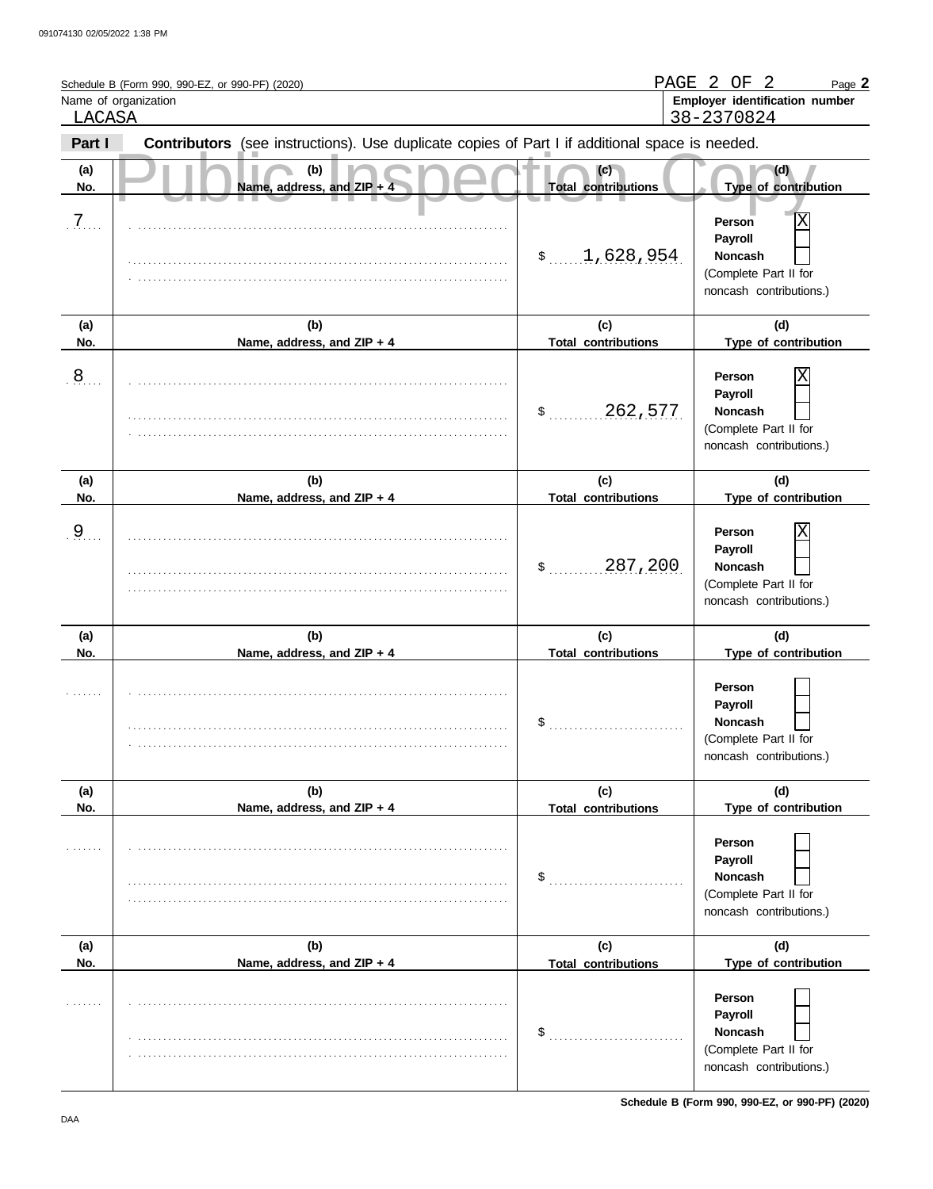Schedule B (Form 990, 990-EZ, or 990-PF) (2020)

PAGE 2 OF 2

| Name of organization | Employer identification number |
|---|---|
| LACASA | 38-2370824 |

**Part I** **Contributors** (see instructions). Use duplicate copies of Part I if additional space is needed.

Public Inspection Copy

| (a) No. | (b) Name, address, and ZIP + 4 | (c) Total contributions | (d) Type of contribution |
|---|---|---|---|
| 7 | | $ 1,628,954 | Person [X] Payroll [ ] Noncash [ ] (Complete Part II for noncash contributions.) |
| 8 | | $ 262,577 | Person [X] Payroll [ ] Noncash [ ] (Complete Part II for noncash contributions.) |
| 9 | | $ 287,200 | Person [X] Payroll [ ] Noncash [ ] (Complete Part II for noncash contributions.) |
| | | $ | Person [ ] Payroll [ ] Noncash [ ] (Complete Part II for noncash contributions.) |
| | | $ | Person [ ] Payroll [ ] Noncash [ ] (Complete Part II for noncash contributions.) |
| | | $ | Person [ ] Payroll [ ] Noncash [ ] (Complete Part II for noncash contributions.) |

Schedule B (Form 990, 990-EZ, or 990-PF) (2020)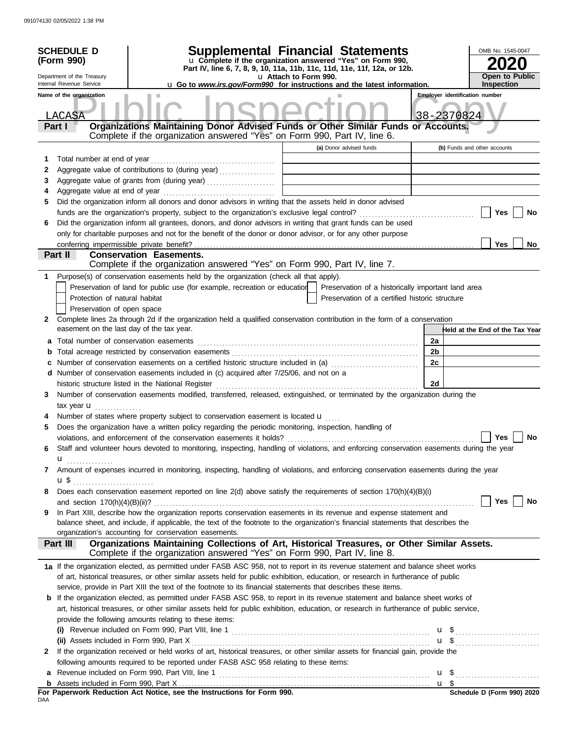**SCHEDULE D (Form 990)**

Department of the Treasury
Internal Revenue Service

# Supplemental Financial Statements

u Complete if the organization answered "Yes" on Form 990, Part IV, line 6, 7, 8, 9, 10, 11a, 11b, 11c, 11d, 11e, 11f, 12a, or 12b.

u Attach to Form 990.

u Go to *www.irs.gov/Form990* for instructions and the latest information.

OMB No. 1545-0047

**2020**

**Open to Public Inspection**

Name of the organization: LACASA

Employer identification number: 38-2370824

## Part I Organizations Maintaining Donor Advised Funds or Other Similar Funds or Accounts.

Complete if the organization answered "Yes" on Form 990, Part IV, line 6.

| | | (a) Donor advised funds | (b) Funds and other accounts |
|---|---|---|---|
| 1 | Total number at end of year | | |
| 2 | Aggregate value of contributions to (during year) | | |
| 3 | Aggregate value of grants from (during year) | | |
| 4 | Aggregate value at end of year | | |

5 Did the organization inform all donors and donor advisors in writing that the assets held in donor advised funds are the organization's property, subject to the organization's exclusive legal control? ☐ Yes ☐ No

6 Did the organization inform all grantees, donors, and donor advisors in writing that grant funds can be used only for charitable purposes and not for the benefit of the donor or donor advisor, or for any other purpose conferring impermissible private benefit? ☐ Yes ☐ No

## Part II Conservation Easements.

Complete if the organization answered "Yes" on Form 990, Part IV, line 7.

1 Purpose(s) of conservation easements held by the organization (check all that apply).

- ☐ Preservation of land for public use (for example, recreation or education)
- ☐ Protection of natural habitat
- ☐ Preservation of open space
- ☐ Preservation of a historically important land area
- ☐ Preservation of a certified historic structure

2 Complete lines 2a through 2d if the organization held a qualified conservation contribution in the form of a conservation easement on the last day of the tax year.

| | | | Held at the End of the Tax Year |
|---|---|---|---|
| a | Total number of conservation easements | 2a | |
| b | Total acreage restricted by conservation easements | 2b | |
| c | Number of conservation easements on a certified historic structure included in (a) | 2c | |
| d | Number of conservation easements included in (c) acquired after 7/25/06, and not on a historic structure listed in the National Register | 2d | |

3 Number of conservation easements modified, transferred, released, extinguished, or terminated by the organization during the tax year u

4 Number of states where property subject to conservation easement is located u

5 Does the organization have a written policy regarding the periodic monitoring, inspection, handling of violations, and enforcement of the conservation easements it holds? ☐ Yes ☐ No

6 Staff and volunteer hours devoted to monitoring, inspecting, handling of violations, and enforcing conservation easements during the year u

7 Amount of expenses incurred in monitoring, inspecting, handling of violations, and enforcing conservation easements during the year u $

8 Does each conservation easement reported on line 2(d) above satisfy the requirements of section 170(h)(4)(B)(i) and section 170(h)(4)(B)(ii)? ☐ Yes ☐ No

9 In Part XIII, describe how the organization reports conservation easements in its revenue and expense statement and balance sheet, and include, if applicable, the text of the footnote to the organization's financial statements that describes the organization's accounting for conservation easements.

## Part III Organizations Maintaining Collections of Art, Historical Treasures, or Other Similar Assets.

Complete if the organization answered "Yes" on Form 990, Part IV, line 8.

1a If the organization elected, as permitted under FASB ASC 958, not to report in its revenue statement and balance sheet works of art, historical treasures, or other similar assets held for public exhibition, education, or research in furtherance of public service, provide in Part XIII the text of the footnote to its financial statements that describes these items.

b If the organization elected, as permitted under FASB ASC 958, to report in its revenue statement and balance sheet works of art, historical treasures, or other similar assets held for public exhibition, education, or research in furtherance of public service, provide the following amounts relating to these items:

(i) Revenue included on Form 990, Part VIII, line 1 u $

(ii) Assets included in Form 990, Part X u $

2 If the organization received or held works of art, historical treasures, or other similar assets for financial gain, provide the following amounts required to be reported under FASB ASC 958 relating to these items:

a Revenue included on Form 990, Part VIII, line 1 u $

b Assets included in Form 990, Part X u $

For Paperwork Reduction Act Notice, see the Instructions for Form 990.

Schedule D (Form 990) 2020

DAA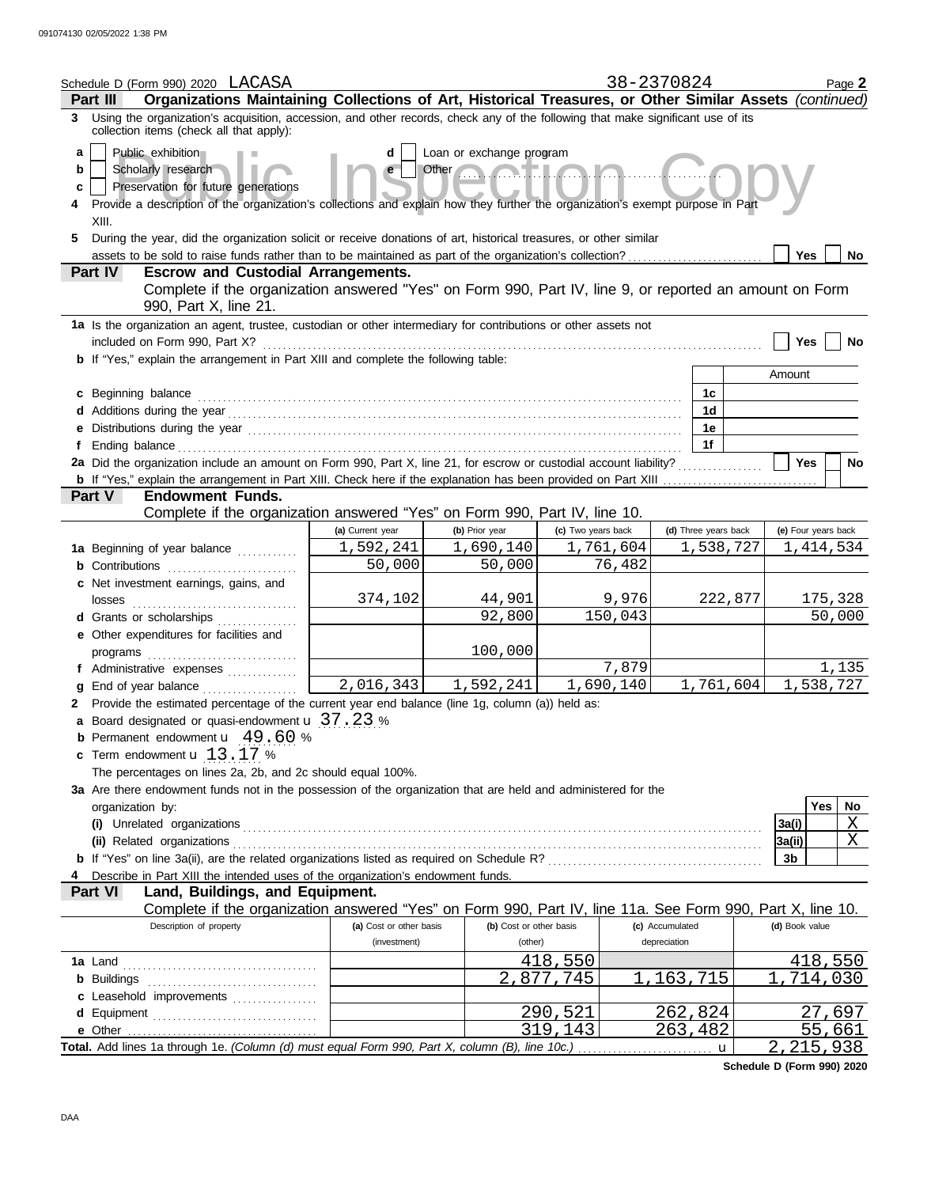Schedule D (Form 990) 2020 LACASA 38-2370824 Page **2**

**Part III — Organizations Maintaining Collections of Art, Historical Treasures, or Other Similar Assets** *(continued)*

**3** Using the organization's acquisition, accession, and other records, check any of the following that make significant use of its collection items (check all that apply):

- **a** ☐ Public exhibition
- **b** ☐ Scholarly research
- **c** ☐ Preservation for future generations
- **d** ☐ Loan or exchange program
- **e** ☐ Other

**4** Provide a description of the organization's collections and explain how they further the organization's exempt purpose in Part XIII.

**5** During the year, did the organization solicit or receive donations of art, historical treasures, or other similar assets to be sold to raise funds rather than to be maintained as part of the organization's collection? ☐ Yes ☐ No

**Part IV — Escrow and Custodial Arrangements.**

Complete if the organization answered "Yes" on Form 990, Part IV, line 9, or reported an amount on Form 990, Part X, line 21.

**1a** Is the organization an agent, trustee, custodian or other intermediary for contributions or other assets not included on Form 990, Part X? ☐ Yes ☐ No

**b** If "Yes," explain the arrangement in Part XIII and complete the following table:

| | | Amount |
|---|---|---|
| **c** Beginning balance | 1c | |
| **d** Additions during the year | 1d | |
| **e** Distributions during the year | 1e | |
| **f** Ending balance | 1f | |

**2a** Did the organization include an amount on Form 990, Part X, line 21, for escrow or custodial account liability? ☐ Yes ☐ No

**b** If "Yes," explain the arrangement in Part XIII. Check here if the explanation has been provided on Part XIII ☐

**Part V — Endowment Funds.**

Complete if the organization answered "Yes" on Form 990, Part IV, line 10.

| | (a) Current year | (b) Prior year | (c) Two years back | (d) Three years back | (e) Four years back |
|---|---|---|---|---|---|
| **1a** Beginning of year balance | 1,592,241 | 1,690,140 | 1,761,604 | 1,538,727 | 1,414,534 |
| **b** Contributions | 50,000 | 50,000 | 76,482 | | |
| **c** Net investment earnings, gains, and losses | 374,102 | 44,901 | 9,976 | 222,877 | 175,328 |
| **d** Grants or scholarships | | 92,800 | 150,043 | | 50,000 |
| **e** Other expenditures for facilities and programs | | 100,000 | | | |
| **f** Administrative expenses | | | 7,879 | | 1,135 |
| **g** End of year balance | 2,016,343 | 1,592,241 | 1,690,140 | 1,761,604 | 1,538,727 |

**2** Provide the estimated percentage of the current year end balance (line 1g, column (a)) held as:

- **a** Board designated or quasi-endowment 37.23 %
- **b** Permanent endowment 49.60 %
- **c** Term endowment 13.17 %

The percentages on lines 2a, 2b, and 2c should equal 100%.

**3a** Are there endowment funds not in the possession of the organization that are held and administered for the organization by:

| | | Yes | No |
|---|---|---|---|
| **(i)** Unrelated organizations | 3a(i) | | X |
| **(ii)** Related organizations | 3a(ii) | | X |
| **b** If "Yes" on line 3a(ii), are the related organizations listed as required on Schedule R? | 3b | | |

**4** Describe in Part XIII the intended uses of the organization's endowment funds.

**Part VI — Land, Buildings, and Equipment.**

Complete if the organization answered "Yes" on Form 990, Part IV, line 11a. See Form 990, Part X, line 10.

| Description of property | (a) Cost or other basis (investment) | (b) Cost or other basis (other) | (c) Accumulated depreciation | (d) Book value |
|---|---|---|---|---|
| **1a** Land | | 418,550 | | 418,550 |
| **b** Buildings | | 2,877,745 | 1,163,715 | 1,714,030 |
| **c** Leasehold improvements | | | | |
| **d** Equipment | | 290,521 | 262,824 | 27,697 |
| **e** Other | | 319,143 | 263,482 | 55,661 |
| **Total.** Add lines 1a through 1e. *(Column (d) must equal Form 990, Part X, column (B), line 10c.)* | | | | 2,215,938 |

**Schedule D (Form 990) 2020**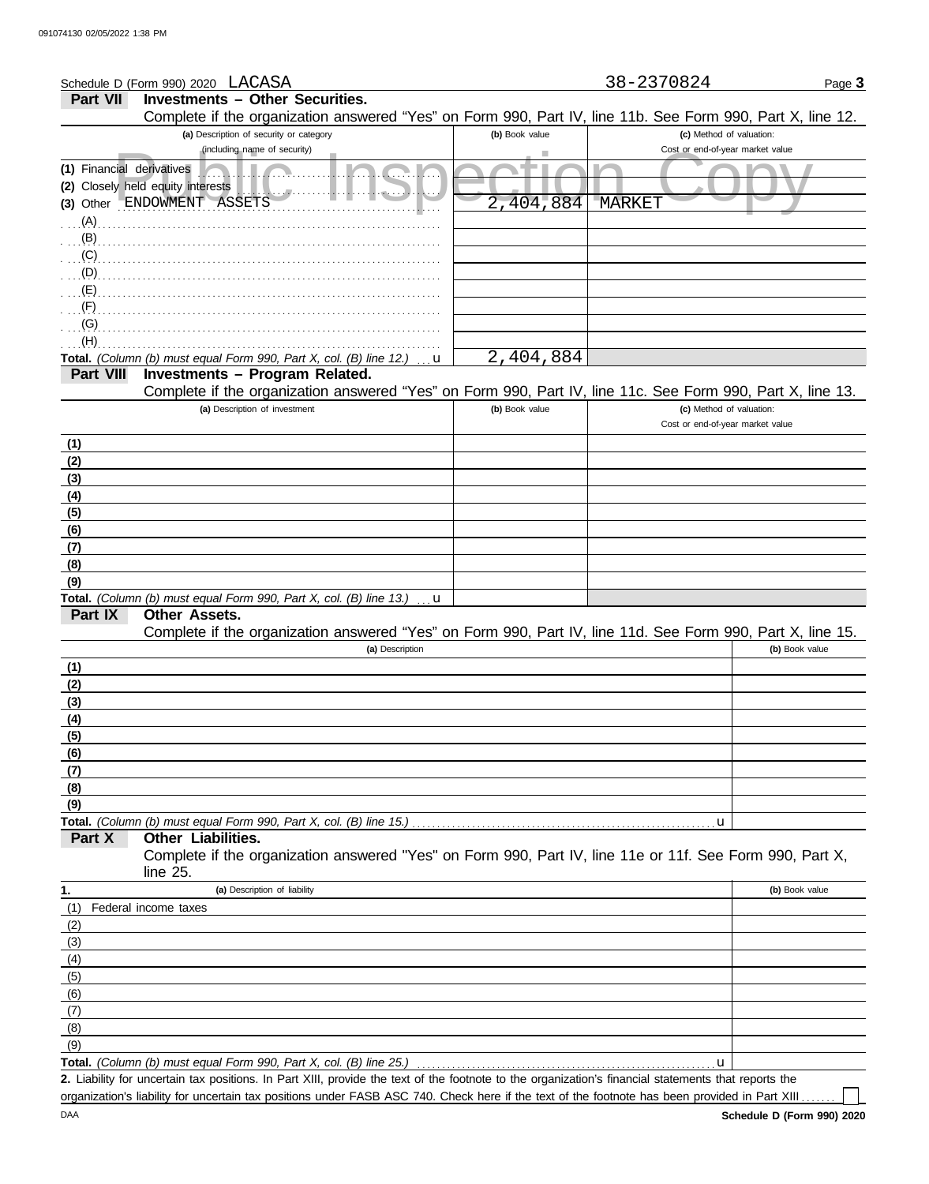Schedule D (Form 990) 2020 LACASA 38-2370824 Page **3**

## Part VII Investments – Other Securities.

Complete if the organization answered "Yes" on Form 990, Part IV, line 11b. See Form 990, Part X, line 12.

| (a) Description of security or category (including name of security) | (b) Book value | (c) Method of valuation: Cost or end-of-year market value |
|---|---|---|
| (1) Financial derivatives | | |
| (2) Closely held equity interests | | |
| (3) Other ENDOWMENT ASSETS | 2,404,884 | MARKET |
| (A) | | |
| (B) | | |
| (C) | | |
| (D) | | |
| (E) | | |
| (F) | | |
| (G) | | |
| (H) | | |
| **Total.** *(Column (b) must equal Form 990, Part X, col. (B) line 12.)* u | 2,404,884 | |

## Part VIII Investments – Program Related.

Complete if the organization answered "Yes" on Form 990, Part IV, line 11c. See Form 990, Part X, line 13.

| (a) Description of investment | (b) Book value | (c) Method of valuation: Cost or end-of-year market value |
|---|---|---|
| (1) | | |
| (2) | | |
| (3) | | |
| (4) | | |
| (5) | | |
| (6) | | |
| (7) | | |
| (8) | | |
| (9) | | |
| **Total.** *(Column (b) must equal Form 990, Part X, col. (B) line 13.)* u | | |

## Part IX Other Assets.

Complete if the organization answered "Yes" on Form 990, Part IV, line 11d. See Form 990, Part X, line 15.

| (a) Description | (b) Book value |
|---|---|
| (1) | |
| (2) | |
| (3) | |
| (4) | |
| (5) | |
| (6) | |
| (7) | |
| (8) | |
| (9) | |
| **Total.** *(Column (b) must equal Form 990, Part X, col. (B) line 15.)* u | |

## Part X Other Liabilities.

Complete if the organization answered "Yes" on Form 990, Part IV, line 11e or 11f. See Form 990, Part X, line 25.

| 1. (a) Description of liability | (b) Book value |
|---|---|
| (1) Federal income taxes | |
| (2) | |
| (3) | |
| (4) | |
| (5) | |
| (6) | |
| (7) | |
| (8) | |
| (9) | |
| **Total.** *(Column (b) must equal Form 990, Part X, col. (B) line 25.)* u | |

**2.** Liability for uncertain tax positions. In Part XIII, provide the text of the footnote to the organization's financial statements that reports the organization's liability for uncertain tax positions under FASB ASC 740. Check here if the text of the footnote has been provided in Part XIII ☐

DAA **Schedule D (Form 990) 2020**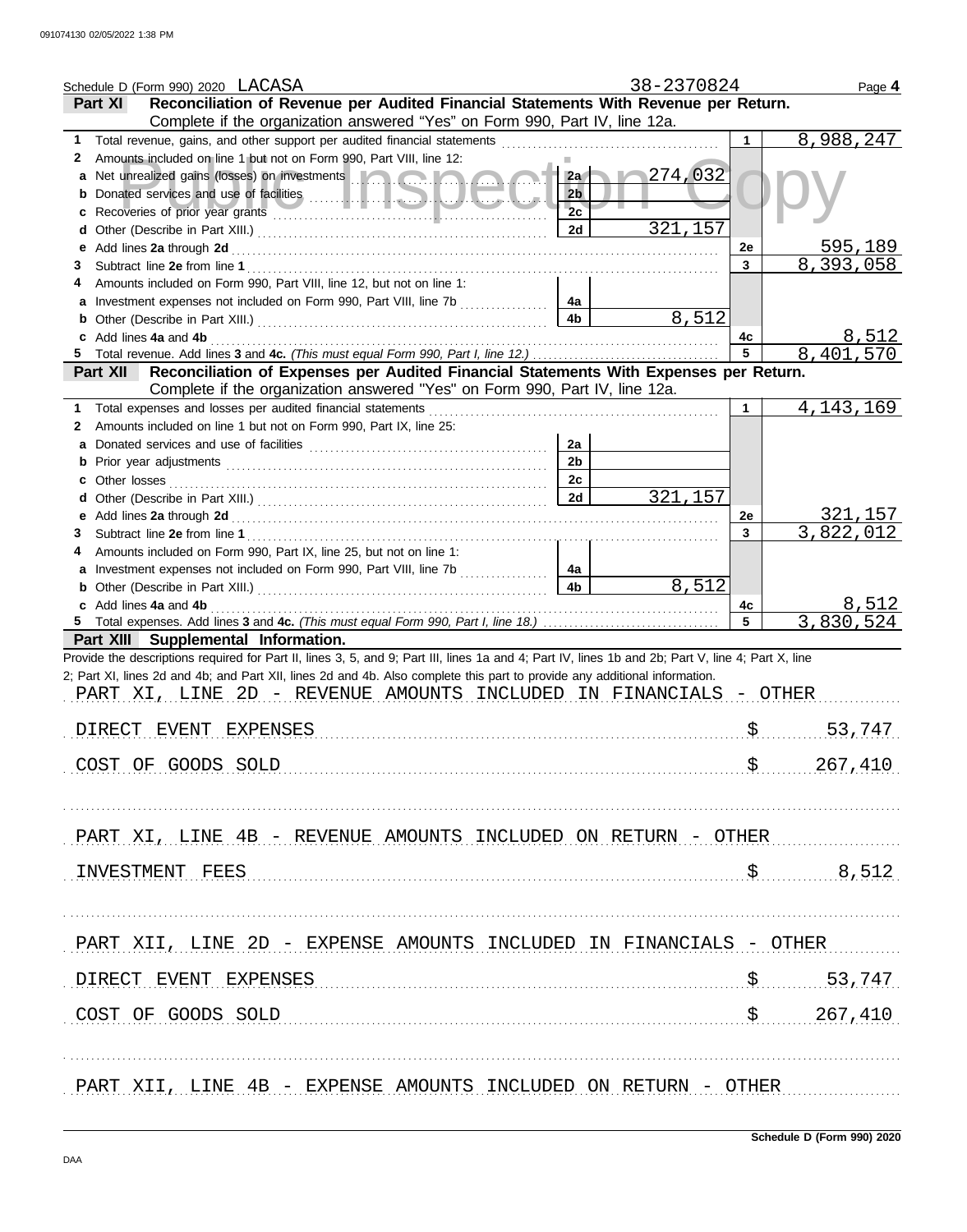Schedule D (Form 990) 2020 LACASA 38-2370824 Page **4**

**Part XI — Reconciliation of Revenue per Audited Financial Statements With Revenue per Return.**
Complete if the organization answered "Yes" on Form 990, Part IV, line 12a.

| | Description | Line | Amount | Line | Amount |
|---|---|---|---|---|---|
| 1 | Total revenue, gains, and other support per audited financial statements | | | 1 | 8,988,247 |
| 2 | Amounts included on line 1 but not on Form 990, Part VIII, line 12: | | | | |
| a | Net unrealized gains (losses) on investments | 2a | 274,032 | | |
| b | Donated services and use of facilities | 2b | | | |
| c | Recoveries of prior year grants | 2c | | | |
| d | Other (Describe in Part XIII.) | 2d | 321,157 | | |
| e | Add lines **2a** through **2d** | | | 2e | 595,189 |
| 3 | Subtract line **2e** from line **1** | | | 3 | 8,393,058 |
| 4 | Amounts included on Form 990, Part VIII, line 12, but not on line 1: | | | | |
| a | Investment expenses not included on Form 990, Part VIII, line 7b | 4a | | | |
| b | Other (Describe in Part XIII.) | 4b | 8,512 | | |
| c | Add lines **4a** and **4b** | | | 4c | 8,512 |
| 5 | Total revenue. Add lines **3** and **4c.** *(This must equal Form 990, Part I, line 12.)* | | | 5 | 8,401,570 |

**Part XII — Reconciliation of Expenses per Audited Financial Statements With Expenses per Return.**
Complete if the organization answered "Yes" on Form 990, Part IV, line 12a.

| | Description | Line | Amount | Line | Amount |
|---|---|---|---|---|---|
| 1 | Total expenses and losses per audited financial statements | | | 1 | 4,143,169 |
| 2 | Amounts included on line 1 but not on Form 990, Part IX, line 25: | | | | |
| a | Donated services and use of facilities | 2a | | | |
| b | Prior year adjustments | 2b | | | |
| c | Other losses | 2c | | | |
| d | Other (Describe in Part XIII.) | 2d | 321,157 | | |
| e | Add lines **2a** through **2d** | | | 2e | 321,157 |
| 3 | Subtract line **2e** from line **1** | | | 3 | 3,822,012 |
| 4 | Amounts included on Form 990, Part IX, line 25, but not on line 1: | | | | |
| a | Investment expenses not included on Form 990, Part VIII, line 7b | 4a | | | |
| b | Other (Describe in Part XIII.) | 4b | 8,512 | | |
| c | Add lines **4a** and **4b** | | | 4c | 8,512 |
| 5 | Total expenses. Add lines **3** and **4c.** *(This must equal Form 990, Part I, line 18.)* | | | 5 | 3,830,524 |

**Part XIII — Supplemental Information.**

Provide the descriptions required for Part II, lines 3, 5, and 9; Part III, lines 1a and 4; Part IV, lines 1b and 2b; Part V, line 4; Part X, line 2; Part XI, lines 2d and 4b; and Part XII, lines 2d and 4b. Also complete this part to provide any additional information.

PART XI, LINE 2D - REVENUE AMOUNTS INCLUDED IN FINANCIALS - OTHER

DIRECT EVENT EXPENSES $ 53,747

COST OF GOODS SOLD $ 267,410

PART XI, LINE 4B - REVENUE AMOUNTS INCLUDED ON RETURN - OTHER

INVESTMENT FEES $ 8,512

PART XII, LINE 2D - EXPENSE AMOUNTS INCLUDED IN FINANCIALS - OTHER

DIRECT EVENT EXPENSES $ 53,747

COST OF GOODS SOLD $ 267,410

PART XII, LINE 4B - EXPENSE AMOUNTS INCLUDED ON RETURN - OTHER

Schedule D (Form 990) 2020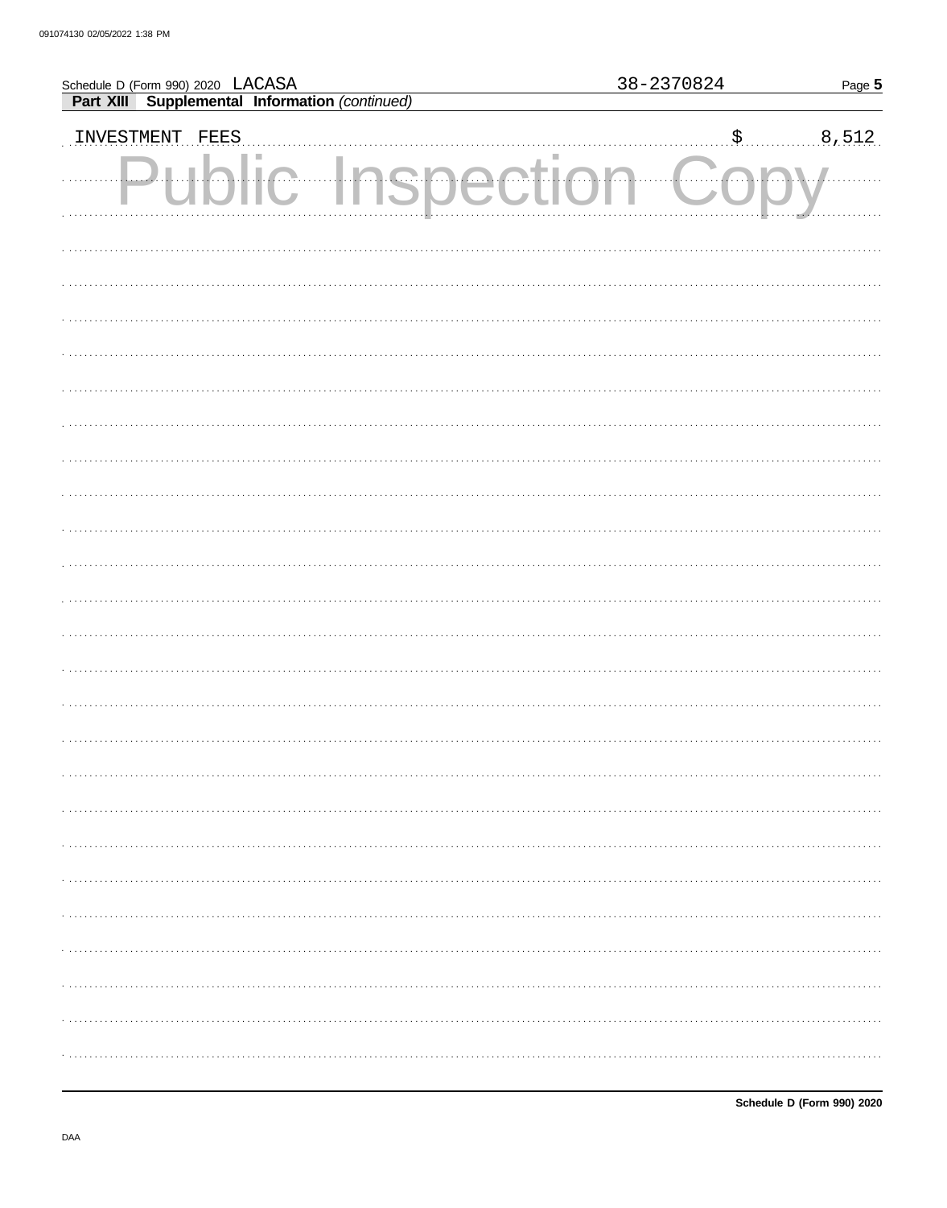Schedule D (Form 990) 2020 LACASA 38-2370824

**Part XIII Supplemental Information** *(continued)*

INVESTMENT FEES $ 8,512

Public Inspection Copy

Schedule D (Form 990) 2020

DAA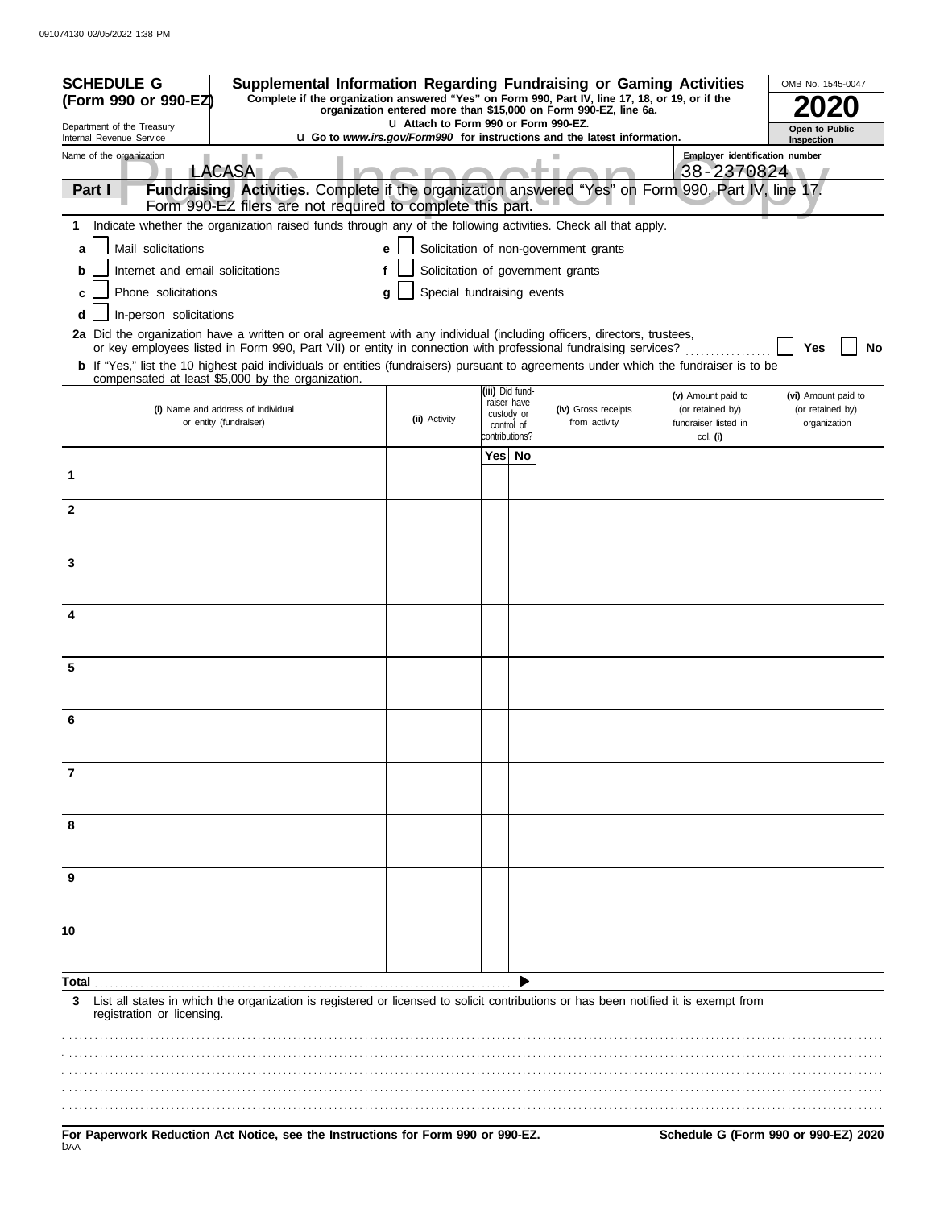091074130 02/05/2022 1:38 PM

**SCHEDULE G (Form 990 or 990-EZ)**

Department of the Treasury
Internal Revenue Service

# Supplemental Information Regarding Fundraising or Gaming Activities

**Complete if the organization answered "Yes" on Form 990, Part IV, line 17, 18, or 19, or if the organization entered more than $15,000 on Form 990-EZ, line 6a.**

u Attach to Form 990 or Form 990-EZ.

u Go to *www.irs.gov/Form990* for instructions and the latest information.

OMB No. 1545-0047

**2020**

**Open to Public Inspection**

Public Inspection Copy

Name of the organization: LACASA

Employer identification number: 38-2370824

**Part I — Fundraising Activities.** Complete if the organization answered "Yes" on Form 990, Part IV, line 17. Form 990-EZ filers are not required to complete this part.

**1** Indicate whether the organization raised funds through any of the following activities. Check all that apply.

- **a** ☐ Mail solicitations
- **b** ☐ Internet and email solicitations
- **c** ☐ Phone solicitations
- **d** ☐ In-person solicitations
- **e** ☐ Solicitation of non-government grants
- **f** ☐ Solicitation of government grants
- **g** ☐ Special fundraising events

**2a** Did the organization have a written or oral agreement with any individual (including officers, directors, trustees, or key employees listed in Form 990, Part VII) or entity in connection with professional fundraising services? ☐ **Yes** ☐ **No**

**b** If "Yes," list the 10 highest paid individuals or entities (fundraisers) pursuant to agreements under which the fundraiser is to be compensated at least $5,000 by the organization.

| | (i) Name and address of individual or entity (fundraiser) | (ii) Activity | (iii) Did fund-raiser have custody or control of contributions? Yes | No | (iv) Gross receipts from activity | (v) Amount paid to (or retained by) fundraiser listed in col. (i) | (vi) Amount paid to (or retained by) organization |
|---|---|---|---|---|---|---|---|
| 1 | | | | | | | |
| 2 | | | | | | | |
| 3 | | | | | | | |
| 4 | | | | | | | |
| 5 | | | | | | | |
| 6 | | | | | | | |
| 7 | | | | | | | |
| 8 | | | | | | | |
| 9 | | | | | | | |
| 10 | | | | | | | |
| **Total** | | | | ▶ | | | |

**3** List all states in which the organization is registered or licensed to solicit contributions or has been notified it is exempt from registration or licensing.

**For Paperwork Reduction Act Notice, see the Instructions for Form 990 or 990-EZ.**

DAA

**Schedule G (Form 990 or 990-EZ) 2020**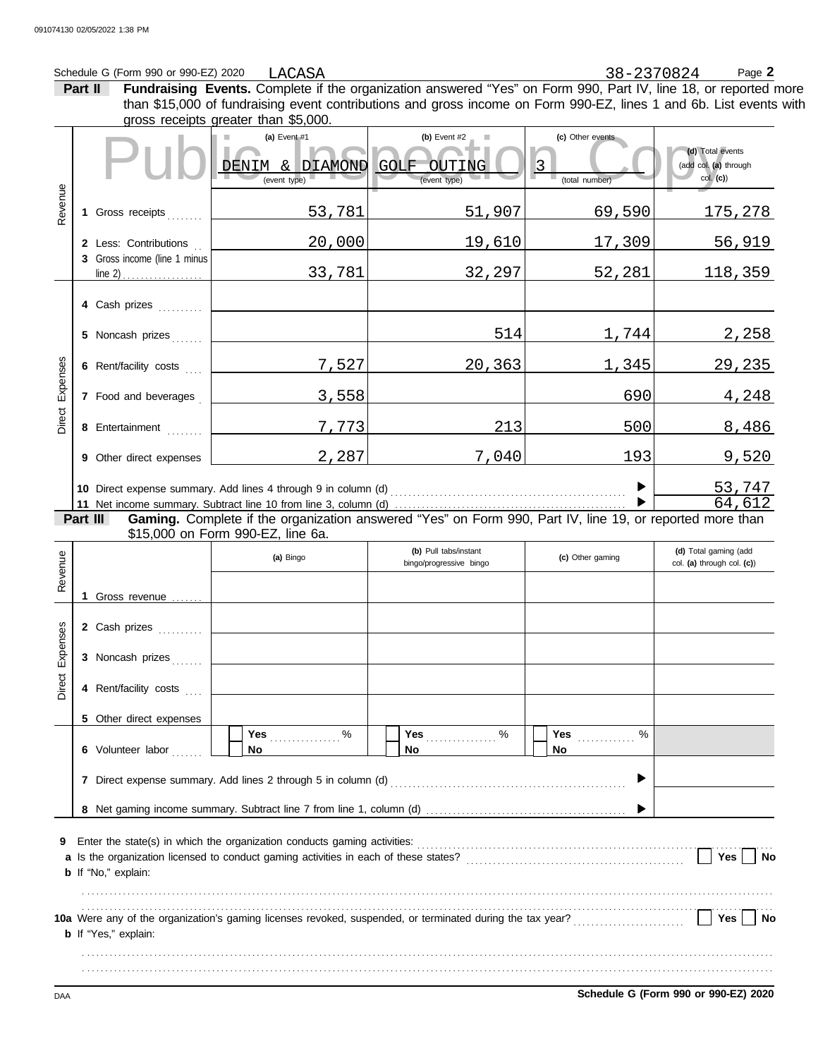Schedule G (Form 990 or 990-EZ) 2020 LACASA 38-2370824 Page **2**

**Part II** **Fundraising Events.** Complete if the organization answered "Yes" on Form 990, Part IV, line 18, or reported more than $15,000 of fundraising event contributions and gross income on Form 990-EZ, lines 1 and 6b. List events with gross receipts greater than $5,000.

Public Inspection Copy

| | | (a) Event #1 | (b) Event #2 | (c) Other events | (d) Total events (add col. (a) through col. (c)) |
|---|---|---|---|---|---|
| | | DENIM & DIAMOND (event type) | GOLF OUTING (event type) | 3 (total number) | |
| Revenue | 1 Gross receipts | 53,781 | 51,907 | 69,590 | 175,278 |
| | 2 Less: Contributions | 20,000 | 19,610 | 17,309 | 56,919 |
| | 3 Gross income (line 1 minus line 2) | 33,781 | 32,297 | 52,281 | 118,359 |
| Direct Expenses | 4 Cash prizes | | | | |
| | 5 Noncash prizes | | 514 | 1,744 | 2,258 |
| | 6 Rent/facility costs | 7,527 | 20,363 | 1,345 | 29,235 |
| | 7 Food and beverages | 3,558 | | 690 | 4,248 |
| | 8 Entertainment | 7,773 | 213 | 500 | 8,486 |
| | 9 Other direct expenses | 2,287 | 7,040 | 193 | 9,520 |
| | 10 Direct expense summary. Add lines 4 through 9 in column (d) | | | ▶ | 53,747 |
| | 11 Net income summary. Subtract line 10 from line 3, column (d) | | | ▶ | 64,612 |

**Part III** **Gaming.** Complete if the organization answered "Yes" on Form 990, Part IV, line 19, or reported more than $15,000 on Form 990-EZ, line 6a.

| | | (a) Bingo | (b) Pull tabs/instant bingo/progressive bingo | (c) Other gaming | (d) Total gaming (add col. (a) through col. (c)) |
|---|---|---|---|---|---|
| Revenue | 1 Gross revenue | | | | |
| Direct Expenses | 2 Cash prizes | | | | |
| | 3 Noncash prizes | | | | |
| | 4 Rent/facility costs | | | | |
| | 5 Other direct expenses | | | | |
| | 6 Volunteer labor | ☐ Yes ....... % ☐ No | ☐ Yes ....... % ☐ No | ☐ Yes ....... % ☐ No | |
| | 7 Direct expense summary. Add lines 2 through 5 in column (d) | | | ▶ | |
| | 8 Net gaming income summary. Subtract line 7 from line 1, column (d) | | | ▶ | |

**9** Enter the state(s) in which the organization conducts gaming activities: ..........

**a** Is the organization licensed to conduct gaming activities in each of these states? ☐ Yes ☐ No

**b** If "No," explain:

..........

**10a** Were any of the organization's gaming licenses revoked, suspended, or terminated during the tax year? ☐ Yes ☐ No

**b** If "Yes," explain:

..........

DAA **Schedule G (Form 990 or 990-EZ) 2020**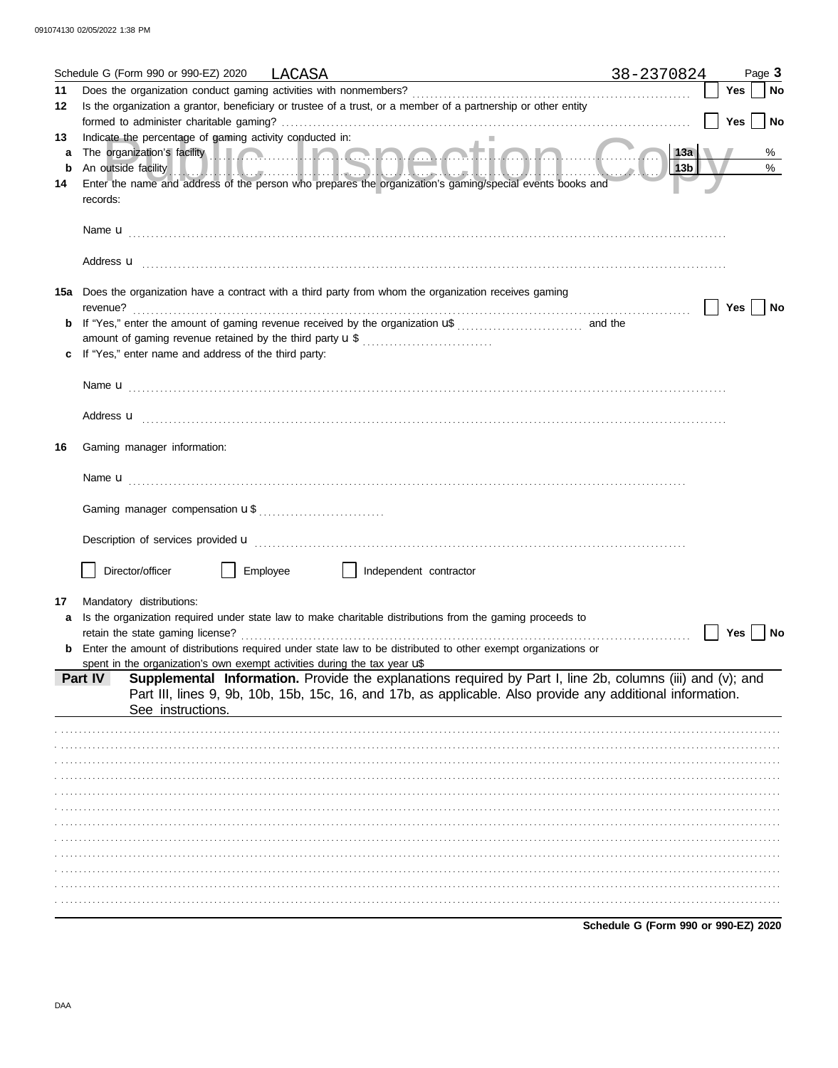Schedule G (Form 990 or 990-EZ) 2020 LACASA 38-2370824 Page **3**

**11** Does the organization conduct gaming activities with nonmembers? ☐ **Yes** ☐ **No**

**12** Is the organization a grantor, beneficiary or trustee of a trust, or a member of a partnership or other entity formed to administer charitable gaming? ☐ **Yes** ☐ **No**

**13** Indicate the percentage of gaming activity conducted in:

**a** The organization's facility **13a** %

**b** An outside facility **13b** %

**14** Enter the name and address of the person who prepares the organization's gaming/special events books and records:

Name u

Address u

**15a** Does the organization have a contract with a third party from whom the organization receives gaming revenue? ☐ **Yes** ☐ **No**

**b** If "Yes," enter the amount of gaming revenue received by the organization u$ .................... and the amount of gaming revenue retained by the third party u $ ....................

**c** If "Yes," enter name and address of the third party:

Name u

Address u

**16** Gaming manager information:

Name u

Gaming manager compensation u $ ....................

Description of services provided u

☐ Director/officer ☐ Employee ☐ Independent contractor

**17** Mandatory distributions:

**a** Is the organization required under state law to make charitable distributions from the gaming proceeds to retain the state gaming license? ☐ **Yes** ☐ **No**

**b** Enter the amount of distributions required under state law to be distributed to other exempt organizations or spent in the organization's own exempt activities during the tax year u$

**Part IV** **Supplemental Information.** Provide the explanations required by Part I, line 2b, columns (iii) and (v); and Part III, lines 9, 9b, 10b, 15b, 15c, 16, and 17b, as applicable. Also provide any additional information. See instructions.

**Schedule G (Form 990 or 990-EZ) 2020**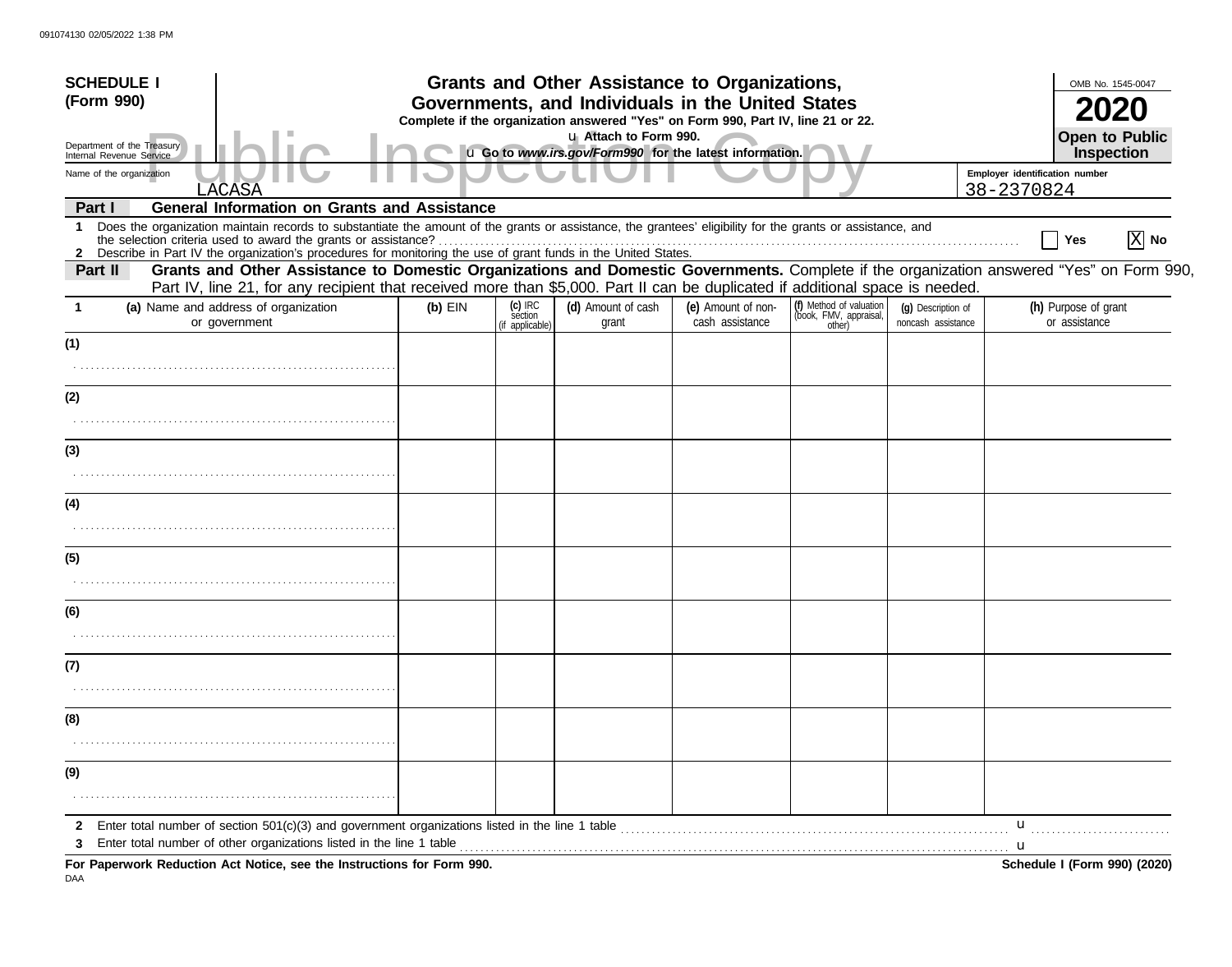**SCHEDULE I (Form 990)**

Department of the Treasury
Internal Revenue Service

# Grants and Other Assistance to Organizations, Governments, and Individuals in the United States

**Complete if the organization answered "Yes" on Form 990, Part IV, line 21 or 22.**
**u Attach to Form 990.**
**u Go to *www.irs.gov/Form990* for the latest information.**

OMB No. 1545-0047
**2020**
**Open to Public Inspection**

Public Inspection Copy

Name of the organization: LACASA

Employer identification number: 38-2370824

## Part I General Information on Grants and Assistance

**1** Does the organization maintain records to substantiate the amount of the grants or assistance, the grantees' eligibility for the grants or assistance, and the selection criteria used to award the grants or assistance? ☐ Yes ☒ No

**2** Describe in Part IV the organization's procedures for monitoring the use of grant funds in the United States.

## Part II Grants and Other Assistance to Domestic Organizations and Domestic Governments.

Complete if the organization answered "Yes" on Form 990, Part IV, line 21, for any recipient that received more than $5,000. Part II can be duplicated if additional space is needed.

| 1 (a) Name and address of organization or government | (b) EIN | (c) IRC section (if applicable) | (d) Amount of cash grant | (e) Amount of non-cash assistance | (f) Method of valuation (book, FMV, appraisal, other) | (g) Description of noncash assistance | (h) Purpose of grant or assistance |
|---|---|---|---|---|---|---|---|
| (1) | | | | | | | |
| (2) | | | | | | | |
| (3) | | | | | | | |
| (4) | | | | | | | |
| (5) | | | | | | | |
| (6) | | | | | | | |
| (7) | | | | | | | |
| (8) | | | | | | | |
| (9) | | | | | | | |

**2** Enter total number of section 501(c)(3) and government organizations listed in the line 1 table u

**3** Enter total number of other organizations listed in the line 1 table u

**For Paperwork Reduction Act Notice, see the Instructions for Form 990.** **Schedule I (Form 990) (2020)**

DAA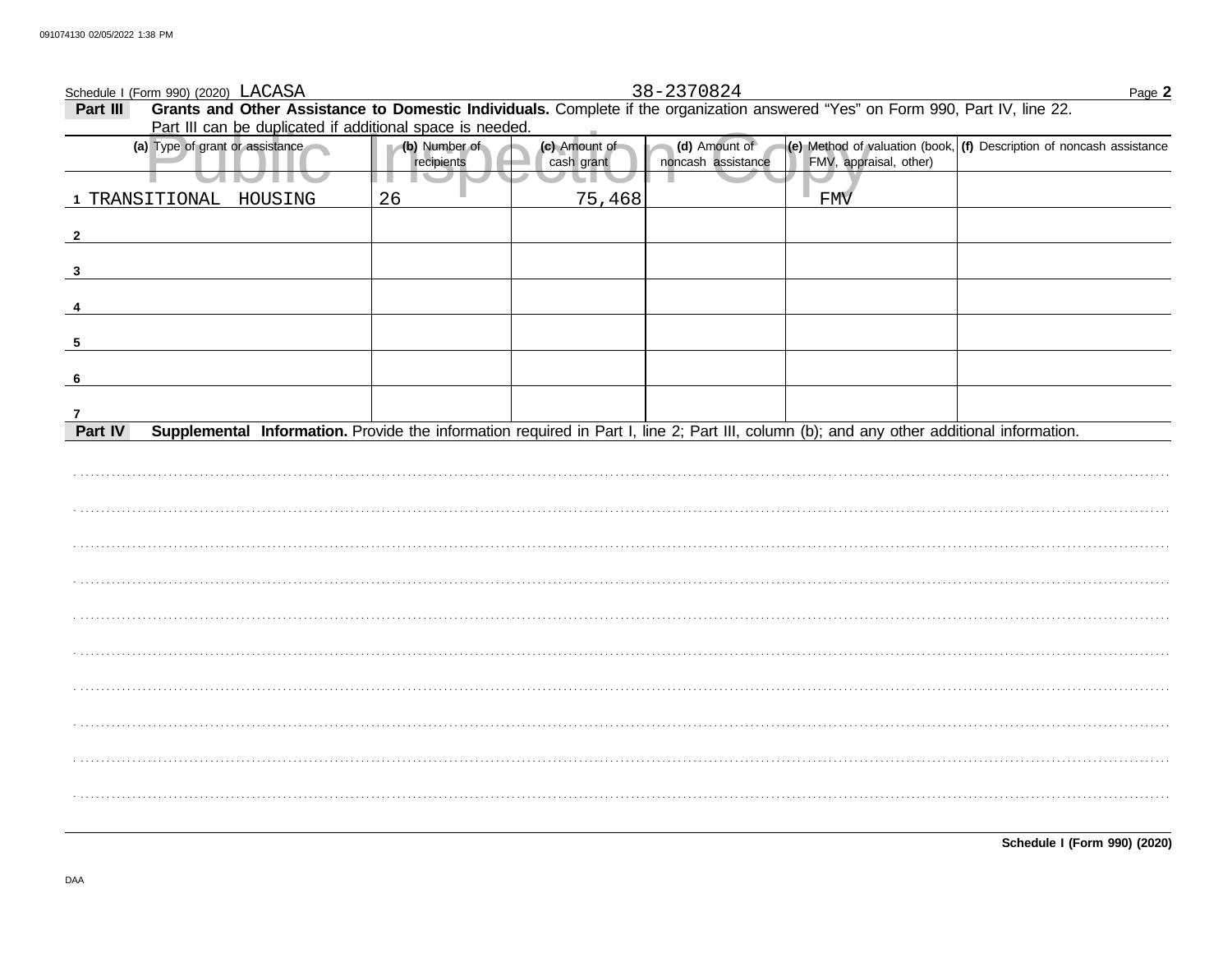Schedule I (Form 990) (2020) LACASA 38-2370824

**Part III** **Grants and Other Assistance to Domestic Individuals.** Complete if the organization answered "Yes" on Form 990, Part IV, line 22. Part III can be duplicated if additional space is needed.

| (a) Type of grant or assistance | (b) Number of recipients | (c) Amount of cash grant | (d) Amount of noncash assistance | (e) Method of valuation (book, FMV, appraisal, other) | (f) Description of noncash assistance |
|---|---|---|---|---|---|
| 1 TRANSITIONAL HOUSING | 26 | 75,468 | | FMV | |
| 2 | | | | | |
| 3 | | | | | |
| 4 | | | | | |
| 5 | | | | | |
| 6 | | | | | |
| 7 | | | | | |

**Part IV** **Supplemental Information.** Provide the information required in Part I, line 2; Part III, column (b); and any other additional information.

**Schedule I (Form 990) (2020)**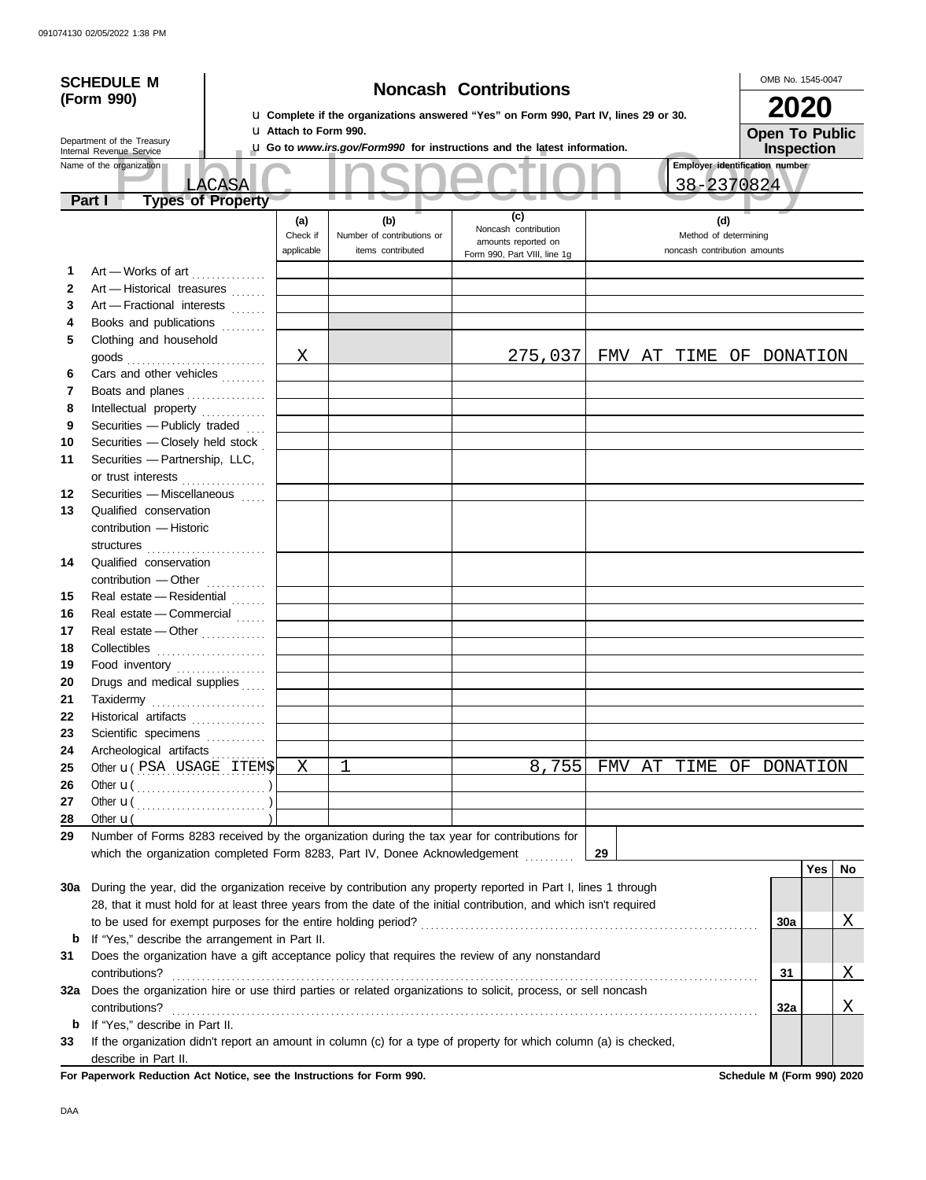091074130 02/05/2022 1:38 PM

**SCHEDULE M (Form 990)**

Department of the Treasury
Internal Revenue Service

# Noncash Contributions

u Complete if the organizations answered "Yes" on Form 990, Part IV, lines 29 or 30.
u Attach to Form 990.
u Go to *www.irs.gov/Form990* for instructions and the latest information.

OMB No. 1545-0047

**2020**

**Open To Public Inspection**

Public Inspection Copy

Name of the organization: LACASA

Employer identification number: 38-2370824

**Part I — Types of Property**

| | | (a) Check if applicable | (b) Number of contributions or items contributed | (c) Noncash contribution amounts reported on Form 990, Part VIII, line 1g | (d) Method of determining noncash contribution amounts |
|---|---|---|---|---|---|
| 1 | Art — Works of art | | | | |
| 2 | Art — Historical treasures | | | | |
| 3 | Art — Fractional interests | | | | |
| 4 | Books and publications | | | | |
| 5 | Clothing and household goods | X | | 275,037 | FMV AT TIME OF DONATION |
| 6 | Cars and other vehicles | | | | |
| 7 | Boats and planes | | | | |
| 8 | Intellectual property | | | | |
| 9 | Securities — Publicly traded | | | | |
| 10 | Securities — Closely held stock | | | | |
| 11 | Securities — Partnership, LLC, or trust interests | | | | |
| 12 | Securities — Miscellaneous | | | | |
| 13 | Qualified conservation contribution — Historic structures | | | | |
| 14 | Qualified conservation contribution — Other | | | | |
| 15 | Real estate — Residential | | | | |
| 16 | Real estate — Commercial | | | | |
| 17 | Real estate — Other | | | | |
| 18 | Collectibles | | | | |
| 19 | Food inventory | | | | |
| 20 | Drugs and medical supplies | | | | |
| 21 | Taxidermy | | | | |
| 22 | Historical artifacts | | | | |
| 23 | Scientific specimens | | | | |
| 24 | Archeological artifacts | | | | |
| 25 | Other u ( PSA USAGE ITEMS ) | X | 1 | 8,755 | FMV AT TIME OF DONATION |
| 26 | Other u ( ) | | | | |
| 27 | Other u ( ) | | | | |
| 28 | Other u ( ) | | | | |

29 Number of Forms 8283 received by the organization during the tax year for contributions for which the organization completed Form 8283, Part IV, Donee Acknowledgement ... **29**

| | | | Yes | No |
|---|---|---|---|---|
| 30a | During the year, did the organization receive by contribution any property reported in Part I, lines 1 through 28, that it must hold for at least three years from the date of the initial contribution, and which isn't required to be used for exempt purposes for the entire holding period? | 30a | | X |
| b | If "Yes," describe the arrangement in Part II. | | | |
| 31 | Does the organization have a gift acceptance policy that requires the review of any nonstandard contributions? | 31 | | X |
| 32a | Does the organization hire or use third parties or related organizations to solicit, process, or sell noncash contributions? | 32a | | X |
| b | If "Yes," describe in Part II. | | | |
| 33 | If the organization didn't report an amount in column (c) for a type of property for which column (a) is checked, describe in Part II. | | | |

**For Paperwork Reduction Act Notice, see the Instructions for Form 990.** **Schedule M (Form 990) 2020**

DAA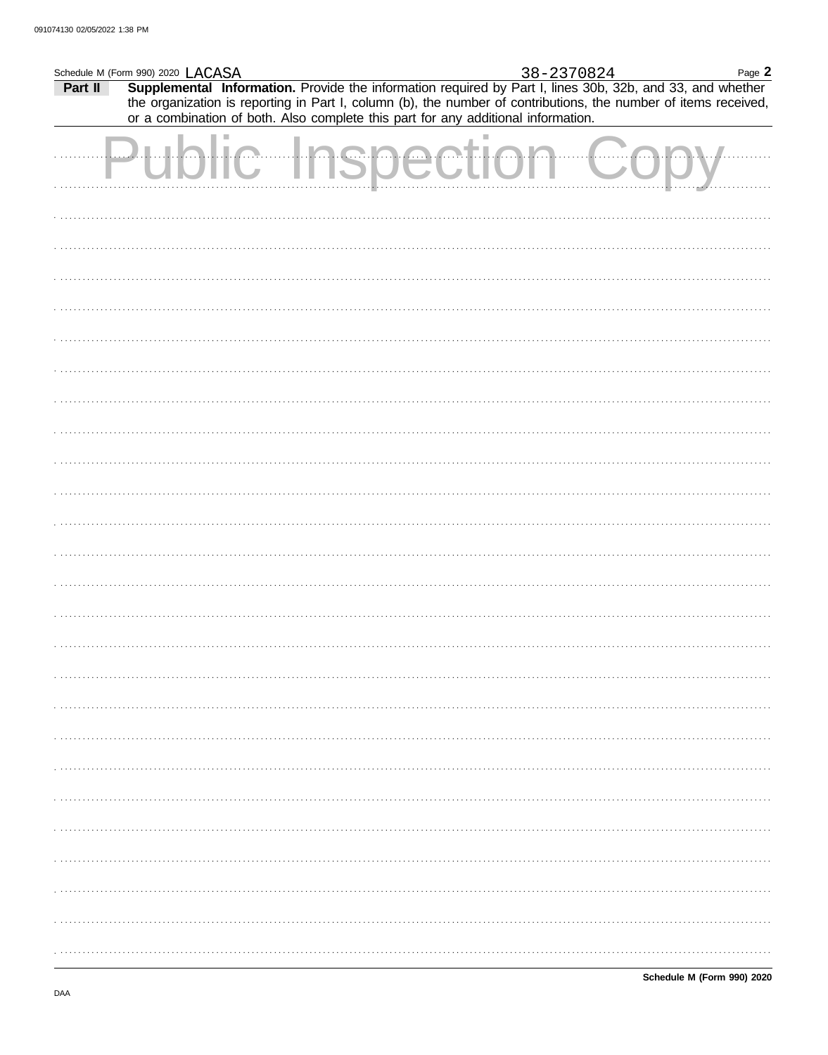Schedule M (Form 990) 2020 LACASA 38-2370824

**Part II** **Supplemental Information.** Provide the information required by Part I, lines 30b, 32b, and 33, and whether the organization is reporting in Part I, column (b), the number of contributions, the number of items received, or a combination of both. Also complete this part for any additional information.

Public Inspection Copy

**Schedule M (Form 990) 2020**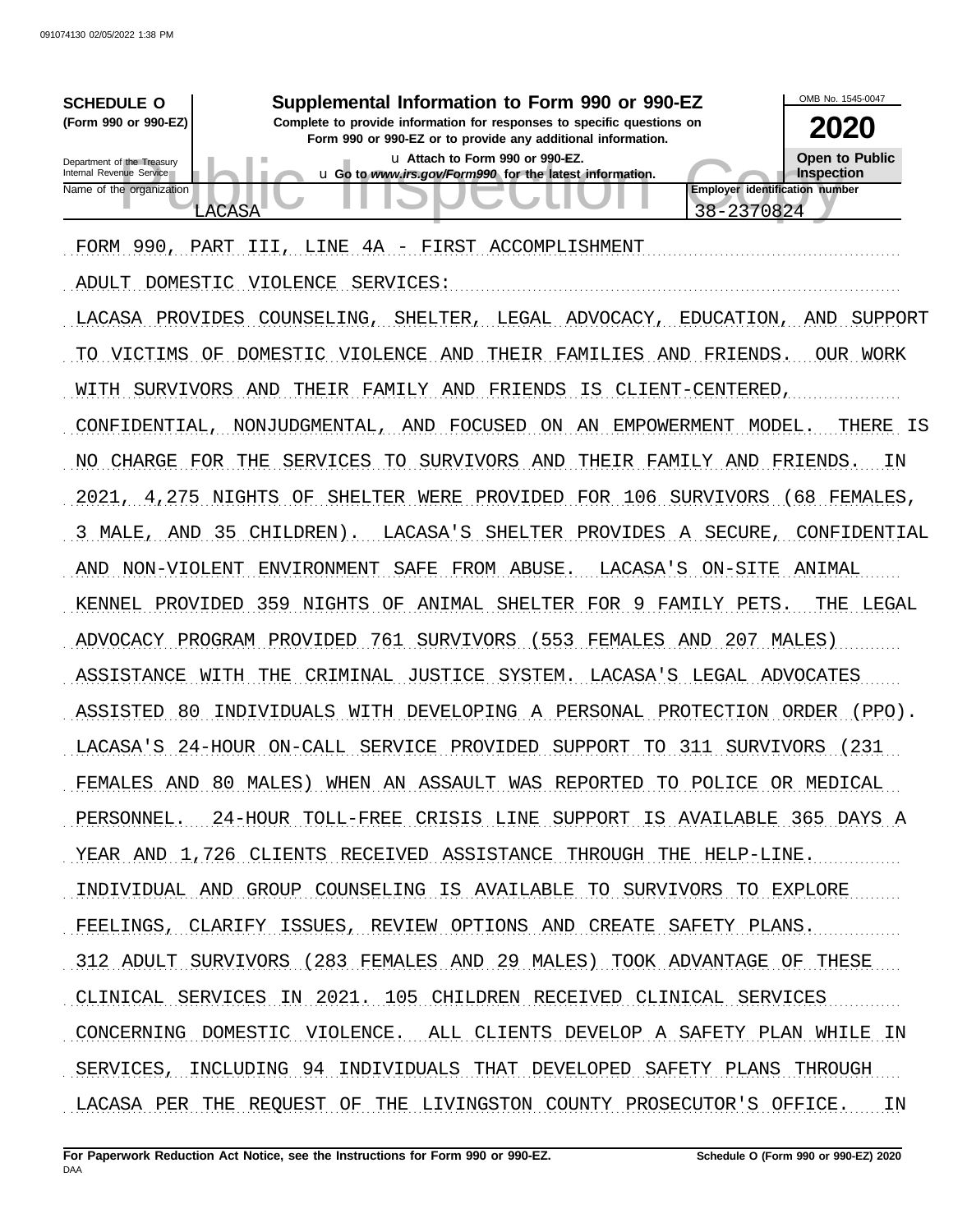**SCHEDULE O** (Form 990 or 990-EZ)

Department of the Treasury
Internal Revenue Service

# Supplemental Information to Form 990 or 990-EZ

**Complete to provide information for responses to specific questions on Form 990 or 990-EZ or to provide any additional information.**

u Attach to Form 990 or 990-EZ.

u **Go to *www.irs.gov/Form990* for the latest information.**

OMB No. 1545-0047

**2020**

**Open to Public Inspection**

Name of the organization: LACASA

**Employer identification number:** 38-2370824

FORM 990, PART III, LINE 4A - FIRST ACCOMPLISHMENT

ADULT DOMESTIC VIOLENCE SERVICES:

LACASA PROVIDES COUNSELING, SHELTER, LEGAL ADVOCACY, EDUCATION, AND SUPPORT TO VICTIMS OF DOMESTIC VIOLENCE AND THEIR FAMILIES AND FRIENDS. OUR WORK WITH SURVIVORS AND THEIR FAMILY AND FRIENDS IS CLIENT-CENTERED, CONFIDENTIAL, NONJUDGMENTAL, AND FOCUSED ON AN EMPOWERMENT MODEL. THERE IS NO CHARGE FOR THE SERVICES TO SURVIVORS AND THEIR FAMILY AND FRIENDS. IN 2021, 4,275 NIGHTS OF SHELTER WERE PROVIDED FOR 106 SURVIVORS (68 FEMALES, 3 MALE, AND 35 CHILDREN). LACASA'S SHELTER PROVIDES A SECURE, CONFIDENTIAL AND NON-VIOLENT ENVIRONMENT SAFE FROM ABUSE. LACASA'S ON-SITE ANIMAL KENNEL PROVIDED 359 NIGHTS OF ANIMAL SHELTER FOR 9 FAMILY PETS. THE LEGAL ADVOCACY PROGRAM PROVIDED 761 SURVIVORS (553 FEMALES AND 207 MALES) ASSISTANCE WITH THE CRIMINAL JUSTICE SYSTEM. LACASA'S LEGAL ADVOCATES ASSISTED 80 INDIVIDUALS WITH DEVELOPING A PERSONAL PROTECTION ORDER (PPO). LACASA'S 24-HOUR ON-CALL SERVICE PROVIDED SUPPORT TO 311 SURVIVORS (231 FEMALES AND 80 MALES) WHEN AN ASSAULT WAS REPORTED TO POLICE OR MEDICAL PERSONNEL. 24-HOUR TOLL-FREE CRISIS LINE SUPPORT IS AVAILABLE 365 DAYS A YEAR AND 1,726 CLIENTS RECEIVED ASSISTANCE THROUGH THE HELP-LINE. INDIVIDUAL AND GROUP COUNSELING IS AVAILABLE TO SURVIVORS TO EXPLORE FEELINGS, CLARIFY ISSUES, REVIEW OPTIONS AND CREATE SAFETY PLANS. 312 ADULT SURVIVORS (283 FEMALES AND 29 MALES) TOOK ADVANTAGE OF THESE CLINICAL SERVICES IN 2021. 105 CHILDREN RECEIVED CLINICAL SERVICES CONCERNING DOMESTIC VIOLENCE. ALL CLIENTS DEVELOP A SAFETY PLAN WHILE IN SERVICES, INCLUDING 94 INDIVIDUALS THAT DEVELOPED SAFETY PLANS THROUGH LACASA PER THE REQUEST OF THE LIVINGSTON COUNTY PROSECUTOR'S OFFICE. IN

**For Paperwork Reduction Act Notice, see the Instructions for Form 990 or 990-EZ.**

DAA

**Schedule O (Form 990 or 990-EZ) 2020**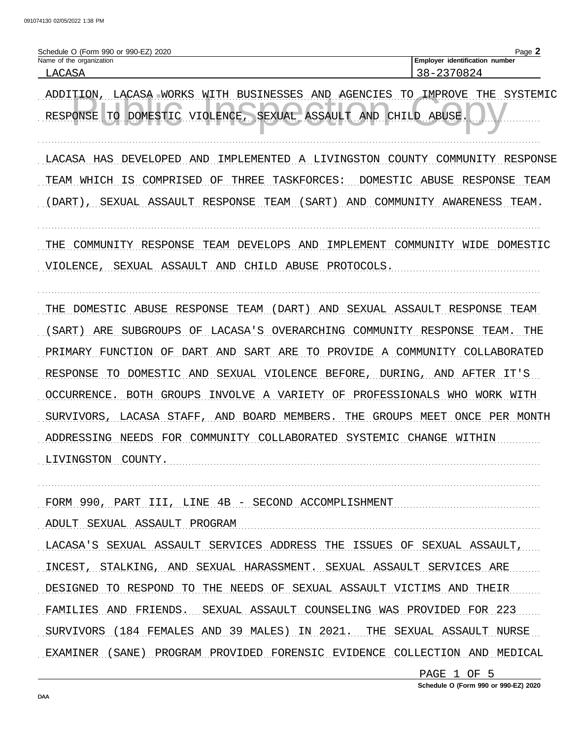Schedule O (Form 990 or 990-EZ) 2020

| Name of the organization | Employer identification number |
|---|---|
| LACASA | 38-2370824 |

ADDITION, LACASA WORKS WITH BUSINESSES AND AGENCIES TO IMPROVE THE SYSTEMIC RESPONSE TO DOMESTIC VIOLENCE, SEXUAL ASSAULT AND CHILD ABUSE.

LACASA HAS DEVELOPED AND IMPLEMENTED A LIVINGSTON COUNTY COMMUNITY RESPONSE TEAM WHICH IS COMPRISED OF THREE TASKFORCES: DOMESTIC ABUSE RESPONSE TEAM (DART), SEXUAL ASSAULT RESPONSE TEAM (SART) AND COMMUNITY AWARENESS TEAM.

THE COMMUNITY RESPONSE TEAM DEVELOPS AND IMPLEMENT COMMUNITY WIDE DOMESTIC VIOLENCE, SEXUAL ASSAULT AND CHILD ABUSE PROTOCOLS.

THE DOMESTIC ABUSE RESPONSE TEAM (DART) AND SEXUAL ASSAULT RESPONSE TEAM (SART) ARE SUBGROUPS OF LACASA'S OVERARCHING COMMUNITY RESPONSE TEAM. THE PRIMARY FUNCTION OF DART AND SART ARE TO PROVIDE A COMMUNITY COLLABORATED RESPONSE TO DOMESTIC AND SEXUAL VIOLENCE BEFORE, DURING, AND AFTER IT'S OCCURRENCE. BOTH GROUPS INVOLVE A VARIETY OF PROFESSIONALS WHO WORK WITH SURVIVORS, LACASA STAFF, AND BOARD MEMBERS. THE GROUPS MEET ONCE PER MONTH ADDRESSING NEEDS FOR COMMUNITY COLLABORATED SYSTEMIC CHANGE WITHIN LIVINGSTON COUNTY.

FORM 990, PART III, LINE 4B - SECOND ACCOMPLISHMENT

ADULT SEXUAL ASSAULT PROGRAM

LACASA'S SEXUAL ASSAULT SERVICES ADDRESS THE ISSUES OF SEXUAL ASSAULT, INCEST, STALKING, AND SEXUAL HARASSMENT. SEXUAL ASSAULT SERVICES ARE DESIGNED TO RESPOND TO THE NEEDS OF SEXUAL ASSAULT VICTIMS AND THEIR FAMILIES AND FRIENDS. SEXUAL ASSAULT COUNSELING WAS PROVIDED FOR 223 SURVIVORS (184 FEMALES AND 39 MALES) IN 2021. THE SEXUAL ASSAULT NURSE EXAMINER (SANE) PROGRAM PROVIDED FORENSIC EVIDENCE COLLECTION AND MEDICAL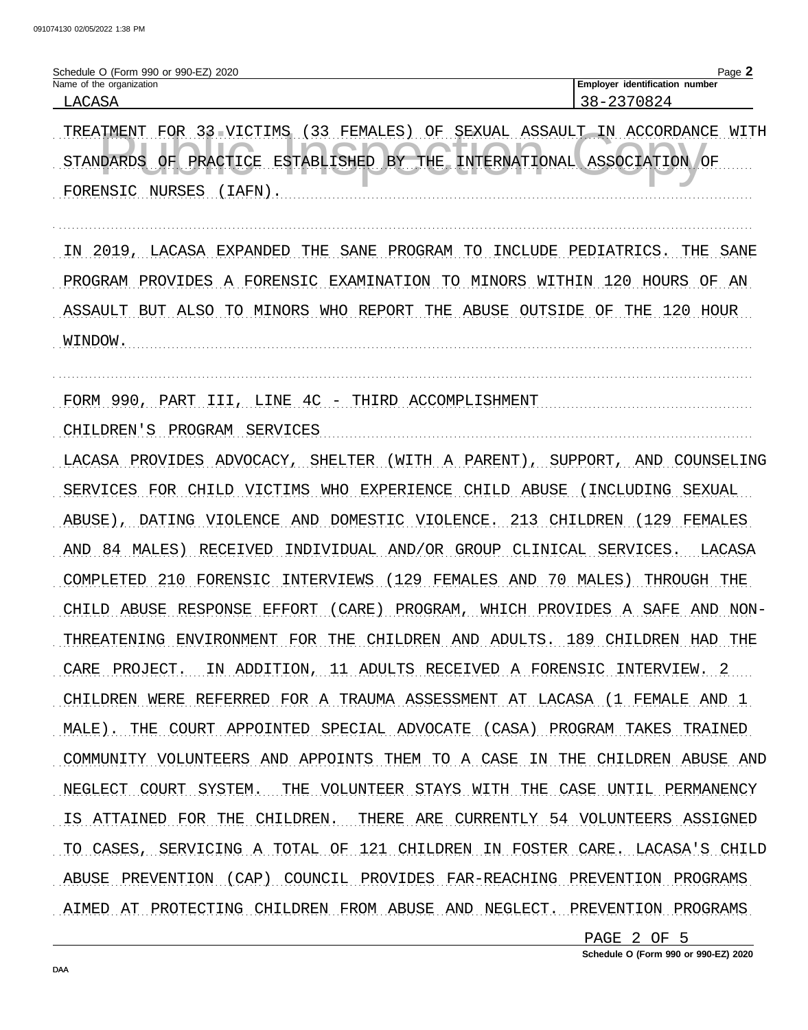Schedule O (Form 990 or 990-EZ) 2020

Name of the organization: LACASA

Employer identification number: 38-2370824

TREATMENT FOR 33 VICTIMS (33 FEMALES) OF SEXUAL ASSAULT IN ACCORDANCE WITH STANDARDS OF PRACTICE ESTABLISHED BY THE INTERNATIONAL ASSOCIATION OF FORENSIC NURSES (IAFN).

IN 2019, LACASA EXPANDED THE SANE PROGRAM TO INCLUDE PEDIATRICS. THE SANE PROGRAM PROVIDES A FORENSIC EXAMINATION TO MINORS WITHIN 120 HOURS OF AN ASSAULT BUT ALSO TO MINORS WHO REPORT THE ABUSE OUTSIDE OF THE 120 HOUR WINDOW.

FORM 990, PART III, LINE 4C - THIRD ACCOMPLISHMENT

CHILDREN'S PROGRAM SERVICES

LACASA PROVIDES ADVOCACY, SHELTER (WITH A PARENT), SUPPORT, AND COUNSELING SERVICES FOR CHILD VICTIMS WHO EXPERIENCE CHILD ABUSE (INCLUDING SEXUAL ABUSE), DATING VIOLENCE AND DOMESTIC VIOLENCE. 213 CHILDREN (129 FEMALES AND 84 MALES) RECEIVED INDIVIDUAL AND/OR GROUP CLINICAL SERVICES. LACASA COMPLETED 210 FORENSIC INTERVIEWS (129 FEMALES AND 70 MALES) THROUGH THE CHILD ABUSE RESPONSE EFFORT (CARE) PROGRAM, WHICH PROVIDES A SAFE AND NON-THREATENING ENVIRONMENT FOR THE CHILDREN AND ADULTS. 189 CHILDREN HAD THE CARE PROJECT. IN ADDITION, 11 ADULTS RECEIVED A FORENSIC INTERVIEW. 2 CHILDREN WERE REFERRED FOR A TRAUMA ASSESSMENT AT LACASA (1 FEMALE AND 1 MALE). THE COURT APPOINTED SPECIAL ADVOCATE (CASA) PROGRAM TAKES TRAINED COMMUNITY VOLUNTEERS AND APPOINTS THEM TO A CASE IN THE CHILDREN ABUSE AND NEGLECT COURT SYSTEM. THE VOLUNTEER STAYS WITH THE CASE UNTIL PERMANENCY IS ATTAINED FOR THE CHILDREN. THERE ARE CURRENTLY 54 VOLUNTEERS ASSIGNED TO CASES, SERVICING A TOTAL OF 121 CHILDREN IN FOSTER CARE. LACASA'S CHILD ABUSE PREVENTION (CAP) COUNCIL PROVIDES FAR-REACHING PREVENTION PROGRAMS AIMED AT PROTECTING CHILDREN FROM ABUSE AND NEGLECT. PREVENTION PROGRAMS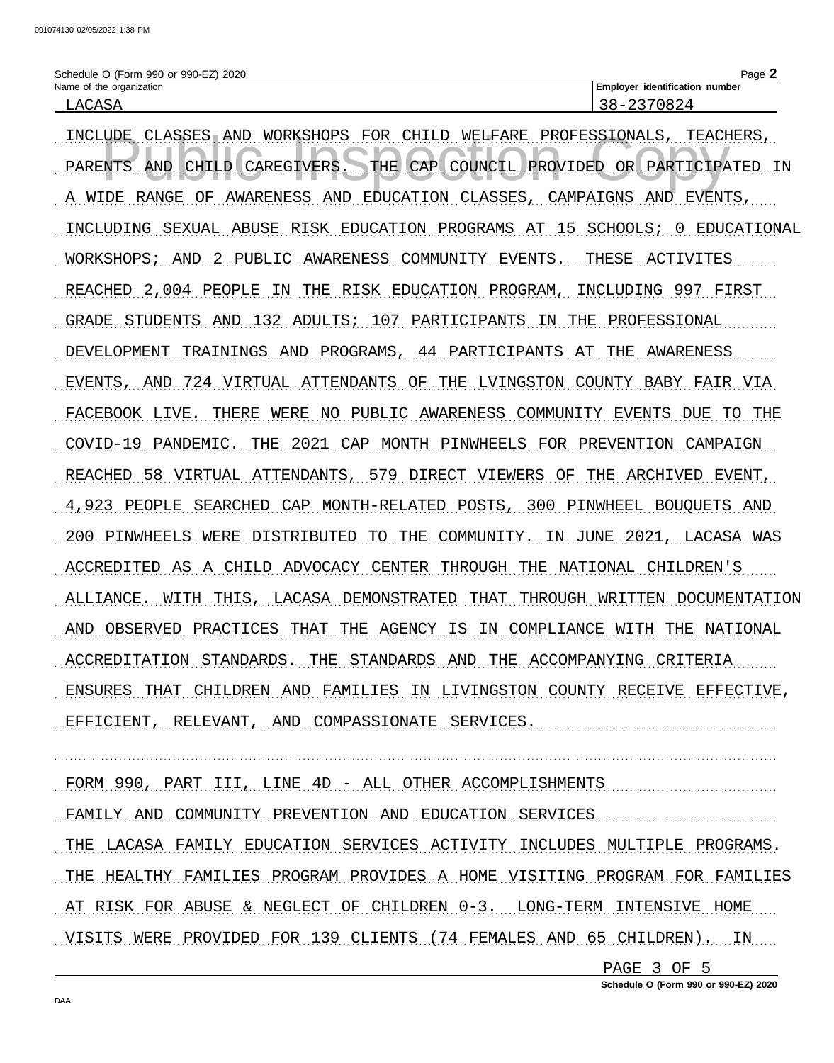Schedule O (Form 990 or 990-EZ) 2020

| Name of the organization | Employer identification number |
| --- | --- |
| LACASA | 38-2370824 |

INCLUDE CLASSES AND WORKSHOPS FOR CHILD WELFARE PROFESSIONALS, TEACHERS, PARENTS AND CHILD CAREGIVERS. THE CAP COUNCIL PROVIDED OR PARTICIPATED IN A WIDE RANGE OF AWARENESS AND EDUCATION CLASSES, CAMPAIGNS AND EVENTS, INCLUDING SEXUAL ABUSE RISK EDUCATION PROGRAMS AT 15 SCHOOLS; 0 EDUCATIONAL WORKSHOPS; AND 2 PUBLIC AWARENESS COMMUNITY EVENTS. THESE ACTIVITES REACHED 2,004 PEOPLE IN THE RISK EDUCATION PROGRAM, INCLUDING 997 FIRST GRADE STUDENTS AND 132 ADULTS; 107 PARTICIPANTS IN THE PROFESSIONAL DEVELOPMENT TRAININGS AND PROGRAMS, 44 PARTICIPANTS AT THE AWARENESS EVENTS, AND 724 VIRTUAL ATTENDANTS OF THE LVINGSTON COUNTY BABY FAIR VIA FACEBOOK LIVE. THERE WERE NO PUBLIC AWARENESS COMMUNITY EVENTS DUE TO THE COVID-19 PANDEMIC. THE 2021 CAP MONTH PINWHEELS FOR PREVENTION CAMPAIGN REACHED 58 VIRTUAL ATTENDANTS, 579 DIRECT VIEWERS OF THE ARCHIVED EVENT, 4,923 PEOPLE SEARCHED CAP MONTH-RELATED POSTS, 300 PINWHEEL BOUQUETS AND 200 PINWHEELS WERE DISTRIBUTED TO THE COMMUNITY. IN JUNE 2021, LACASA WAS ACCREDITED AS A CHILD ADVOCACY CENTER THROUGH THE NATIONAL CHILDREN'S ALLIANCE. WITH THIS, LACASA DEMONSTRATED THAT THROUGH WRITTEN DOCUMENTATION AND OBSERVED PRACTICES THAT THE AGENCY IS IN COMPLIANCE WITH THE NATIONAL ACCREDITATION STANDARDS. THE STANDARDS AND THE ACCOMPANYING CRITERIA ENSURES THAT CHILDREN AND FAMILIES IN LIVINGSTON COUNTY RECEIVE EFFECTIVE, EFFICIENT, RELEVANT, AND COMPASSIONATE SERVICES.

FORM 990, PART III, LINE 4D - ALL OTHER ACCOMPLISHMENTS

FAMILY AND COMMUNITY PREVENTION AND EDUCATION SERVICES

THE LACASA FAMILY EDUCATION SERVICES ACTIVITY INCLUDES MULTIPLE PROGRAMS. THE HEALTHY FAMILIES PROGRAM PROVIDES A HOME VISITING PROGRAM FOR FAMILIES AT RISK FOR ABUSE & NEGLECT OF CHILDREN 0-3. LONG-TERM INTENSIVE HOME VISITS WERE PROVIDED FOR 139 CLIENTS (74 FEMALES AND 65 CHILDREN). IN

Schedule O (Form 990 or 990-EZ) 2020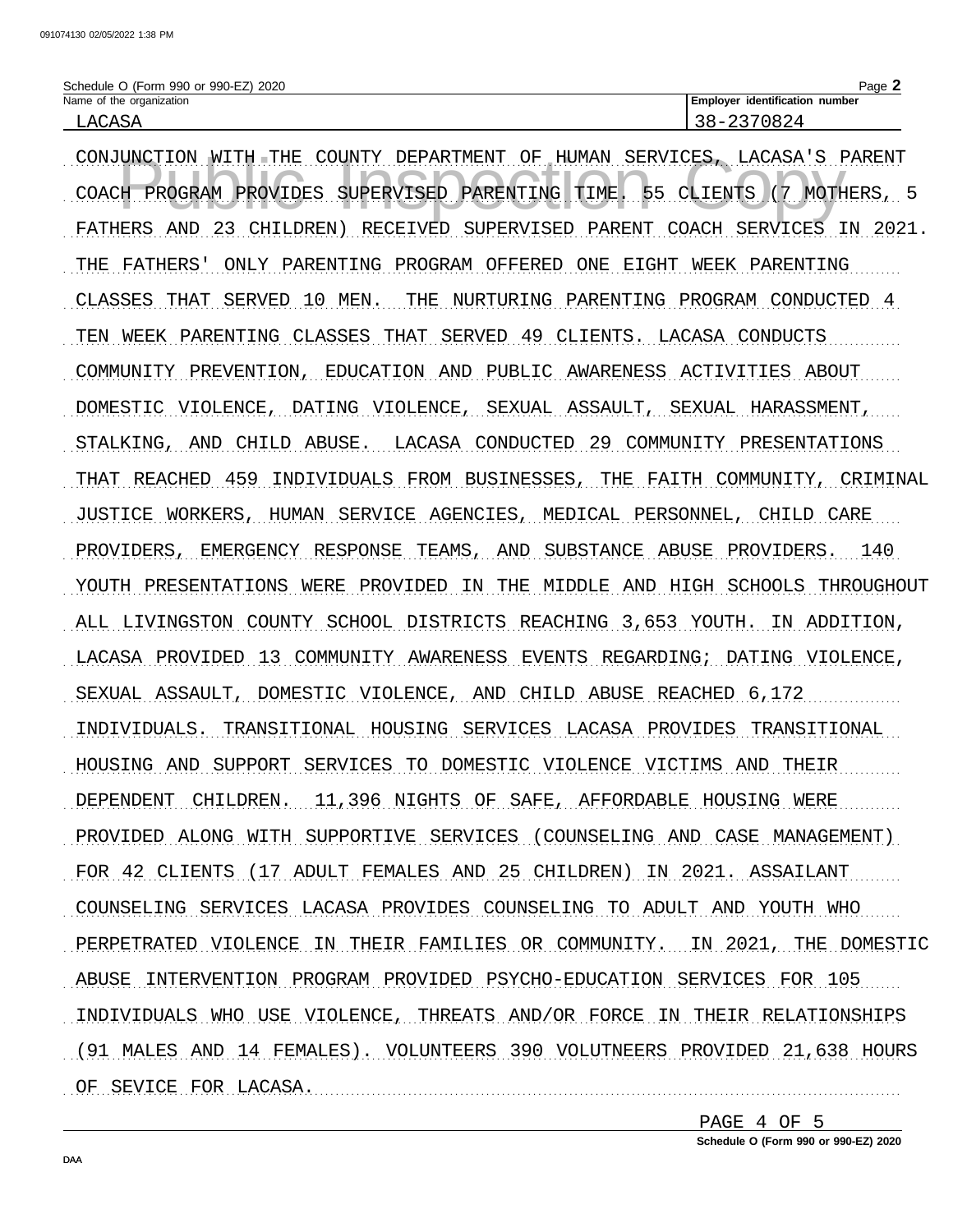Schedule O (Form 990 or 990-EZ) 2020

| Name of the organization | Employer identification number |
| --- | --- |
| LACASA | 38-2370824 |

CONJUNCTION WITH THE COUNTY DEPARTMENT OF HUMAN SERVICES, LACASA'S PARENT COACH PROGRAM PROVIDES SUPERVISED PARENTING TIME. 55 CLIENTS (7 MOTHERS, 5 FATHERS AND 23 CHILDREN) RECEIVED SUPERVISED PARENT COACH SERVICES IN 2021. THE FATHERS' ONLY PARENTING PROGRAM OFFERED ONE EIGHT WEEK PARENTING CLASSES THAT SERVED 10 MEN. THE NURTURING PARENTING PROGRAM CONDUCTED 4 TEN WEEK PARENTING CLASSES THAT SERVED 49 CLIENTS. LACASA CONDUCTS COMMUNITY PREVENTION, EDUCATION AND PUBLIC AWARENESS ACTIVITIES ABOUT DOMESTIC VIOLENCE, DATING VIOLENCE, SEXUAL ASSAULT, SEXUAL HARASSMENT, STALKING, AND CHILD ABUSE. LACASA CONDUCTED 29 COMMUNITY PRESENTATIONS THAT REACHED 459 INDIVIDUALS FROM BUSINESSES, THE FAITH COMMUNITY, CRIMINAL JUSTICE WORKERS, HUMAN SERVICE AGENCIES, MEDICAL PERSONNEL, CHILD CARE PROVIDERS, EMERGENCY RESPONSE TEAMS, AND SUBSTANCE ABUSE PROVIDERS. 140 YOUTH PRESENTATIONS WERE PROVIDED IN THE MIDDLE AND HIGH SCHOOLS THROUGHOUT ALL LIVINGSTON COUNTY SCHOOL DISTRICTS REACHING 3,653 YOUTH. IN ADDITION, LACASA PROVIDED 13 COMMUNITY AWARENESS EVENTS REGARDING; DATING VIOLENCE, SEXUAL ASSAULT, DOMESTIC VIOLENCE, AND CHILD ABUSE REACHED 6,172 INDIVIDUALS. TRANSITIONAL HOUSING SERVICES LACASA PROVIDES TRANSITIONAL HOUSING AND SUPPORT SERVICES TO DOMESTIC VIOLENCE VICTIMS AND THEIR DEPENDENT CHILDREN. 11,396 NIGHTS OF SAFE, AFFORDABLE HOUSING WERE PROVIDED ALONG WITH SUPPORTIVE SERVICES (COUNSELING AND CASE MANAGEMENT) FOR 42 CLIENTS (17 ADULT FEMALES AND 25 CHILDREN) IN 2021. ASSAILANT COUNSELING SERVICES LACASA PROVIDES COUNSELING TO ADULT AND YOUTH WHO PERPETRATED VIOLENCE IN THEIR FAMILIES OR COMMUNITY. IN 2021, THE DOMESTIC ABUSE INTERVENTION PROGRAM PROVIDED PSYCHO-EDUCATION SERVICES FOR 105 INDIVIDUALS WHO USE VIOLENCE, THREATS AND/OR FORCE IN THEIR RELATIONSHIPS (91 MALES AND 14 FEMALES). VOLUNTEERS 390 VOLUTNEERS PROVIDED 21,638 HOURS OF SEVICE FOR LACASA.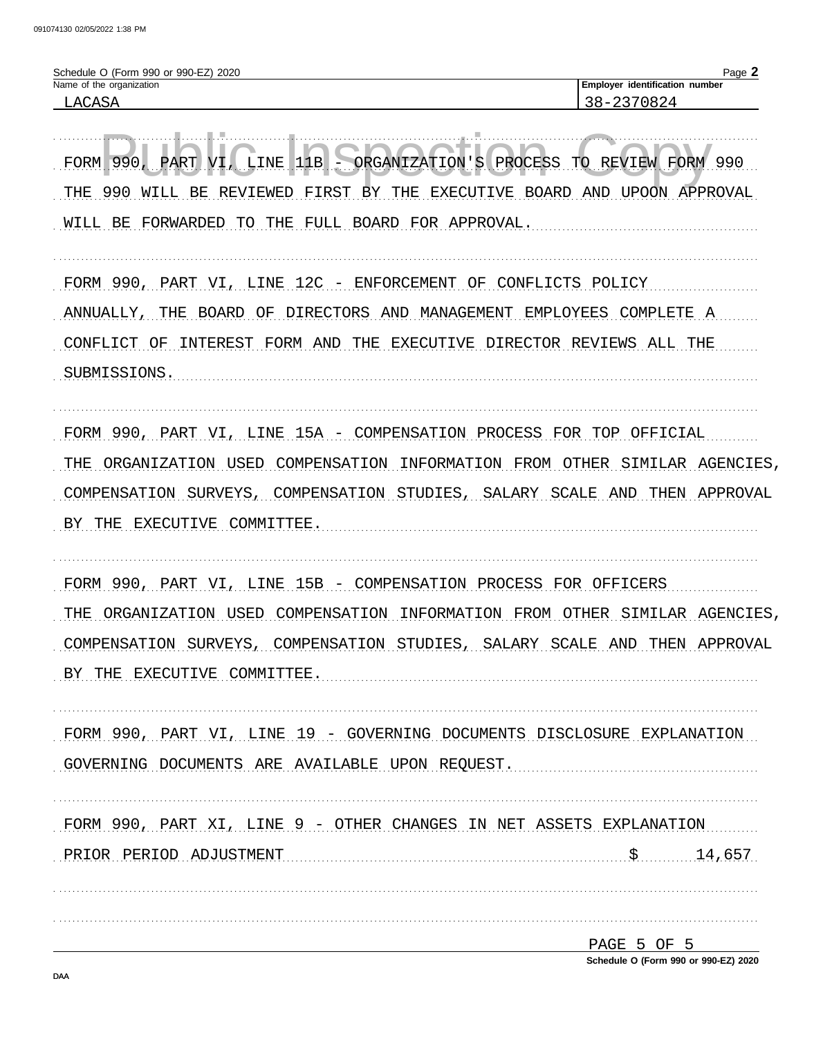Schedule O (Form 990 or 990-EZ) 2020

Name of the organization: LACASA

Employer identification number: 38-2370824

Public Inspection Copy

FORM 990, PART VI, LINE 11B - ORGANIZATION'S PROCESS TO REVIEW FORM 990

THE 990 WILL BE REVIEWED FIRST BY THE EXECUTIVE BOARD AND UPOON APPROVAL WILL BE FORWARDED TO THE FULL BOARD FOR APPROVAL.

FORM 990, PART VI, LINE 12C - ENFORCEMENT OF CONFLICTS POLICY

ANNUALLY, THE BOARD OF DIRECTORS AND MANAGEMENT EMPLOYEES COMPLETE A CONFLICT OF INTEREST FORM AND THE EXECUTIVE DIRECTOR REVIEWS ALL THE SUBMISSIONS.

FORM 990, PART VI, LINE 15A - COMPENSATION PROCESS FOR TOP OFFICIAL

THE ORGANIZATION USED COMPENSATION INFORMATION FROM OTHER SIMILAR AGENCIES, COMPENSATION SURVEYS, COMPENSATION STUDIES, SALARY SCALE AND THEN APPROVAL BY THE EXECUTIVE COMMITTEE.

FORM 990, PART VI, LINE 15B - COMPENSATION PROCESS FOR OFFICERS

THE ORGANIZATION USED COMPENSATION INFORMATION FROM OTHER SIMILAR AGENCIES, COMPENSATION SURVEYS, COMPENSATION STUDIES, SALARY SCALE AND THEN APPROVAL BY THE EXECUTIVE COMMITTEE.

FORM 990, PART VI, LINE 19 - GOVERNING DOCUMENTS DISCLOSURE EXPLANATION

GOVERNING DOCUMENTS ARE AVAILABLE UPON REQUEST.

FORM 990, PART XI, LINE 9 - OTHER CHANGES IN NET ASSETS EXPLANATION

PRIOR PERIOD ADJUSTMENT $ 14,657